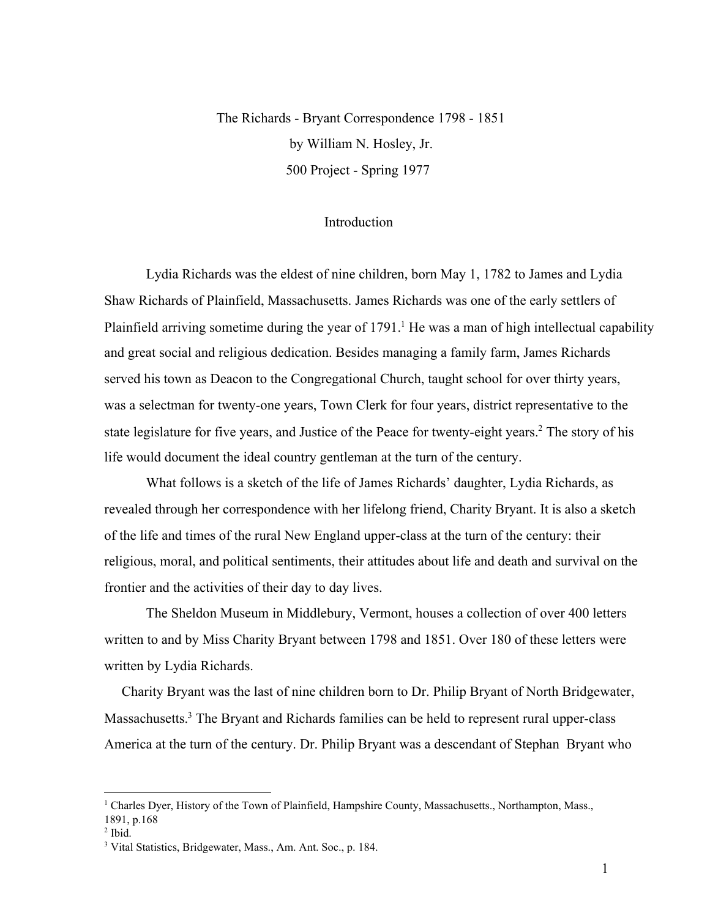# The Richards - Bryant Correspondence 1798 - 1851

by William N. Hosley, Jr.

500 Project - Spring 1977

## Introduction

Lydia Richards was the eldest of nine children, born May 1, 1782 to James and Lydia Shaw Richards of Plainfield, Massachusetts. James Richards was one of the early settlers of Plainfield arriving sometime during the year of 1791.[1] He was a man of high intellectual capability and great social and religious dedication. Besides managing a family farm, James Richards served his town as Deacon to the Congregational Church, taught school for over thirty years, was a selectman for twenty-one years, Town Clerk for four years, district representative to the state legislature for five years, and Justice of the Peace for twenty-eight years.[2] The story of his life would document the ideal country gentleman at the turn of the century.

What follows is a sketch of the life of James Richards' daughter, Lydia Richards, as revealed through her correspondence with her lifelong friend, Charity Bryant. It is also a sketch of the life and times of the rural New England upper-class at the turn of the century: their religious, moral, and political sentiments, their attitudes about life and death and survival on the frontier and the activities of their day to day lives.

The Sheldon Museum in Middlebury, Vermont, houses a collection of over 400 letters written to and by Miss Charity Bryant between 1798 and 1851. Over 180 of these letters were written by Lydia Richards.

Charity Bryant was the last of nine children born to Dr. Philip Bryant of North Bridgewater, Massachusetts.[3] The Bryant and Richards families can be held to represent rural upper-class America at the turn of the century. Dr. Philip Bryant was a descendant of Stephan Bryant who

---

[1] Charles Dyer, History of the Town of Plainfield, Hampshire County, Massachusetts., Northampton, Mass., 1891, p.168

[2] Ibid.

[3] Vital Statistics, Bridgewater, Mass., Am. Ant. Soc., p. 184.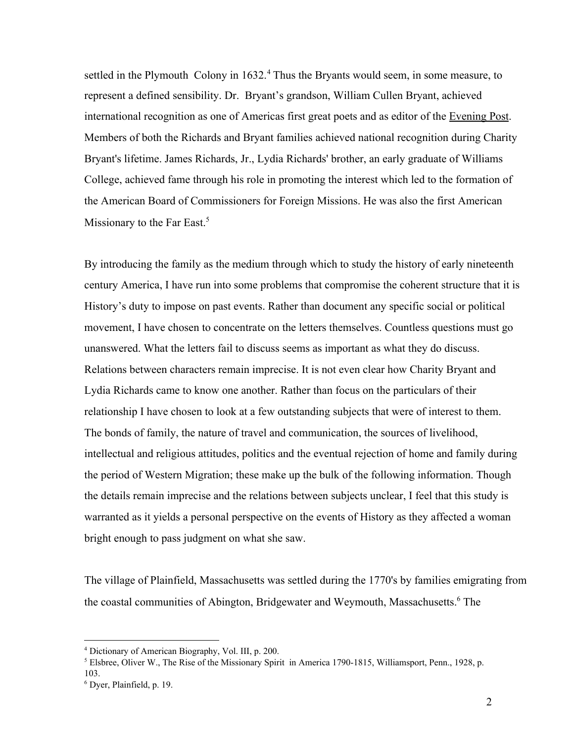settled in the Plymouth Colony in 1632.[4] Thus the Bryants would seem, in some measure, to represent a defined sensibility. Dr. Bryant's grandson, William Cullen Bryant, achieved international recognition as one of Americas first great poets and as editor of the Evening Post. Members of both the Richards and Bryant families achieved national recognition during Charity Bryant's lifetime. James Richards, Jr., Lydia Richards' brother, an early graduate of Williams College, achieved fame through his role in promoting the interest which led to the formation of the American Board of Commissioners for Foreign Missions. He was also the first American Missionary to the Far East.[5]

By introducing the family as the medium through which to study the history of early nineteenth century America, I have run into some problems that compromise the coherent structure that it is History's duty to impose on past events. Rather than document any specific social or political movement, I have chosen to concentrate on the letters themselves. Countless questions must go unanswered. What the letters fail to discuss seems as important as what they do discuss. Relations between characters remain imprecise. It is not even clear how Charity Bryant and Lydia Richards came to know one another. Rather than focus on the particulars of their relationship I have chosen to look at a few outstanding subjects that were of interest to them. The bonds of family, the nature of travel and communication, the sources of livelihood, intellectual and religious attitudes, politics and the eventual rejection of home and family during the period of Western Migration; these make up the bulk of the following information. Though the details remain imprecise and the relations between subjects unclear, I feel that this study is warranted as it yields a personal perspective on the events of History as they affected a woman bright enough to pass judgment on what she saw.

The village of Plainfield, Massachusetts was settled during the 1770's by families emigrating from the coastal communities of Abington, Bridgewater and Weymouth, Massachusetts.[6] The

---

[4] Dictionary of American Biography, Vol. III, p. 200.

[5] Elsbree, Oliver W., The Rise of the Missionary Spirit in America 1790-1815, Williamsport, Penn., 1928, p. 103.

[6] Dyer, Plainfield, p. 19.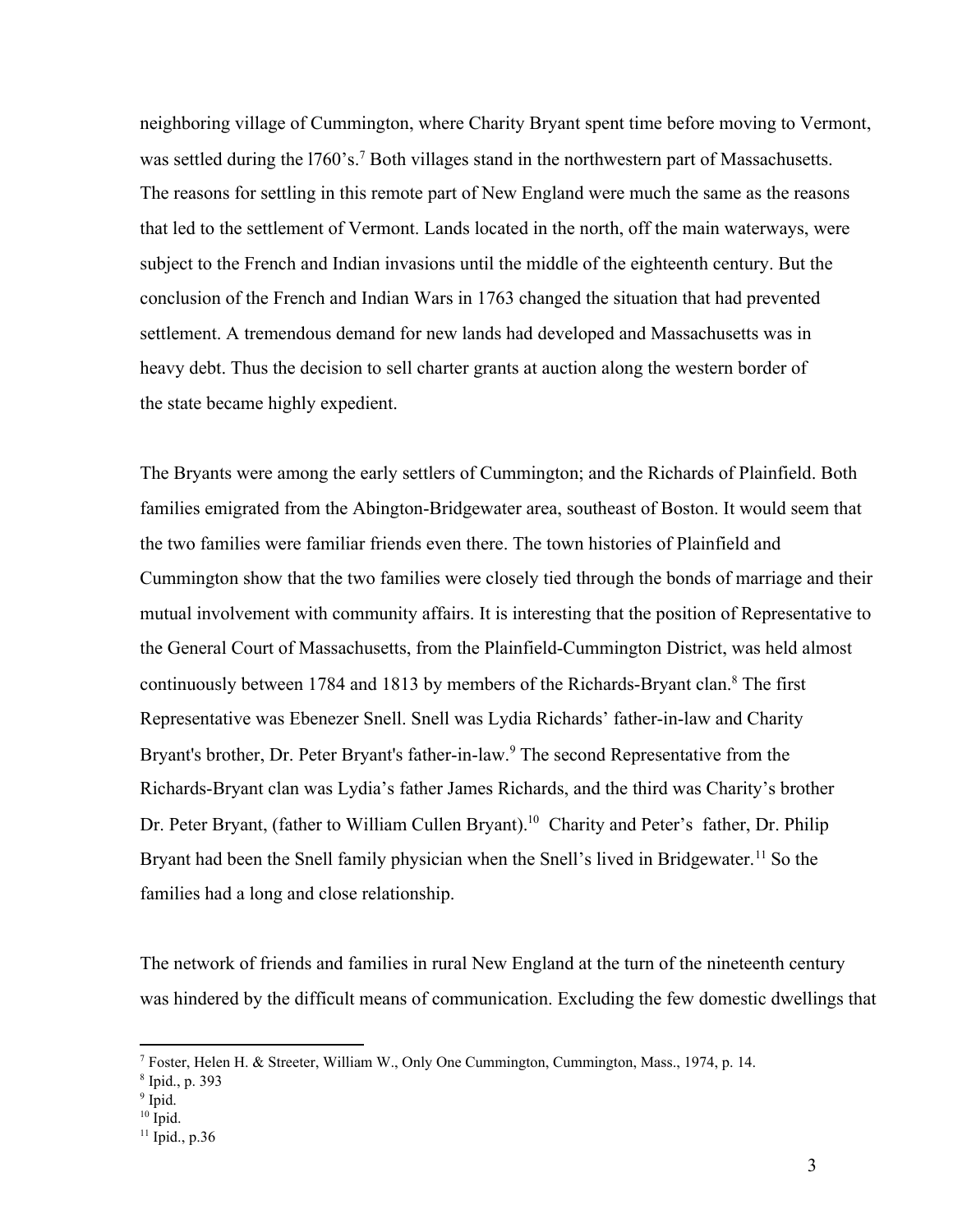neighboring village of Cummington, where Charity Bryant spent time before moving to Vermont, was settled during the l760's.[7] Both villages stand in the northwestern part of Massachusetts. The reasons for settling in this remote part of New England were much the same as the reasons that led to the settlement of Vermont. Lands located in the north, off the main waterways, were subject to the French and Indian invasions until the middle of the eighteenth century. But the conclusion of the French and Indian Wars in 1763 changed the situation that had prevented settlement. A tremendous demand for new lands had developed and Massachusetts was in heavy debt. Thus the decision to sell charter grants at auction along the western border of the state became highly expedient.

The Bryants were among the early settlers of Cummington; and the Richards of Plainfield. Both families emigrated from the Abington-Bridgewater area, southeast of Boston. It would seem that the two families were familiar friends even there. The town histories of Plainfield and Cummington show that the two families were closely tied through the bonds of marriage and their mutual involvement with community affairs. It is interesting that the position of Representative to the General Court of Massachusetts, from the Plainfield-Cummington District, was held almost continuously between 1784 and 1813 by members of the Richards-Bryant clan.[8] The first Representative was Ebenezer Snell. Snell was Lydia Richards' father-in-law and Charity Bryant's brother, Dr. Peter Bryant's father-in-law.[9] The second Representative from the Richards-Bryant clan was Lydia's father James Richards, and the third was Charity's brother Dr. Peter Bryant, (father to William Cullen Bryant).[10] Charity and Peter's father, Dr. Philip Bryant had been the Snell family physician when the Snell's lived in Bridgewater.[11] So the families had a long and close relationship.

The network of friends and families in rural New England at the turn of the nineteenth century was hindered by the difficult means of communication. Excluding the few domestic dwellings that

---

[7] Foster, Helen H. & Streeter, William W., Only One Cummington, Cummington, Mass., 1974, p. 14.

[8] Ipid., p. 393

[9] Ipid.

[10] Ipid.

[11] Ipid., p.36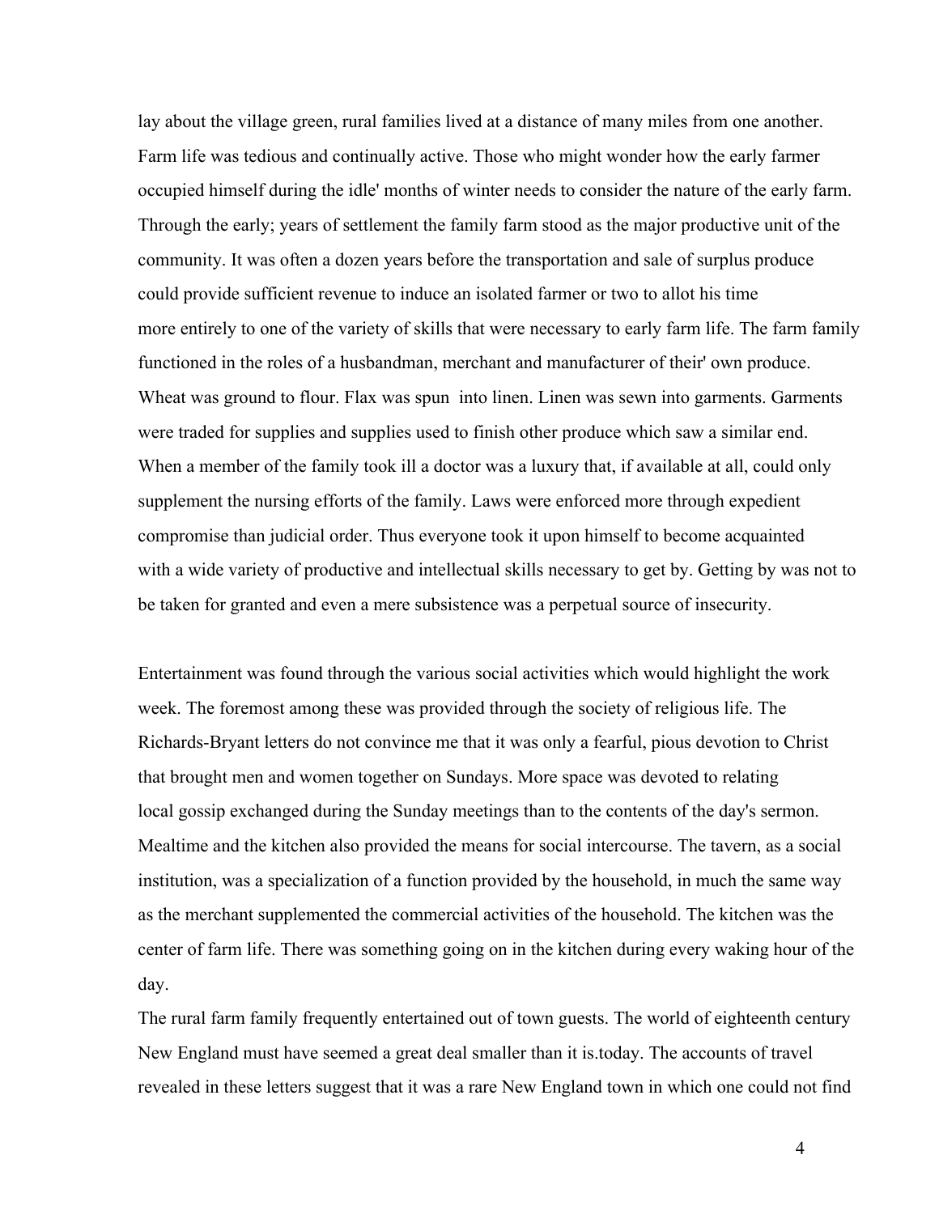lay about the village green, rural families lived at a distance of many miles from one another. Farm life was tedious and continually active. Those who might wonder how the early farmer occupied himself during the idle' months of winter needs to consider the nature of the early farm. Through the early; years of settlement the family farm stood as the major productive unit of the community. It was often a dozen years before the transportation and sale of surplus produce could provide sufficient revenue to induce an isolated farmer or two to allot his time more entirely to one of the variety of skills that were necessary to early farm life. The farm family functioned in the roles of a husbandman, merchant and manufacturer of their' own produce. Wheat was ground to flour. Flax was spun into linen. Linen was sewn into garments. Garments were traded for supplies and supplies used to finish other produce which saw a similar end. When a member of the family took ill a doctor was a luxury that, if available at all, could only supplement the nursing efforts of the family. Laws were enforced more through expedient compromise than judicial order. Thus everyone took it upon himself to become acquainted with a wide variety of productive and intellectual skills necessary to get by. Getting by was not to be taken for granted and even a mere subsistence was a perpetual source of insecurity.

Entertainment was found through the various social activities which would highlight the work week. The foremost among these was provided through the society of religious life. The Richards-Bryant letters do not convince me that it was only a fearful, pious devotion to Christ that brought men and women together on Sundays. More space was devoted to relating local gossip exchanged during the Sunday meetings than to the contents of the day's sermon. Mealtime and the kitchen also provided the means for social intercourse. The tavern, as a social institution, was a specialization of a function provided by the household, in much the same way as the merchant supplemented the commercial activities of the household. The kitchen was the center of farm life. There was something going on in the kitchen during every waking hour of the day.

The rural farm family frequently entertained out of town guests. The world of eighteenth century New England must have seemed a great deal smaller than it is.today. The accounts of travel revealed in these letters suggest that it was a rare New England town in which one could not find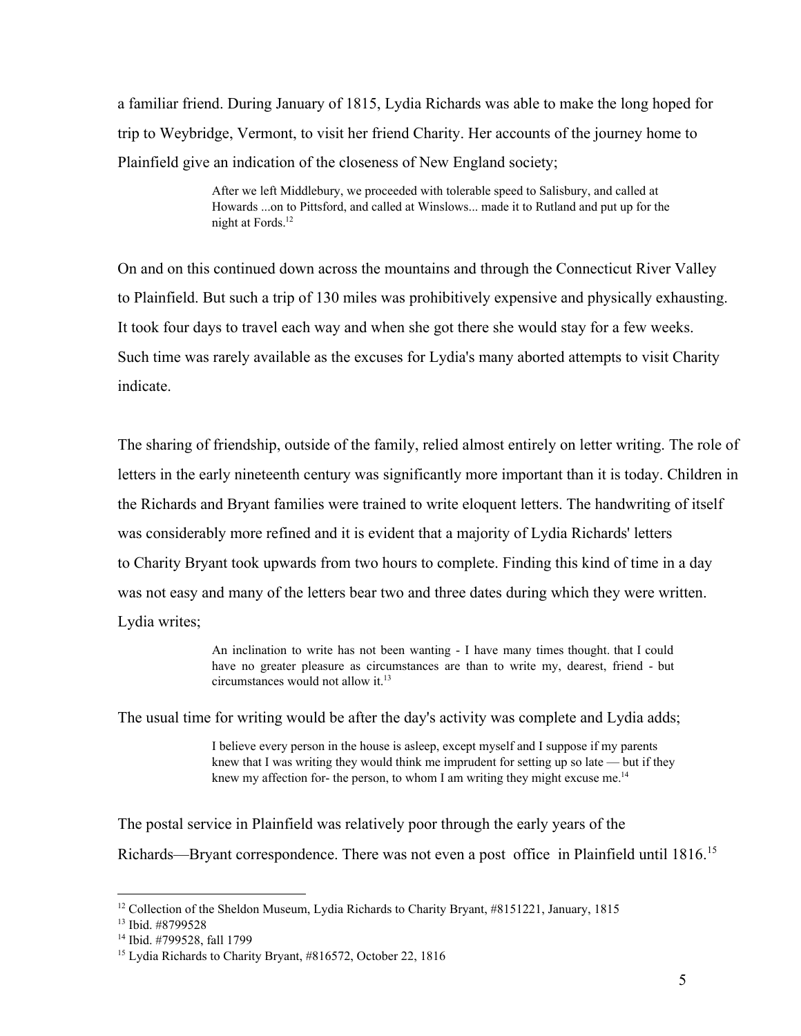a familiar friend. During January of 1815, Lydia Richards was able to make the long hoped for trip to Weybridge, Vermont, to visit her friend Charity. Her accounts of the journey home to Plainfield give an indication of the closeness of New England society;

> After we left Middlebury, we proceeded with tolerable speed to Salisbury, and called at Howards ...on to Pittsford, and called at Winslows... made it to Rutland and put up for the night at Fords.[12]

On and on this continued down across the mountains and through the Connecticut River Valley to Plainfield. But such a trip of 130 miles was prohibitively expensive and physically exhausting. It took four days to travel each way and when she got there she would stay for a few weeks. Such time was rarely available as the excuses for Lydia's many aborted attempts to visit Charity indicate.

The sharing of friendship, outside of the family, relied almost entirely on letter writing. The role of letters in the early nineteenth century was significantly more important than it is today. Children in the Richards and Bryant families were trained to write eloquent letters. The handwriting of itself was considerably more refined and it is evident that a majority of Lydia Richards' letters to Charity Bryant took upwards from two hours to complete. Finding this kind of time in a day was not easy and many of the letters bear two and three dates during which they were written. Lydia writes;

> An inclination to write has not been wanting - I have many times thought. that I could have no greater pleasure as circumstances are than to write my, dearest, friend - but circumstances would not allow it.[13]

The usual time for writing would be after the day's activity was complete and Lydia adds;

> I believe every person in the house is asleep, except myself and I suppose if my parents knew that I was writing they would think me imprudent for setting up so late — but if they knew my affection for- the person, to whom I am writing they might excuse me.[14]

The postal service in Plainfield was relatively poor through the early years of the Richards—Bryant correspondence. There was not even a post office in Plainfield until 1816.[15]

---

[12] Collection of the Sheldon Museum, Lydia Richards to Charity Bryant, #8151221, January, 1815

[13] Ibid. #8799528

[14] Ibid. #799528, fall 1799

[15] Lydia Richards to Charity Bryant, #816572, October 22, 1816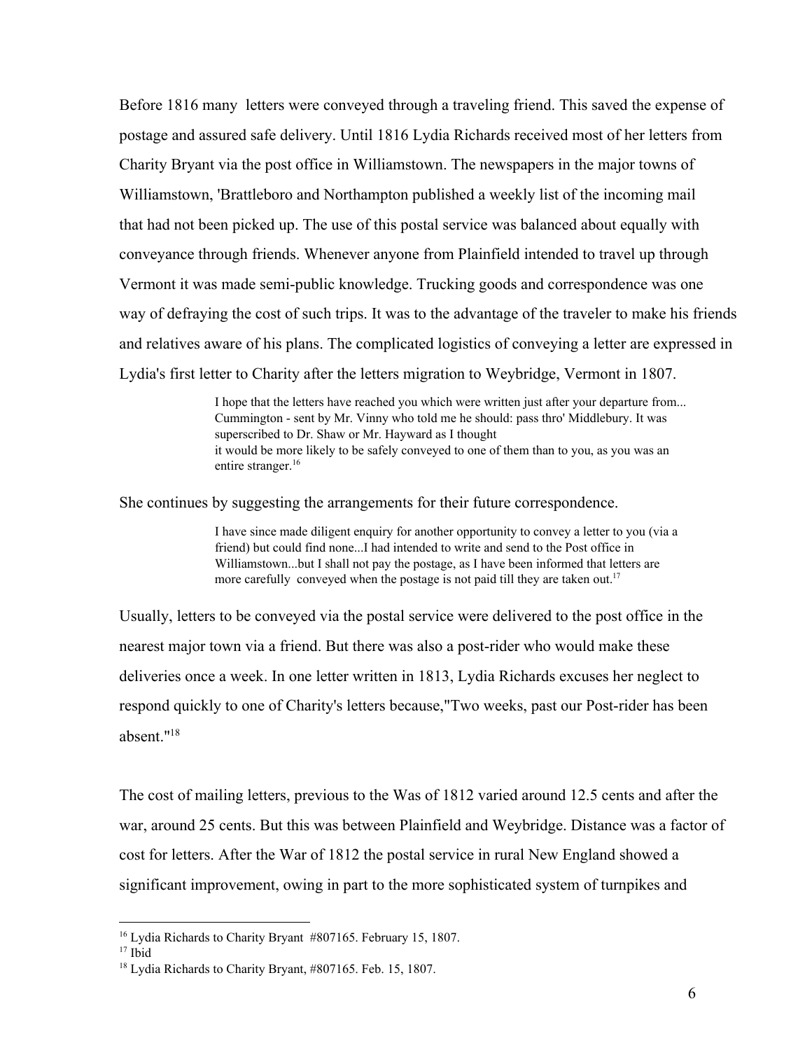Before 1816 many letters were conveyed through a traveling friend. This saved the expense of postage and assured safe delivery. Until 1816 Lydia Richards received most of her letters from Charity Bryant via the post office in Williamstown. The newspapers in the major towns of Williamstown, 'Brattleboro and Northampton published a weekly list of the incoming mail that had not been picked up. The use of this postal service was balanced about equally with conveyance through friends. Whenever anyone from Plainfield intended to travel up through Vermont it was made semi-public knowledge. Trucking goods and correspondence was one way of defraying the cost of such trips. It was to the advantage of the traveler to make his friends and relatives aware of his plans. The complicated logistics of conveying a letter are expressed in Lydia's first letter to Charity after the letters migration to Weybridge, Vermont in 1807.

> I hope that the letters have reached you which were written just after your departure from... Cummington - sent by Mr. Vinny who told me he should: pass thro' Middlebury. It was superscribed to Dr. Shaw or Mr. Hayward as I thought
> it would be more likely to be safely conveyed to one of them than to you, as you was an entire stranger.[16]

She continues by suggesting the arrangements for their future correspondence.

> I have since made diligent enquiry for another opportunity to convey a letter to you (via a friend) but could find none...I had intended to write and send to the Post office in Williamstown...but I shall not pay the postage, as I have been informed that letters are more carefully conveyed when the postage is not paid till they are taken out.[17]

Usually, letters to be conveyed via the postal service were delivered to the post office in the nearest major town via a friend. But there was also a post-rider who would make these deliveries once a week. In one letter written in 1813, Lydia Richards excuses her neglect to respond quickly to one of Charity's letters because,"Two weeks, past our Post-rider has been absent."[18]

The cost of mailing letters, previous to the Was of 1812 varied around 12.5 cents and after the war, around 25 cents. But this was between Plainfield and Weybridge. Distance was a factor of cost for letters. After the War of 1812 the postal service in rural New England showed a significant improvement, owing in part to the more sophisticated system of turnpikes and

---

[16] Lydia Richards to Charity Bryant #807165. February 15, 1807.

[17] Ibid

[18] Lydia Richards to Charity Bryant, #807165. Feb. 15, 1807.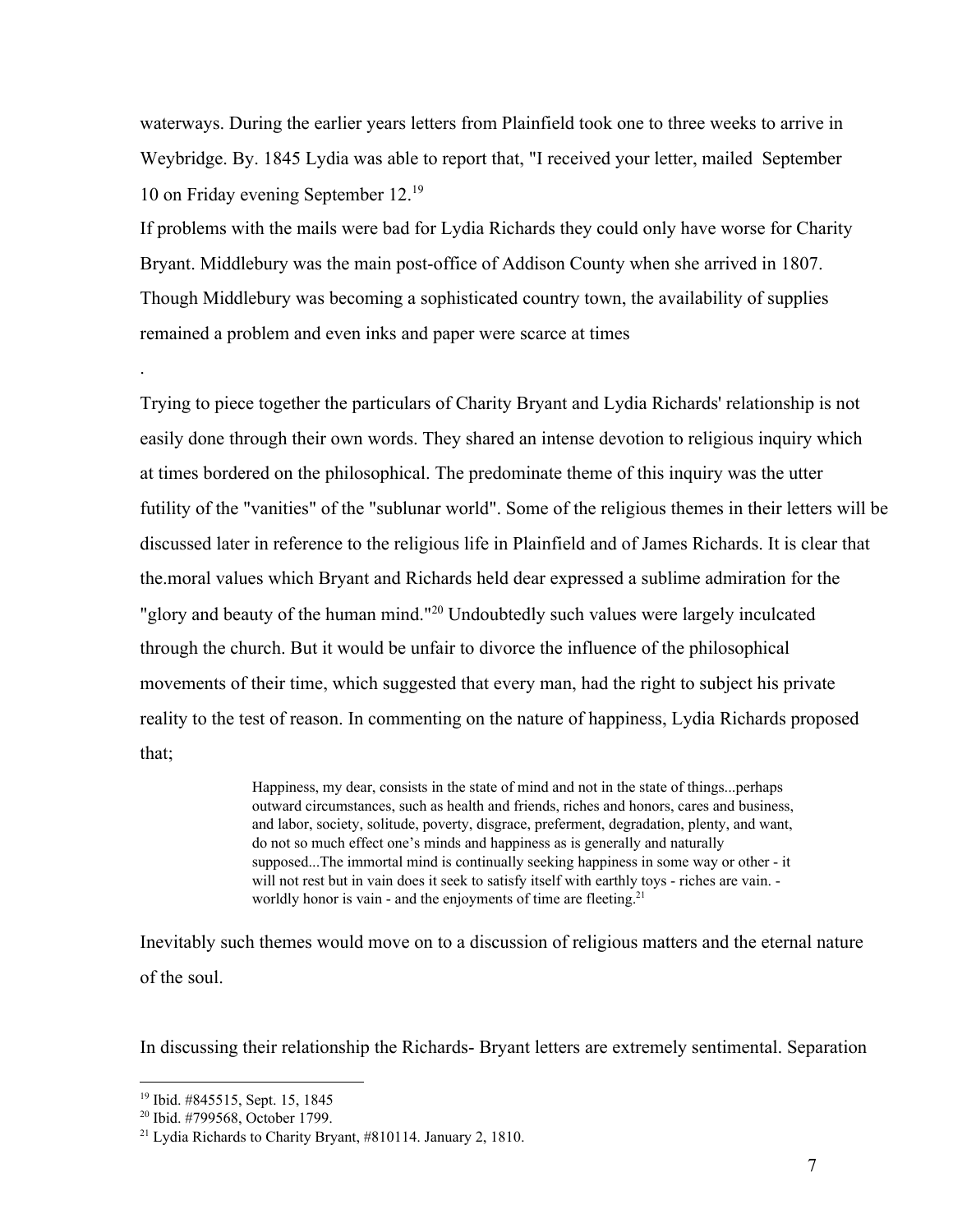waterways. During the earlier years letters from Plainfield took one to three weeks to arrive in Weybridge. By. 1845 Lydia was able to report that, "I received your letter, mailed September 10 on Friday evening September 12.[19]

If problems with the mails were bad for Lydia Richards they could only have worse for Charity Bryant. Middlebury was the main post-office of Addison County when she arrived in 1807. Though Middlebury was becoming a sophisticated country town, the availability of supplies remained a problem and even inks and paper were scarce at times

.

Trying to piece together the particulars of Charity Bryant and Lydia Richards' relationship is not easily done through their own words. They shared an intense devotion to religious inquiry which at times bordered on the philosophical. The predominate theme of this inquiry was the utter futility of the "vanities" of the "sublunar world". Some of the religious themes in their letters will be discussed later in reference to the religious life in Plainfield and of James Richards. It is clear that the.moral values which Bryant and Richards held dear expressed a sublime admiration for the "glory and beauty of the human mind."[20] Undoubtedly such values were largely inculcated through the church. But it would be unfair to divorce the influence of the philosophical movements of their time, which suggested that every man, had the right to subject his private reality to the test of reason. In commenting on the nature of happiness, Lydia Richards proposed that;

> Happiness, my dear, consists in the state of mind and not in the state of things...perhaps outward circumstances, such as health and friends, riches and honors, cares and business, and labor, society, solitude, poverty, disgrace, preferment, degradation, plenty, and want, do not so much effect one's minds and happiness as is generally and naturally supposed...The immortal mind is continually seeking happiness in some way or other - it will not rest but in vain does it seek to satisfy itself with earthly toys - riches are vain. - worldly honor is vain - and the enjoyments of time are fleeting.[21]

Inevitably such themes would move on to a discussion of religious matters and the eternal nature of the soul.

In discussing their relationship the Richards- Bryant letters are extremely sentimental. Separation

---

[19] Ibid. #845515, Sept. 15, 1845

[20] Ibid. #799568, October 1799.

[21] Lydia Richards to Charity Bryant, #810114. January 2, 1810.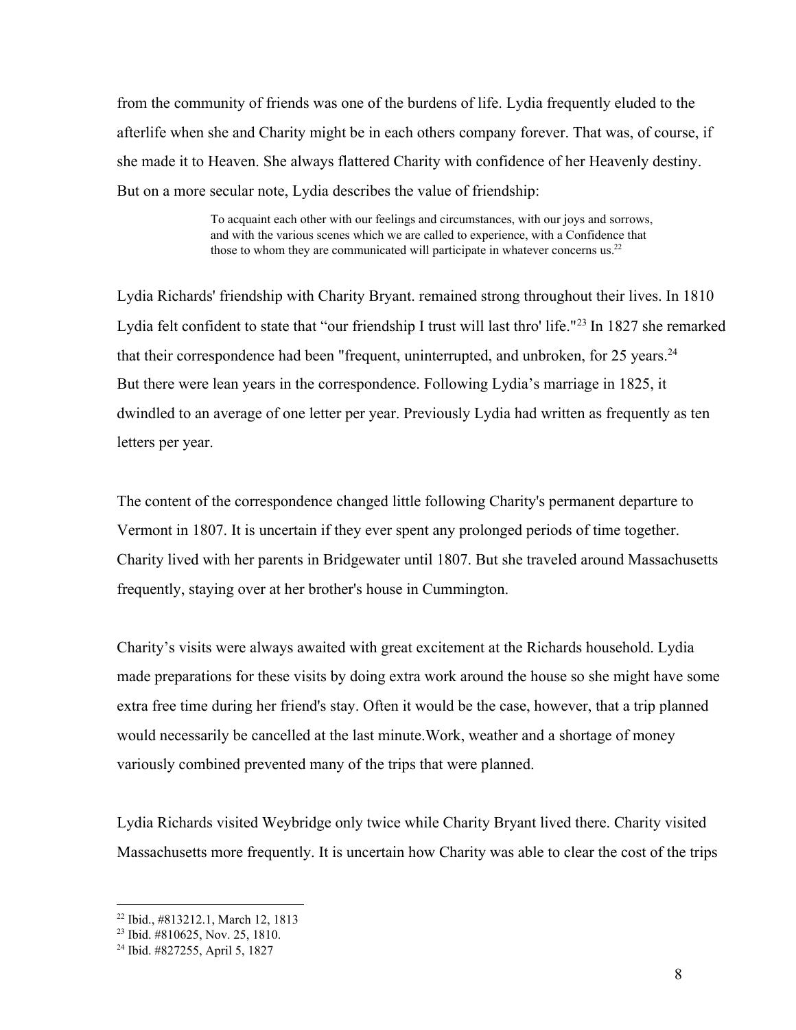from the community of friends was one of the burdens of life. Lydia frequently eluded to the afterlife when she and Charity might be in each others company forever. That was, of course, if she made it to Heaven. She always flattered Charity with confidence of her Heavenly destiny. But on a more secular note, Lydia describes the value of friendship:

> To acquaint each other with our feelings and circumstances, with our joys and sorrows, and with the various scenes which we are called to experience, with a Confidence that those to whom they are communicated will participate in whatever concerns us.[22]

Lydia Richards' friendship with Charity Bryant. remained strong throughout their lives. In 1810 Lydia felt confident to state that "our friendship I trust will last thro' life."[23] In 1827 she remarked that their correspondence had been "frequent, uninterrupted, and unbroken, for 25 years.[24] But there were lean years in the correspondence. Following Lydia's marriage in 1825, it dwindled to an average of one letter per year. Previously Lydia had written as frequently as ten letters per year.

The content of the correspondence changed little following Charity's permanent departure to Vermont in 1807. It is uncertain if they ever spent any prolonged periods of time together. Charity lived with her parents in Bridgewater until 1807. But she traveled around Massachusetts frequently, staying over at her brother's house in Cummington.

Charity's visits were always awaited with great excitement at the Richards household. Lydia made preparations for these visits by doing extra work around the house so she might have some extra free time during her friend's stay. Often it would be the case, however, that a trip planned would necessarily be cancelled at the last minute.Work, weather and a shortage of money variously combined prevented many of the trips that were planned.

Lydia Richards visited Weybridge only twice while Charity Bryant lived there. Charity visited Massachusetts more frequently. It is uncertain how Charity was able to clear the cost of the trips

---

[22] Ibid., #813212.1, March 12, 1813

[23] Ibid. #810625, Nov. 25, 1810.

[24] Ibid. #827255, April 5, 1827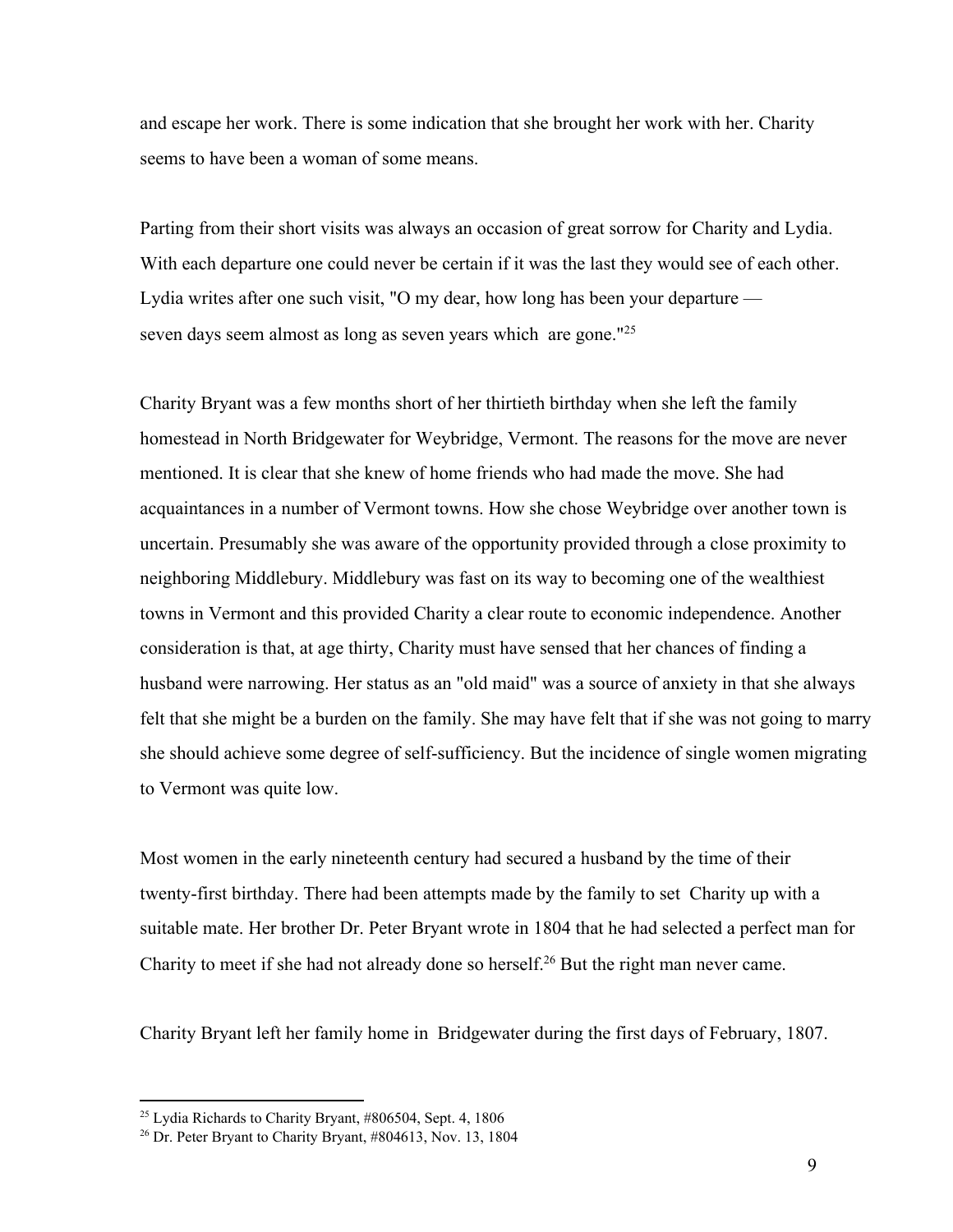and escape her work. There is some indication that she brought her work with her. Charity seems to have been a woman of some means.

Parting from their short visits was always an occasion of great sorrow for Charity and Lydia. With each departure one could never be certain if it was the last they would see of each other. Lydia writes after one such visit, "O my dear, how long has been your departure — seven days seem almost as long as seven years which are gone."[25]

Charity Bryant was a few months short of her thirtieth birthday when she left the family homestead in North Bridgewater for Weybridge, Vermont. The reasons for the move are never mentioned. It is clear that she knew of home friends who had made the move. She had acquaintances in a number of Vermont towns. How she chose Weybridge over another town is uncertain. Presumably she was aware of the opportunity provided through a close proximity to neighboring Middlebury. Middlebury was fast on its way to becoming one of the wealthiest towns in Vermont and this provided Charity a clear route to economic independence. Another consideration is that, at age thirty, Charity must have sensed that her chances of finding a husband were narrowing. Her status as an "old maid" was a source of anxiety in that she always felt that she might be a burden on the family. She may have felt that if she was not going to marry she should achieve some degree of self-sufficiency. But the incidence of single women migrating to Vermont was quite low.

Most women in the early nineteenth century had secured a husband by the time of their twenty-first birthday. There had been attempts made by the family to set Charity up with a suitable mate. Her brother Dr. Peter Bryant wrote in 1804 that he had selected a perfect man for Charity to meet if she had not already done so herself.[26] But the right man never came.

Charity Bryant left her family home in Bridgewater during the first days of February, 1807.

---

[25] Lydia Richards to Charity Bryant, #806504, Sept. 4, 1806

[26] Dr. Peter Bryant to Charity Bryant, #804613, Nov. 13, 1804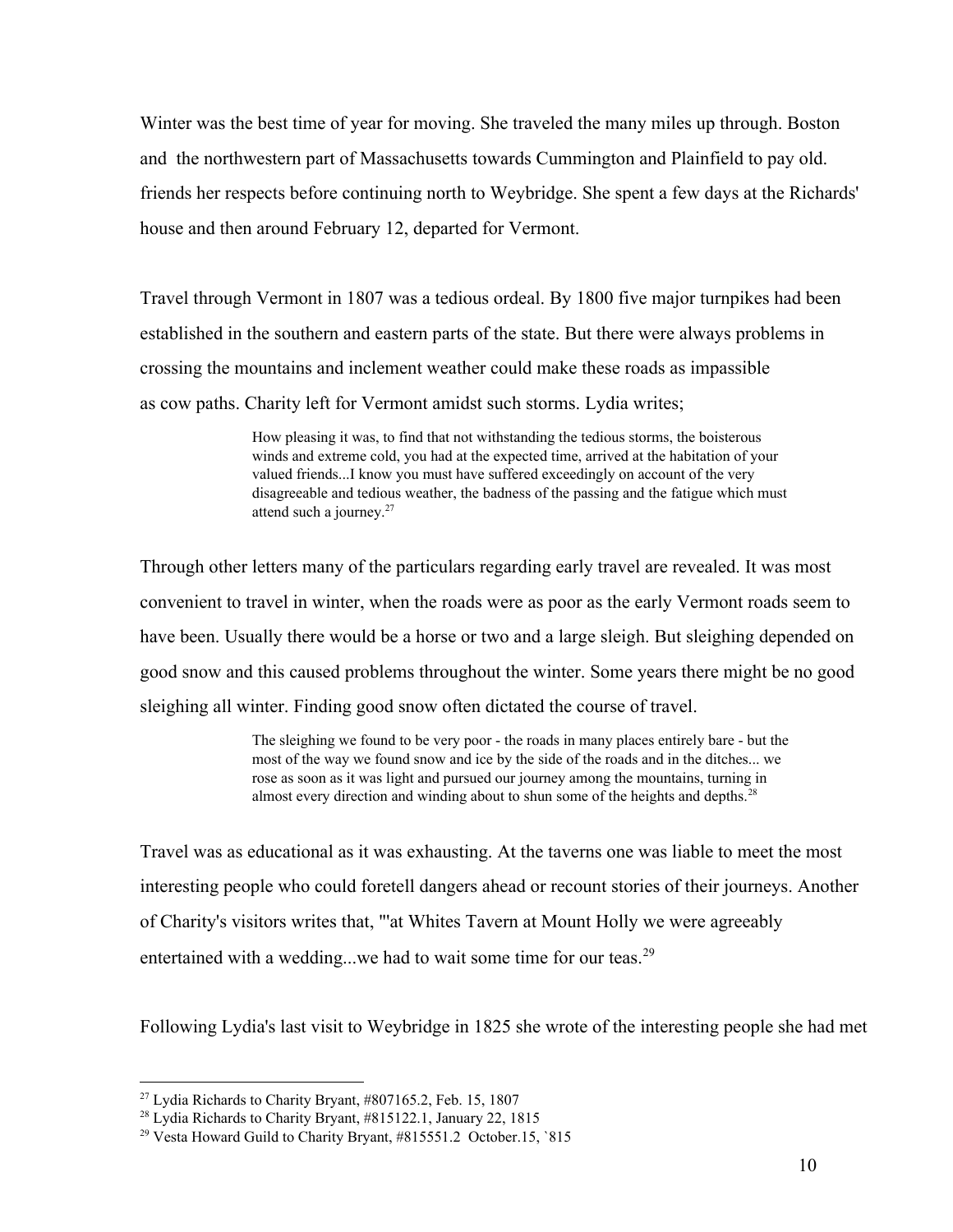Winter was the best time of year for moving. She traveled the many miles up through. Boston and the northwestern part of Massachusetts towards Cummington and Plainfield to pay old. friends her respects before continuing north to Weybridge. She spent a few days at the Richards' house and then around February 12, departed for Vermont.

Travel through Vermont in 1807 was a tedious ordeal. By 1800 five major turnpikes had been established in the southern and eastern parts of the state. But there were always problems in crossing the mountains and inclement weather could make these roads as impassible as cow paths. Charity left for Vermont amidst such storms. Lydia writes;

> How pleasing it was, to find that not withstanding the tedious storms, the boisterous winds and extreme cold, you had at the expected time, arrived at the habitation of your valued friends...I know you must have suffered exceedingly on account of the very disagreeable and tedious weather, the badness of the passing and the fatigue which must attend such a journey.[27]

Through other letters many of the particulars regarding early travel are revealed. It was most convenient to travel in winter, when the roads were as poor as the early Vermont roads seem to have been. Usually there would be a horse or two and a large sleigh. But sleighing depended on good snow and this caused problems throughout the winter. Some years there might be no good sleighing all winter. Finding good snow often dictated the course of travel.

> The sleighing we found to be very poor - the roads in many places entirely bare - but the most of the way we found snow and ice by the side of the roads and in the ditches... we rose as soon as it was light and pursued our journey among the mountains, turning in almost every direction and winding about to shun some of the heights and depths.[28]

Travel was as educational as it was exhausting. At the taverns one was liable to meet the most interesting people who could foretell dangers ahead or recount stories of their journeys. Another of Charity's visitors writes that, "'at Whites Tavern at Mount Holly we were agreeably entertained with a wedding...we had to wait some time for our teas.[29]

Following Lydia's last visit to Weybridge in 1825 she wrote of the interesting people she had met

---

[27] Lydia Richards to Charity Bryant, #807165.2, Feb. 15, 1807

[28] Lydia Richards to Charity Bryant, #815122.1, January 22, 1815

[29] Vesta Howard Guild to Charity Bryant, #815551.2 October.15, `815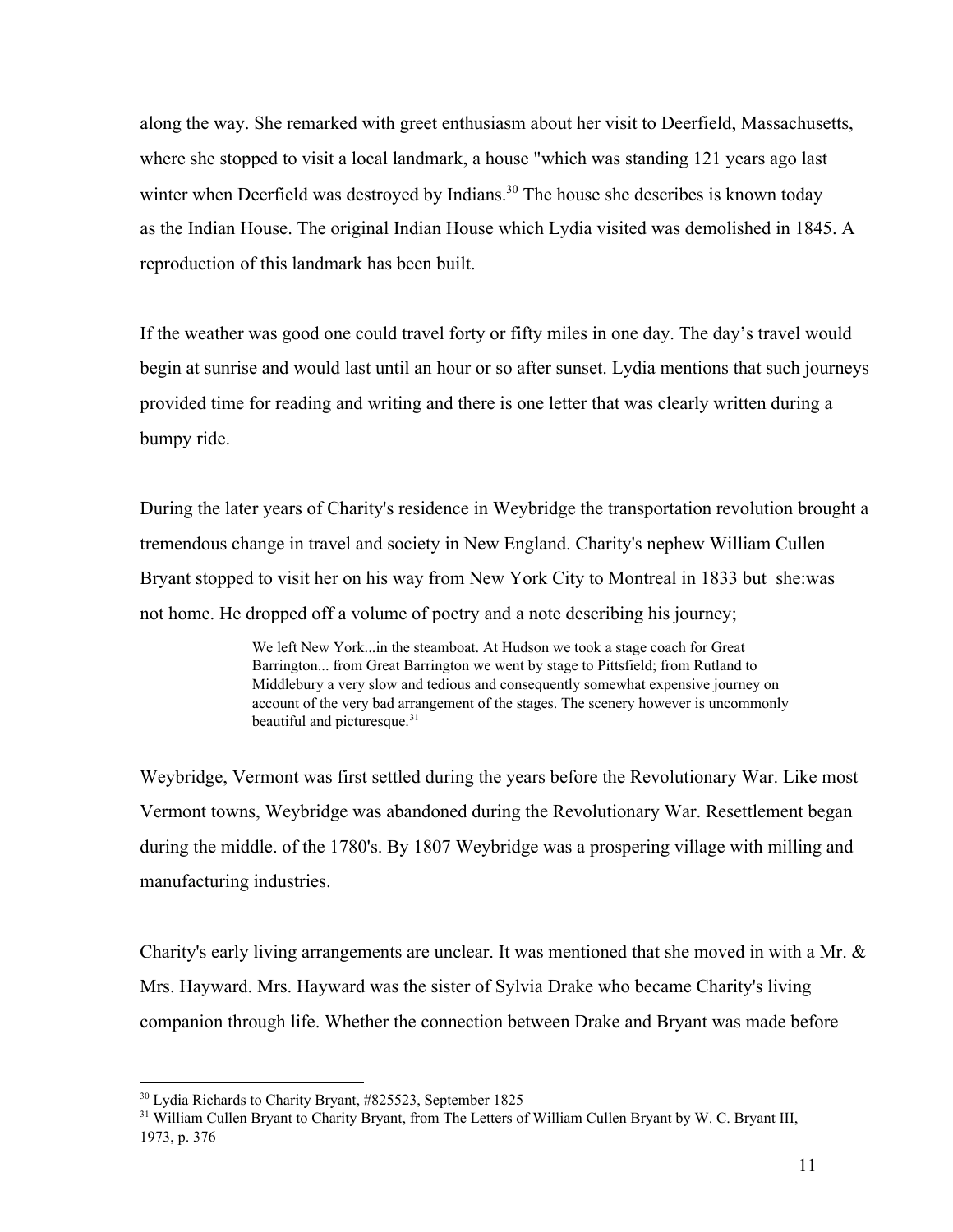along the way. She remarked with greet enthusiasm about her visit to Deerfield, Massachusetts, where she stopped to visit a local landmark, a house "which was standing 121 years ago last winter when Deerfield was destroyed by Indians.[30] The house she describes is known today as the Indian House. The original Indian House which Lydia visited was demolished in 1845. A reproduction of this landmark has been built.

If the weather was good one could travel forty or fifty miles in one day. The day's travel would begin at sunrise and would last until an hour or so after sunset. Lydia mentions that such journeys provided time for reading and writing and there is one letter that was clearly written during a bumpy ride.

During the later years of Charity's residence in Weybridge the transportation revolution brought a tremendous change in travel and society in New England. Charity's nephew William Cullen Bryant stopped to visit her on his way from New York City to Montreal in 1833 but she:was not home. He dropped off a volume of poetry and a note describing his journey;

> We left New York...in the steamboat. At Hudson we took a stage coach for Great Barrington... from Great Barrington we went by stage to Pittsfield; from Rutland to Middlebury a very slow and tedious and consequently somewhat expensive journey on account of the very bad arrangement of the stages. The scenery however is uncommonly beautiful and picturesque.[31]

Weybridge, Vermont was first settled during the years before the Revolutionary War. Like most Vermont towns, Weybridge was abandoned during the Revolutionary War. Resettlement began during the middle. of the 1780's. By 1807 Weybridge was a prospering village with milling and manufacturing industries.

Charity's early living arrangements are unclear. It was mentioned that she moved in with a Mr. & Mrs. Hayward. Mrs. Hayward was the sister of Sylvia Drake who became Charity's living companion through life. Whether the connection between Drake and Bryant was made before

---

[30] Lydia Richards to Charity Bryant, #825523, September 1825

[31] William Cullen Bryant to Charity Bryant, from The Letters of William Cullen Bryant by W. C. Bryant III, 1973, p. 376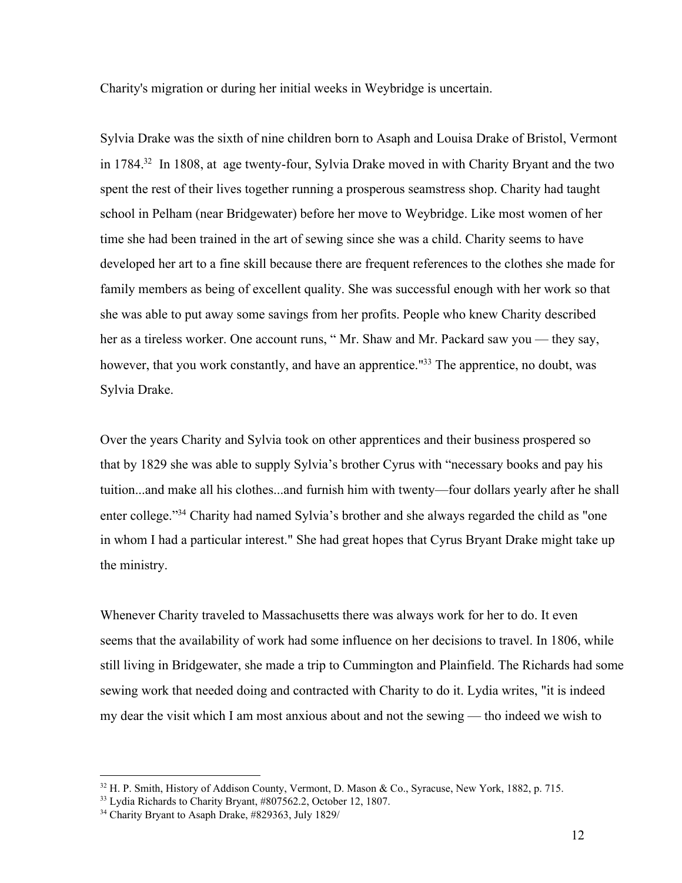Charity's migration or during her initial weeks in Weybridge is uncertain.

Sylvia Drake was the sixth of nine children born to Asaph and Louisa Drake of Bristol, Vermont in 1784.[32] In 1808, at age twenty-four, Sylvia Drake moved in with Charity Bryant and the two spent the rest of their lives together running a prosperous seamstress shop. Charity had taught school in Pelham (near Bridgewater) before her move to Weybridge. Like most women of her time she had been trained in the art of sewing since she was a child. Charity seems to have developed her art to a fine skill because there are frequent references to the clothes she made for family members as being of excellent quality. She was successful enough with her work so that she was able to put away some savings from her profits. People who knew Charity described her as a tireless worker. One account runs, " Mr. Shaw and Mr. Packard saw you — they say, however, that you work constantly, and have an apprentice."[33] The apprentice, no doubt, was Sylvia Drake.

Over the years Charity and Sylvia took on other apprentices and their business prospered so that by 1829 she was able to supply Sylvia's brother Cyrus with "necessary books and pay his tuition...and make all his clothes...and furnish him with twenty—four dollars yearly after he shall enter college."[34] Charity had named Sylvia's brother and she always regarded the child as "one in whom I had a particular interest." She had great hopes that Cyrus Bryant Drake might take up the ministry.

Whenever Charity traveled to Massachusetts there was always work for her to do. It even seems that the availability of work had some influence on her decisions to travel. In 1806, while still living in Bridgewater, she made a trip to Cummington and Plainfield. The Richards had some sewing work that needed doing and contracted with Charity to do it. Lydia writes, "it is indeed my dear the visit which I am most anxious about and not the sewing — tho indeed we wish to

---

[32] H. P. Smith, History of Addison County, Vermont, D. Mason & Co., Syracuse, New York, 1882, p. 715.

[33] Lydia Richards to Charity Bryant, #807562.2, October 12, 1807.

[34] Charity Bryant to Asaph Drake, #829363, July 1829/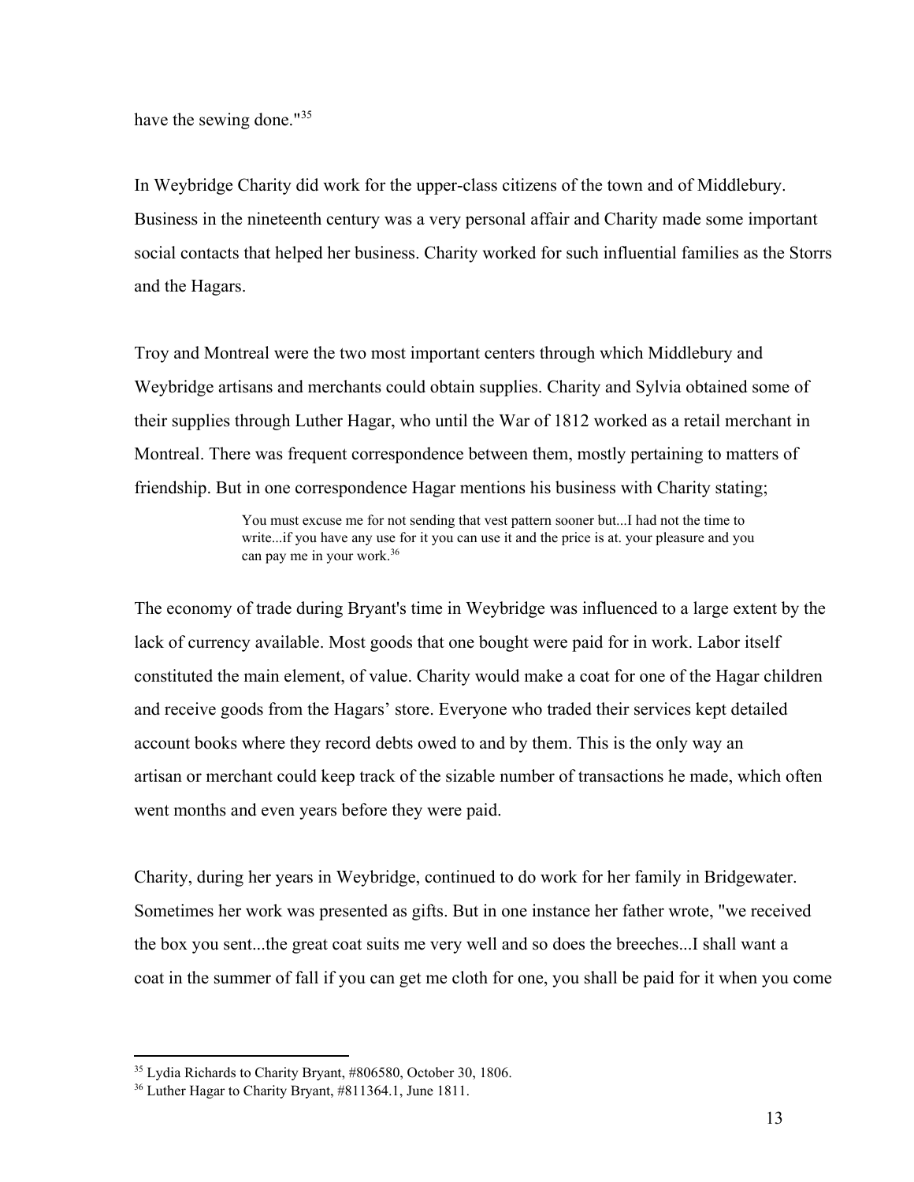have the sewing done."[35]

In Weybridge Charity did work for the upper-class citizens of the town and of Middlebury. Business in the nineteenth century was a very personal affair and Charity made some important social contacts that helped her business. Charity worked for such influential families as the Storrs and the Hagars.

Troy and Montreal were the two most important centers through which Middlebury and Weybridge artisans and merchants could obtain supplies. Charity and Sylvia obtained some of their supplies through Luther Hagar, who until the War of 1812 worked as a retail merchant in Montreal. There was frequent correspondence between them, mostly pertaining to matters of friendship. But in one correspondence Hagar mentions his business with Charity stating;

> You must excuse me for not sending that vest pattern sooner but...I had not the time to write...if you have any use for it you can use it and the price is at. your pleasure and you can pay me in your work.[36]

The economy of trade during Bryant's time in Weybridge was influenced to a large extent by the lack of currency available. Most goods that one bought were paid for in work. Labor itself constituted the main element, of value. Charity would make a coat for one of the Hagar children and receive goods from the Hagars' store. Everyone who traded their services kept detailed account books where they record debts owed to and by them. This is the only way an artisan or merchant could keep track of the sizable number of transactions he made, which often went months and even years before they were paid.

Charity, during her years in Weybridge, continued to do work for her family in Bridgewater. Sometimes her work was presented as gifts. But in one instance her father wrote, "we received the box you sent...the great coat suits me very well and so does the breeches...I shall want a coat in the summer of fall if you can get me cloth for one, you shall be paid for it when you come

---

[35] Lydia Richards to Charity Bryant, #806580, October 30, 1806.

[36] Luther Hagar to Charity Bryant, #811364.1, June 1811.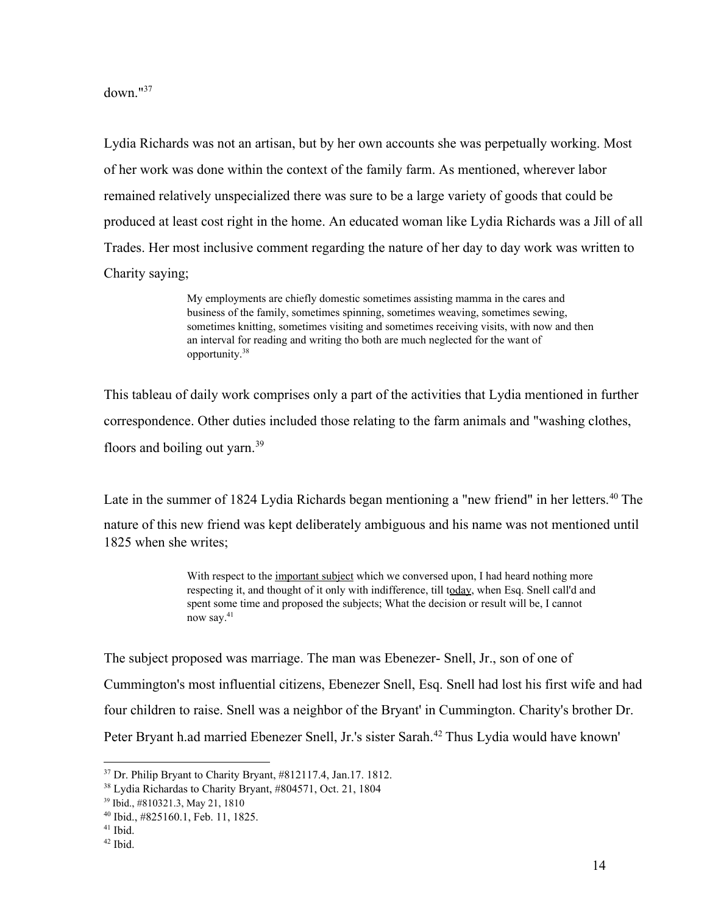down."[37]

Lydia Richards was not an artisan, but by her own accounts she was perpetually working. Most of her work was done within the context of the family farm. As mentioned, wherever labor remained relatively unspecialized there was sure to be a large variety of goods that could be produced at least cost right in the home. An educated woman like Lydia Richards was a Jill of all Trades. Her most inclusive comment regarding the nature of her day to day work was written to Charity saying;

> My employments are chiefly domestic sometimes assisting mamma in the cares and business of the family, sometimes spinning, sometimes weaving, sometimes sewing, sometimes knitting, sometimes visiting and sometimes receiving visits, with now and then an interval for reading and writing tho both are much neglected for the want of opportunity.[38]

This tableau of daily work comprises only a part of the activities that Lydia mentioned in further correspondence. Other duties included those relating to the farm animals and "washing clothes, floors and boiling out yarn.[39]

Late in the summer of 1824 Lydia Richards began mentioning a "new friend" in her letters.[40] The nature of this new friend was kept deliberately ambiguous and his name was not mentioned until 1825 when she writes;

> With respect to the <u>important subject</u> which we conversed upon, I had heard nothing more respecting it, and thought of it only with indifference, till t<u>oday</u>, when Esq. Snell call'd and spent some time and proposed the subjects; What the decision or result will be, I cannot now say.[41]

The subject proposed was marriage. The man was Ebenezer- Snell, Jr., son of one of Cummington's most influential citizens, Ebenezer Snell, Esq. Snell had lost his first wife and had four children to raise. Snell was a neighbor of the Bryant' in Cummington. Charity's brother Dr. Peter Bryant h.ad married Ebenezer Snell, Jr.'s sister Sarah.[42] Thus Lydia would have known'

---

[37] Dr. Philip Bryant to Charity Bryant, #812117.4, Jan.17. 1812.

[38] Lydia Richardas to Charity Bryant, #804571, Oct. 21, 1804

[39] Ibid., #810321.3, May 21, 1810

[40] Ibid., #825160.1, Feb. 11, 1825.

[41] Ibid.

[42] Ibid.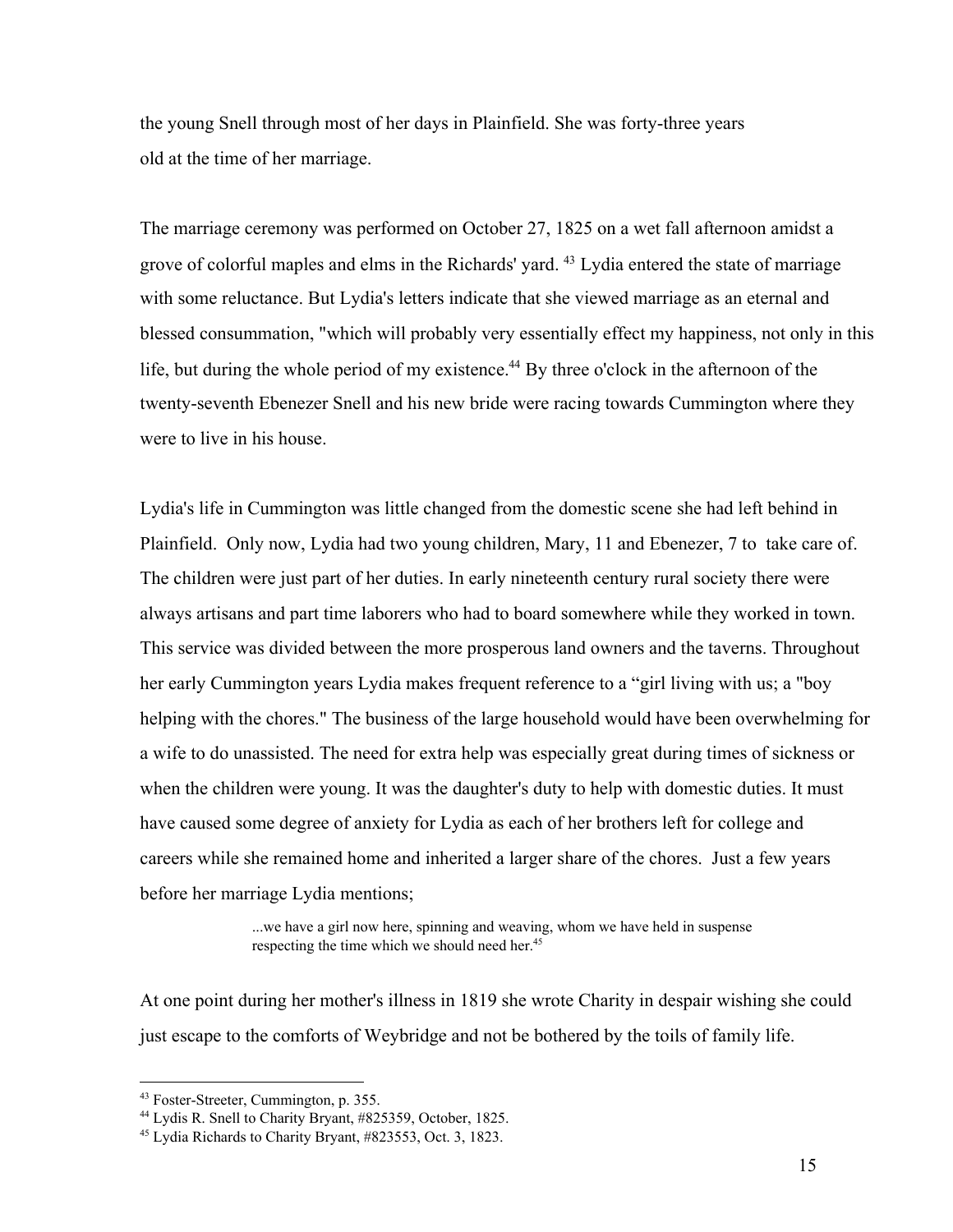the young Snell through most of her days in Plainfield. She was forty-three years old at the time of her marriage.

The marriage ceremony was performed on October 27, 1825 on a wet fall afternoon amidst a grove of colorful maples and elms in the Richards' yard. [43] Lydia entered the state of marriage with some reluctance. But Lydia's letters indicate that she viewed marriage as an eternal and blessed consummation, "which will probably very essentially effect my happiness, not only in this life, but during the whole period of my existence.[44] By three o'clock in the afternoon of the twenty-seventh Ebenezer Snell and his new bride were racing towards Cummington where they were to live in his house.

Lydia's life in Cummington was little changed from the domestic scene she had left behind in Plainfield. Only now, Lydia had two young children, Mary, 11 and Ebenezer, 7 to take care of. The children were just part of her duties. In early nineteenth century rural society there were always artisans and part time laborers who had to board somewhere while they worked in town. This service was divided between the more prosperous land owners and the taverns. Throughout her early Cummington years Lydia makes frequent reference to a "girl living with us; a "boy helping with the chores." The business of the large household would have been overwhelming for a wife to do unassisted. The need for extra help was especially great during times of sickness or when the children were young. It was the daughter's duty to help with domestic duties. It must have caused some degree of anxiety for Lydia as each of her brothers left for college and careers while she remained home and inherited a larger share of the chores. Just a few years before her marriage Lydia mentions;

> ...we have a girl now here, spinning and weaving, whom we have held in suspense respecting the time which we should need her.[45]

At one point during her mother's illness in 1819 she wrote Charity in despair wishing she could just escape to the comforts of Weybridge and not be bothered by the toils of family life.

---

[43] Foster-Streeter, Cummington, p. 355.

[44] Lydis R. Snell to Charity Bryant, #825359, October, 1825.

[45] Lydia Richards to Charity Bryant, #823553, Oct. 3, 1823.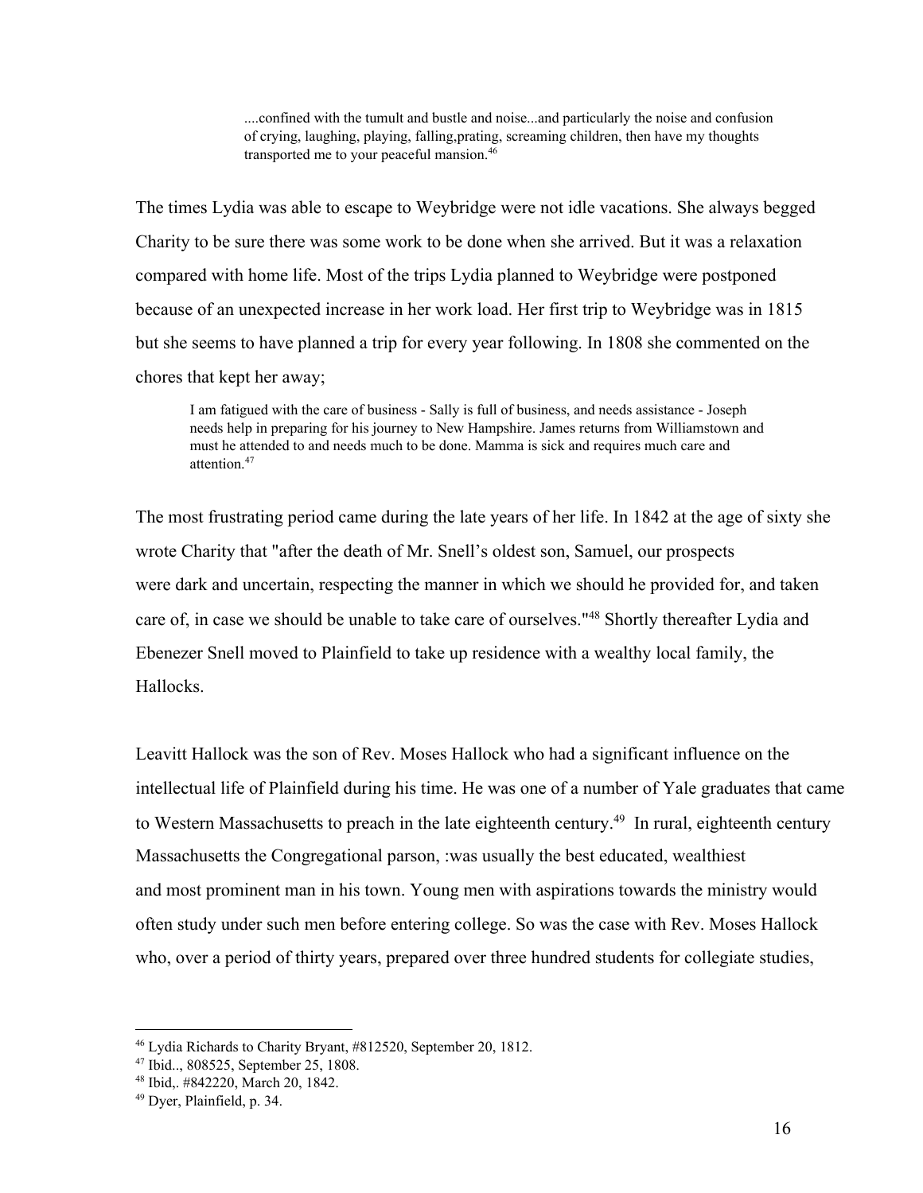> ....confined with the tumult and bustle and noise...and particularly the noise and confusion of crying, laughing, playing, falling,prating, screaming children, then have my thoughts transported me to your peaceful mansion.[46]

The times Lydia was able to escape to Weybridge were not idle vacations. She always begged Charity to be sure there was some work to be done when she arrived. But it was a relaxation compared with home life. Most of the trips Lydia planned to Weybridge were postponed because of an unexpected increase in her work load. Her first trip to Weybridge was in 1815 but she seems to have planned a trip for every year following. In 1808 she commented on the chores that kept her away;

> I am fatigued with the care of business - Sally is full of business, and needs assistance - Joseph needs help in preparing for his journey to New Hampshire. James returns from Williamstown and must he attended to and needs much to be done. Mamma is sick and requires much care and attention.[47]

The most frustrating period came during the late years of her life. In 1842 at the age of sixty she wrote Charity that "after the death of Mr. Snell's oldest son, Samuel, our prospects were dark and uncertain, respecting the manner in which we should he provided for, and taken care of, in case we should be unable to take care of ourselves."[48] Shortly thereafter Lydia and Ebenezer Snell moved to Plainfield to take up residence with a wealthy local family, the Hallocks.

Leavitt Hallock was the son of Rev. Moses Hallock who had a significant influence on the intellectual life of Plainfield during his time. He was one of a number of Yale graduates that came to Western Massachusetts to preach in the late eighteenth century.[49] In rural, eighteenth century Massachusetts the Congregational parson, :was usually the best educated, wealthiest and most prominent man in his town. Young men with aspirations towards the ministry would often study under such men before entering college. So was the case with Rev. Moses Hallock who, over a period of thirty years, prepared over three hundred students for collegiate studies,

---

[46] Lydia Richards to Charity Bryant, #812520, September 20, 1812.

[47] Ibid.., 808525, September 25, 1808.

[48] Ibid,. #842220, March 20, 1842.

[49] Dyer, Plainfield, p. 34.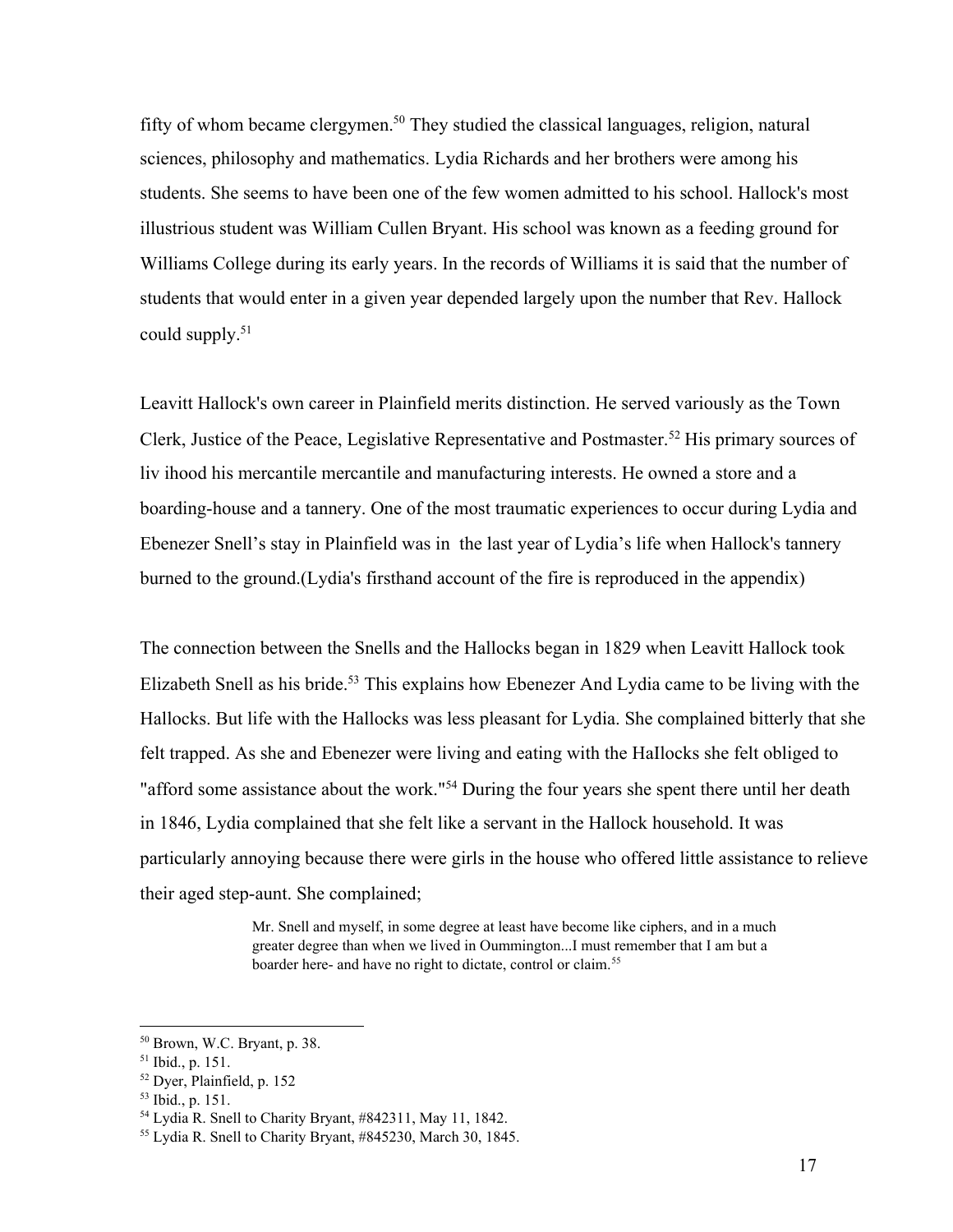fifty of whom became clergymen.[50] They studied the classical languages, religion, natural sciences, philosophy and mathematics. Lydia Richards and her brothers were among his students. She seems to have been one of the few women admitted to his school. Hallock's most illustrious student was William Cullen Bryant. His school was known as a feeding ground for Williams College during its early years. In the records of Williams it is said that the number of students that would enter in a given year depended largely upon the number that Rev. Hallock could supply.[51]

Leavitt Hallock's own career in Plainfield merits distinction. He served variously as the Town Clerk, Justice of the Peace, Legislative Representative and Postmaster.[52] His primary sources of liv ihood his mercantile mercantile and manufacturing interests. He owned a store and a boarding-house and a tannery. One of the most traumatic experiences to occur during Lydia and Ebenezer Snell's stay in Plainfield was in the last year of Lydia's life when Hallock's tannery burned to the ground.(Lydia's firsthand account of the fire is reproduced in the appendix)

The connection between the Snells and the Hallocks began in 1829 when Leavitt Hallock took Elizabeth Snell as his bride.[53] This explains how Ebenezer And Lydia came to be living with the Hallocks. But life with the Hallocks was less pleasant for Lydia. She complained bitterly that she felt trapped. As she and Ebenezer were living and eating with the Hallocks she felt obliged to "afford some assistance about the work."[54] During the four years she spent there until her death in 1846, Lydia complained that she felt like a servant in the Hallock household. It was particularly annoying because there were girls in the house who offered little assistance to relieve their aged step-aunt. She complained;

> Mr. Snell and myself, in some degree at least have become like ciphers, and in a much greater degree than when we lived in Oummington...I must remember that I am but a boarder here- and have no right to dictate, control or claim.[55]

---

[50] Brown, W.C. Bryant, p. 38.
[51] Ibid., p. 151.
[52] Dyer, Plainfield, p. 152
[53] Ibid., p. 151.
[54] Lydia R. Snell to Charity Bryant, #842311, May 11, 1842.
[55] Lydia R. Snell to Charity Bryant, #845230, March 30, 1845.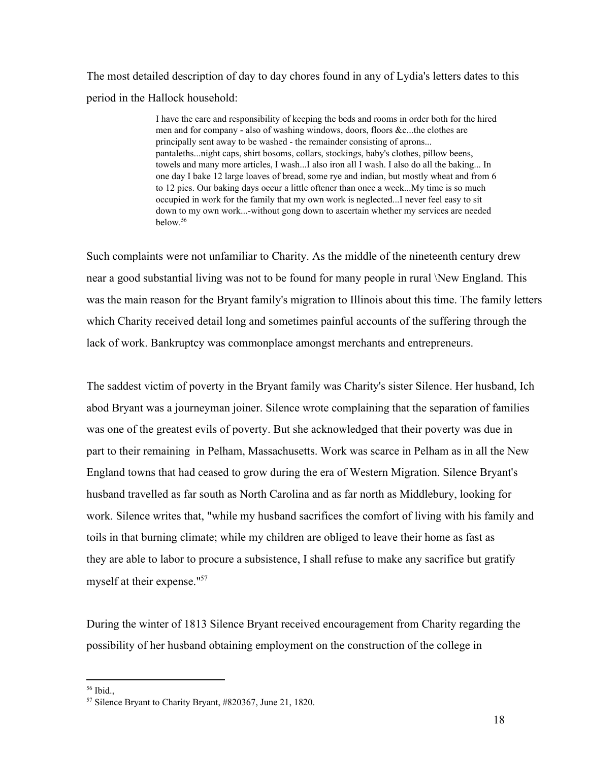The most detailed description of day to day chores found in any of Lydia's letters dates to this period in the Hallock household:

> I have the care and responsibility of keeping the beds and rooms in order both for the hired men and for company - also of washing windows, doors, floors &c...the clothes are principally sent away to be washed - the remainder consisting of aprons... pantaleths...night caps, shirt bosoms, collars, stockings, baby's clothes, pillow beens, towels and many more articles, I wash...I also iron all I wash. I also do all the baking... In one day I bake 12 large loaves of bread, some rye and indian, but mostly wheat and from 6 to 12 pies. Our baking days occur a little oftener than once a week...My time is so much occupied in work for the family that my own work is neglected...I never feel easy to sit down to my own work...-without gong down to ascertain whether my services are needed below.[56]

Such complaints were not unfamiliar to Charity. As the middle of the nineteenth century drew near a good substantial living was not to be found for many people in rural \New England. This was the main reason for the Bryant family's migration to Illinois about this time. The family letters which Charity received detail long and sometimes painful accounts of the suffering through the lack of work. Bankruptcy was commonplace amongst merchants and entrepreneurs.

The saddest victim of poverty in the Bryant family was Charity's sister Silence. Her husband, Ich abod Bryant was a journeyman joiner. Silence wrote complaining that the separation of families was one of the greatest evils of poverty. But she acknowledged that their poverty was due in part to their remaining in Pelham, Massachusetts. Work was scarce in Pelham as in all the New England towns that had ceased to grow during the era of Western Migration. Silence Bryant's husband travelled as far south as North Carolina and as far north as Middlebury, looking for work. Silence writes that, "while my husband sacrifices the comfort of living with his family and toils in that burning climate; while my children are obliged to leave their home as fast as they are able to labor to procure a subsistence, I shall refuse to make any sacrifice but gratify myself at their expense."[57]

During the winter of 1813 Silence Bryant received encouragement from Charity regarding the possibility of her husband obtaining employment on the construction of the college in

---

[56] Ibid.,

[57] Silence Bryant to Charity Bryant, #820367, June 21, 1820.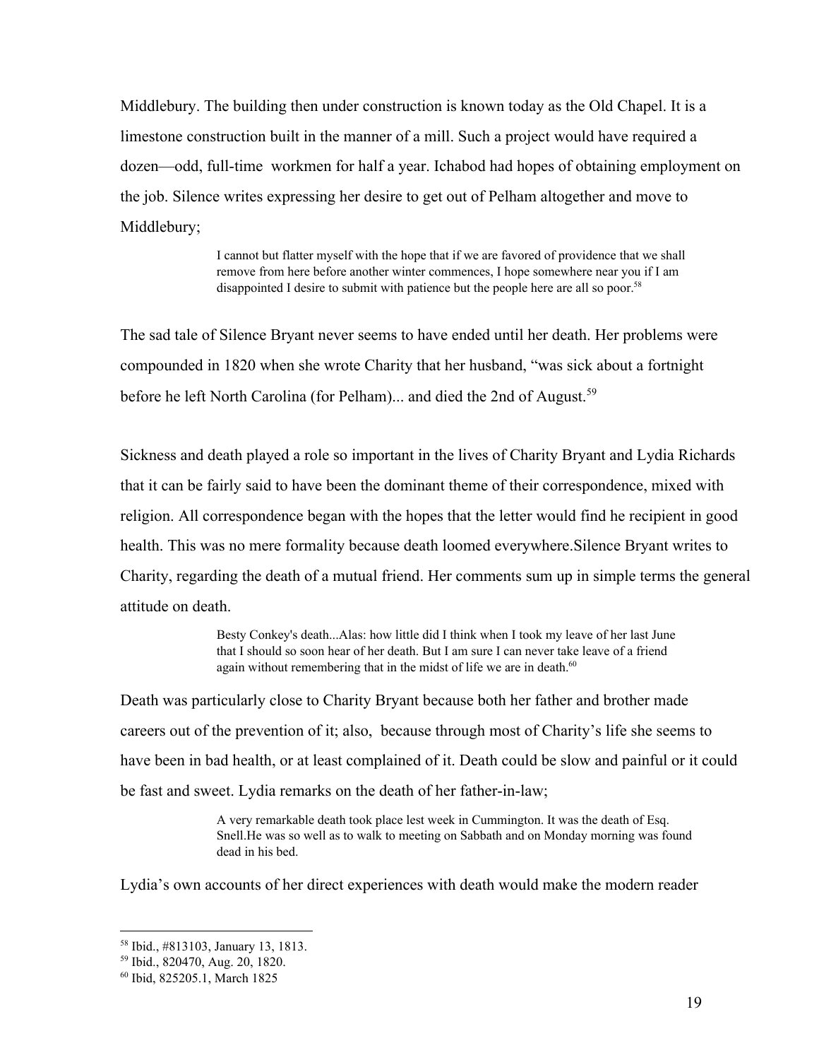Middlebury. The building then under construction is known today as the Old Chapel. It is a limestone construction built in the manner of a mill. Such a project would have required a dozen—odd, full-time workmen for half a year. Ichabod had hopes of obtaining employment on the job. Silence writes expressing her desire to get out of Pelham altogether and move to Middlebury;

> I cannot but flatter myself with the hope that if we are favored of providence that we shall remove from here before another winter commences, I hope somewhere near you if I am disappointed I desire to submit with patience but the people here are all so poor.[58]

The sad tale of Silence Bryant never seems to have ended until her death. Her problems were compounded in 1820 when she wrote Charity that her husband, "was sick about a fortnight before he left North Carolina (for Pelham)... and died the 2nd of August.[59]

Sickness and death played a role so important in the lives of Charity Bryant and Lydia Richards that it can be fairly said to have been the dominant theme of their correspondence, mixed with religion. All correspondence began with the hopes that the letter would find he recipient in good health. This was no mere formality because death loomed everywhere.Silence Bryant writes to Charity, regarding the death of a mutual friend. Her comments sum up in simple terms the general attitude on death.

> Besty Conkey's death...Alas: how little did I think when I took my leave of her last June that I should so soon hear of her death. But I am sure I can never take leave of a friend again without remembering that in the midst of life we are in death.[60]

Death was particularly close to Charity Bryant because both her father and brother made careers out of the prevention of it; also, because through most of Charity's life she seems to have been in bad health, or at least complained of it. Death could be slow and painful or it could be fast and sweet. Lydia remarks on the death of her father-in-law;

> A very remarkable death took place lest week in Cummington. It was the death of Esq. Snell.He was so well as to walk to meeting on Sabbath and on Monday morning was found dead in his bed.

Lydia's own accounts of her direct experiences with death would make the modern reader

---

[58] Ibid., #813103, January 13, 1813.

[59] Ibid., 820470, Aug. 20, 1820.

[60] Ibid, 825205.1, March 1825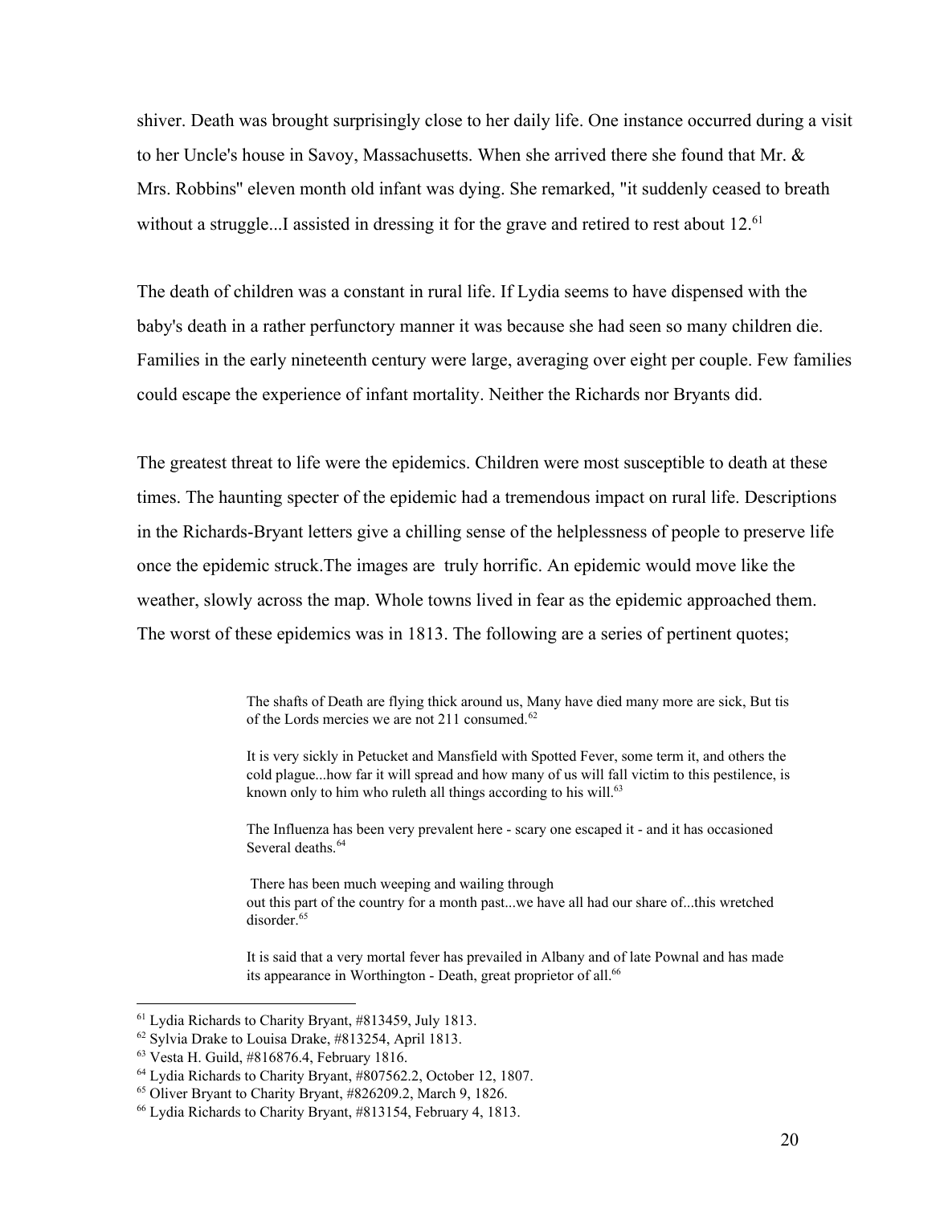shiver. Death was brought surprisingly close to her daily life. One instance occurred during a visit to her Uncle's house in Savoy, Massachusetts. When she arrived there she found that Mr. & Mrs. Robbins" eleven month old infant was dying. She remarked, "it suddenly ceased to breath without a struggle...I assisted in dressing it for the grave and retired to rest about 12.[61]

The death of children was a constant in rural life. If Lydia seems to have dispensed with the baby's death in a rather perfunctory manner it was because she had seen so many children die. Families in the early nineteenth century were large, averaging over eight per couple. Few families could escape the experience of infant mortality. Neither the Richards nor Bryants did.

The greatest threat to life were the epidemics. Children were most susceptible to death at these times. The haunting specter of the epidemic had a tremendous impact on rural life. Descriptions in the Richards-Bryant letters give a chilling sense of the helplessness of people to preserve life once the epidemic struck.The images are truly horrific. An epidemic would move like the weather, slowly across the map. Whole towns lived in fear as the epidemic approached them. The worst of these epidemics was in 1813. The following are a series of pertinent quotes;

> The shafts of Death are flying thick around us, Many have died many more are sick, But tis of the Lords mercies we are not 211 consumed.[62]
>
> It is very sickly in Petucket and Mansfield with Spotted Fever, some term it, and others the cold plague...how far it will spread and how many of us will fall victim to this pestilence, is known only to him who ruleth all things according to his will.[63]
>
> The Influenza has been very prevalent here - scary one escaped it - and it has occasioned Several deaths.[64]
>
> There has been much weeping and wailing through out this part of the country for a month past...we have all had our share of...this wretched disorder.[65]
>
> It is said that a very mortal fever has prevailed in Albany and of late Pownal and has made its appearance in Worthington - Death, great proprietor of all.[66]

---

[61] Lydia Richards to Charity Bryant, #813459, July 1813.
[62] Sylvia Drake to Louisa Drake, #813254, April 1813.
[63] Vesta H. Guild, #816876.4, February 1816.
[64] Lydia Richards to Charity Bryant, #807562.2, October 12, 1807.
[65] Oliver Bryant to Charity Bryant, #826209.2, March 9, 1826.
[66] Lydia Richards to Charity Bryant, #813154, February 4, 1813.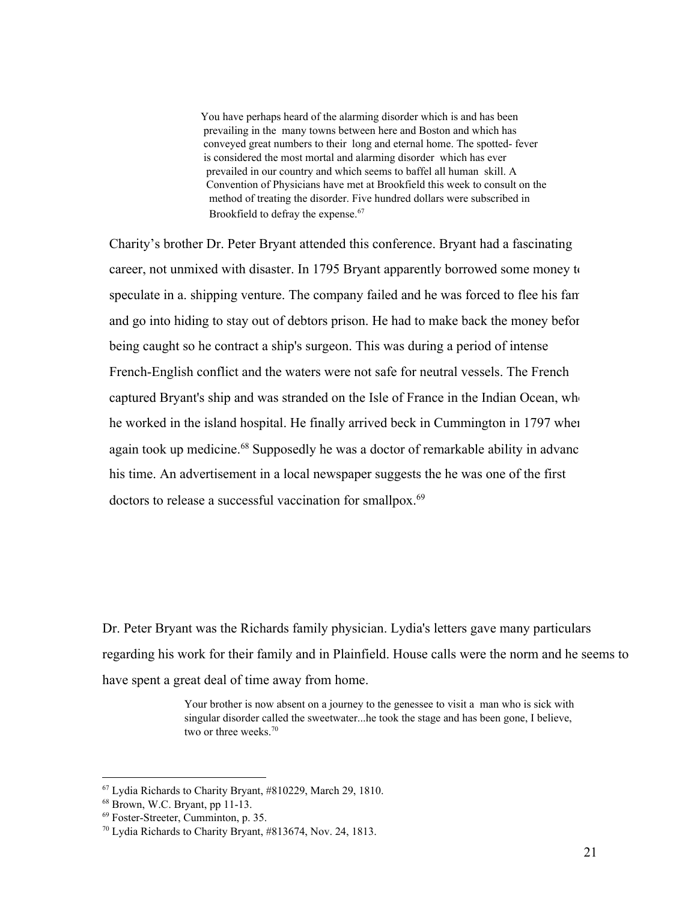> You have perhaps heard of the alarming disorder which is and has been prevailing in the many towns between here and Boston and which has conveyed great numbers to their long and eternal home. The spotted- fever is considered the most mortal and alarming disorder which has ever prevailed in our country and which seems to baffel all human skill. A Convention of Physicians have met at Brookfield this week to consult on the method of treating the disorder. Five hundred dollars were subscribed in Brookfield to defray the expense.[67]

Charity's brother Dr. Peter Bryant attended this conference. Bryant had a fascinating career, not unmixed with disaster. In 1795 Bryant apparently borrowed some money to speculate in a. shipping venture. The company failed and he was forced to flee his fam and go into hiding to stay out of debtors prison. He had to make back the money befor being caught so he contract a ship's surgeon. This was during a period of intense French-English conflict and the waters were not safe for neutral vessels. The French captured Bryant's ship and was stranded on the Isle of France in the Indian Ocean, wh he worked in the island hospital. He finally arrived beck in Cummington in 1797 when again took up medicine.[68] Supposedly he was a doctor of remarkable ability in advanc his time. An advertisement in a local newspaper suggests the he was one of the first doctors to release a successful vaccination for smallpox.[69]

Dr. Peter Bryant was the Richards family physician. Lydia's letters gave many particulars regarding his work for their family and in Plainfield. House calls were the norm and he seems to have spent a great deal of time away from home.

> Your brother is now absent on a journey to the genessee to visit a man who is sick with singular disorder called the sweetwater...he took the stage and has been gone, I believe, two or three weeks.[70]

---

[67] Lydia Richards to Charity Bryant, #810229, March 29, 1810.

[68] Brown, W.C. Bryant, pp 11-13.

[69] Foster-Streeter, Cumminton, p. 35.

[70] Lydia Richards to Charity Bryant, #813674, Nov. 24, 1813.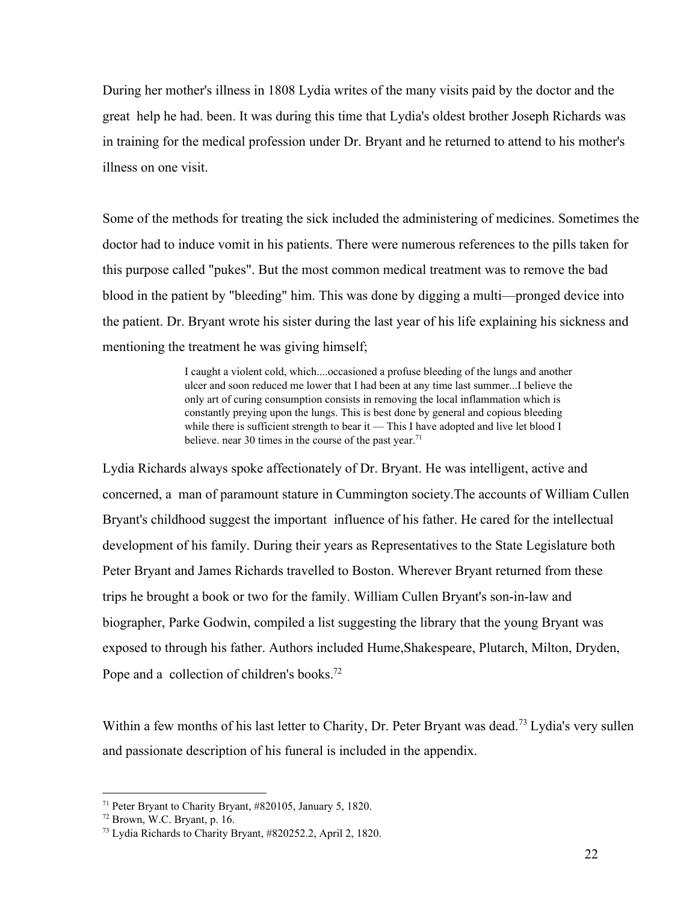During her mother's illness in 1808 Lydia writes of the many visits paid by the doctor and the great help he had. been. It was during this time that Lydia's oldest brother Joseph Richards was in training for the medical profession under Dr. Bryant and he returned to attend to his mother's illness on one visit.

Some of the methods for treating the sick included the administering of medicines. Sometimes the doctor had to induce vomit in his patients. There were numerous references to the pills taken for this purpose called "pukes". But the most common medical treatment was to remove the bad blood in the patient by "bleeding" him. This was done by digging a multi—pronged device into the patient. Dr. Bryant wrote his sister during the last year of his life explaining his sickness and mentioning the treatment he was giving himself;

> I caught a violent cold, which....occasioned a profuse bleeding of the lungs and another ulcer and soon reduced me lower that I had been at any time last summer...I believe the only art of curing consumption consists in removing the local inflammation which is constantly preying upon the lungs. This is best done by general and copious bleeding while there is sufficient strength to bear it — This I have adopted and live let blood I believe. near 30 times in the course of the past year.[71]

Lydia Richards always spoke affectionately of Dr. Bryant. He was intelligent, active and concerned, a man of paramount stature in Cummington society.The accounts of William Cullen Bryant's childhood suggest the important influence of his father. He cared for the intellectual development of his family. During their years as Representatives to the State Legislature both Peter Bryant and James Richards travelled to Boston. Wherever Bryant returned from these trips he brought a book or two for the family. William Cullen Bryant's son-in-law and biographer, Parke Godwin, compiled a list suggesting the library that the young Bryant was exposed to through his father. Authors included Hume,Shakespeare, Plutarch, Milton, Dryden, Pope and a collection of children's books.[72]

Within a few months of his last letter to Charity, Dr. Peter Bryant was dead.[73] Lydia's very sullen and passionate description of his funeral is included in the appendix.

---

[71] Peter Bryant to Charity Bryant, #820105, January 5, 1820.
[72] Brown, W.C. Bryant, p. 16.
[73] Lydia Richards to Charity Bryant, #820252.2, April 2, 1820.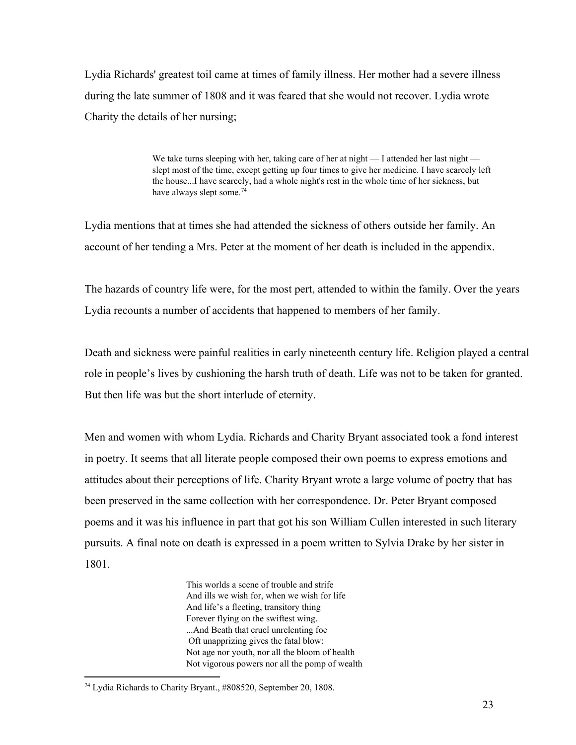Lydia Richards' greatest toil came at times of family illness. Her mother had a severe illness during the late summer of 1808 and it was feared that she would not recover. Lydia wrote Charity the details of her nursing;

> We take turns sleeping with her, taking care of her at night — I attended her last night — slept most of the time, except getting up four times to give her medicine. I have scarcely left the house...I have scarcely, had a whole night's rest in the whole time of her sickness, but have always slept some.[74]

Lydia mentions that at times she had attended the sickness of others outside her family. An account of her tending a Mrs. Peter at the moment of her death is included in the appendix.

The hazards of country life were, for the most pert, attended to within the family. Over the years Lydia recounts a number of accidents that happened to members of her family.

Death and sickness were painful realities in early nineteenth century life. Religion played a central role in people's lives by cushioning the harsh truth of death. Life was not to be taken for granted. But then life was but the short interlude of eternity.

Men and women with whom Lydia. Richards and Charity Bryant associated took a fond interest in poetry. It seems that all literate people composed their own poems to express emotions and attitudes about their perceptions of life. Charity Bryant wrote a large volume of poetry that has been preserved in the same collection with her correspondence. Dr. Peter Bryant composed poems and it was his influence in part that got his son William Cullen interested in such literary pursuits. A final note on death is expressed in a poem written to Sylvia Drake by her sister in 1801.

> This worlds a scene of trouble and strife
> And ills we wish for, when we wish for life
> And life's a fleeting, transitory thing
> Forever flying on the swiftest wing.
> ...And Beath that cruel unrelenting foe
> Oft unapprizing gives the fatal blow:
> Not age nor youth, nor all the bloom of health
> Not vigorous powers nor all the pomp of wealth

---

[74] Lydia Richards to Charity Bryant., #808520, September 20, 1808.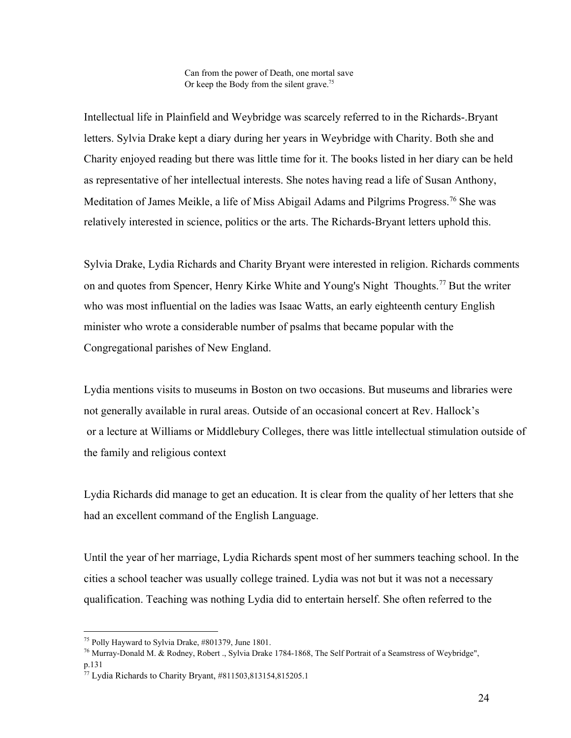> Can from the power of Death, one mortal save
> Or keep the Body from the silent grave.[75]

Intellectual life in Plainfield and Weybridge was scarcely referred to in the Richards-.Bryant letters. Sylvia Drake kept a diary during her years in Weybridge with Charity. Both she and Charity enjoyed reading but there was little time for it. The books listed in her diary can be held as representative of her intellectual interests. She notes having read a life of Susan Anthony, Meditation of James Meikle, a life of Miss Abigail Adams and Pilgrims Progress.[76] She was relatively interested in science, politics or the arts. The Richards-Bryant letters uphold this.

Sylvia Drake, Lydia Richards and Charity Bryant were interested in religion. Richards comments on and quotes from Spencer, Henry Kirke White and Young's Night Thoughts.[77] But the writer who was most influential on the ladies was Isaac Watts, an early eighteenth century English minister who wrote a considerable number of psalms that became popular with the Congregational parishes of New England.

Lydia mentions visits to museums in Boston on two occasions. But museums and libraries were not generally available in rural areas. Outside of an occasional concert at Rev. Hallock's or a lecture at Williams or Middlebury Colleges, there was little intellectual stimulation outside of the family and religious context

Lydia Richards did manage to get an education. It is clear from the quality of her letters that she had an excellent command of the English Language.

Until the year of her marriage, Lydia Richards spent most of her summers teaching school. In the cities a school teacher was usually college trained. Lydia was not but it was not a necessary qualification. Teaching was nothing Lydia did to entertain herself. She often referred to the

---

[75] Polly Hayward to Sylvia Drake, #801379, June 1801.

[76] Murray-Donald M. & Rodney, Robert ., Sylvia Drake 1784-1868, The Self Portrait of a Seamstress of Weybridge", p.131

[77] Lydia Richards to Charity Bryant, #811503,813154,815205.1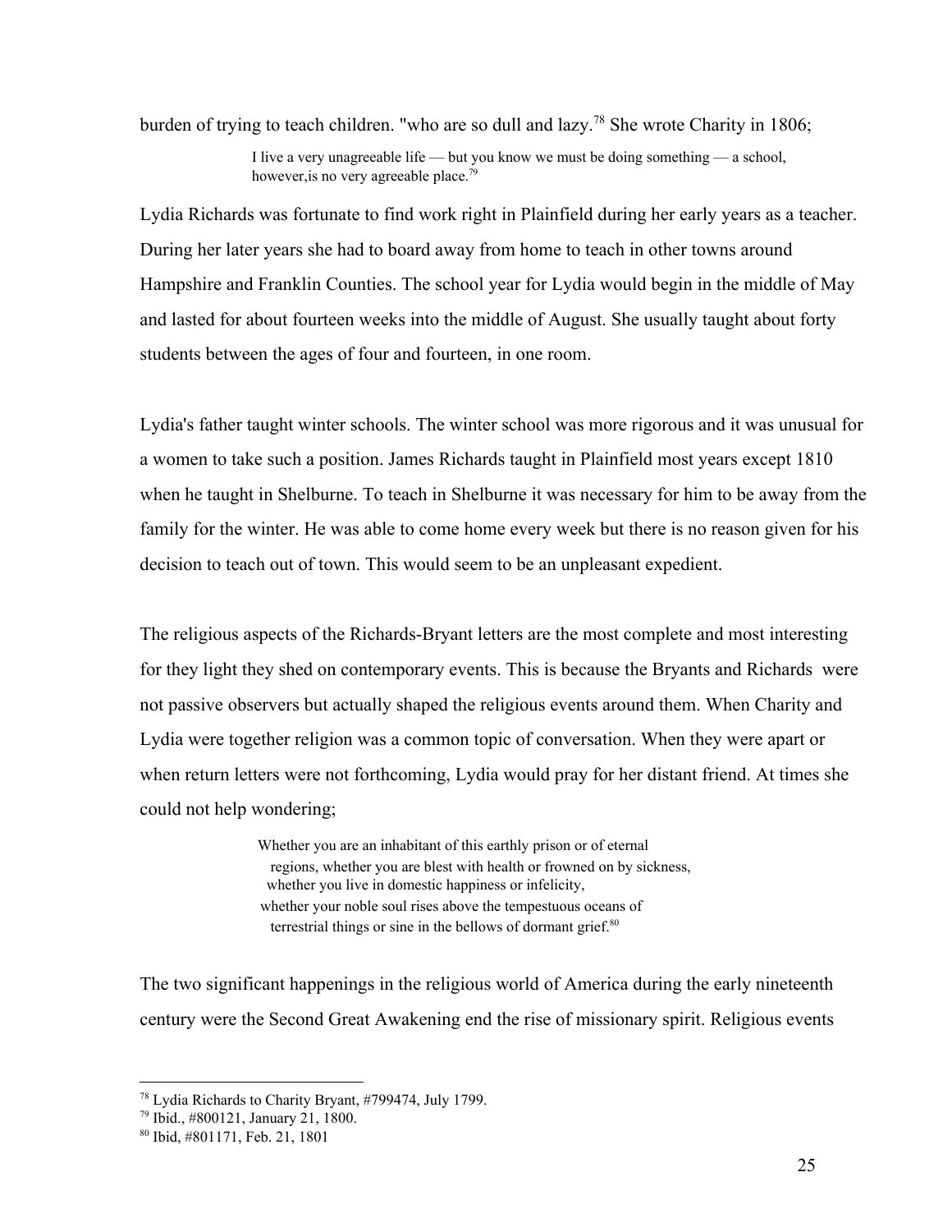burden of trying to teach children. "who are so dull and lazy.[78] She wrote Charity in 1806;

> I live a very unagreeable life — but you know we must be doing something — a school, however,is no very agreeable place.[79]

Lydia Richards was fortunate to find work right in Plainfield during her early years as a teacher. During her later years she had to board away from home to teach in other towns around Hampshire and Franklin Counties. The school year for Lydia would begin in the middle of May and lasted for about fourteen weeks into the middle of August. She usually taught about forty students between the ages of four and fourteen, in one room.

Lydia's father taught winter schools. The winter school was more rigorous and it was unusual for a women to take such a position. James Richards taught in Plainfield most years except 1810 when he taught in Shelburne. To teach in Shelburne it was necessary for him to be away from the family for the winter. He was able to come home every week but there is no reason given for his decision to teach out of town. This would seem to be an unpleasant expedient.

The religious aspects of the Richards-Bryant letters are the most complete and most interesting for they light they shed on contemporary events. This is because the Bryants and Richards were not passive observers but actually shaped the religious events around them. When Charity and Lydia were together religion was a common topic of conversation. When they were apart or when return letters were not forthcoming, Lydia would pray for her distant friend. At times she could not help wondering;

> Whether you are an inhabitant of this earthly prison or of eternal regions, whether you are blest with health or frowned on by sickness, whether you live in domestic happiness or infelicity, whether your noble soul rises above the tempestuous oceans of terrestrial things or sine in the bellows of dormant grief.[80]

The two significant happenings in the religious world of America during the early nineteenth century were the Second Great Awakening end the rise of missionary spirit. Religious events

---

[78] Lydia Richards to Charity Bryant, #799474, July 1799.

[79] Ibid., #800121, January 21, 1800.

[80] Ibid, #801171, Feb. 21, 1801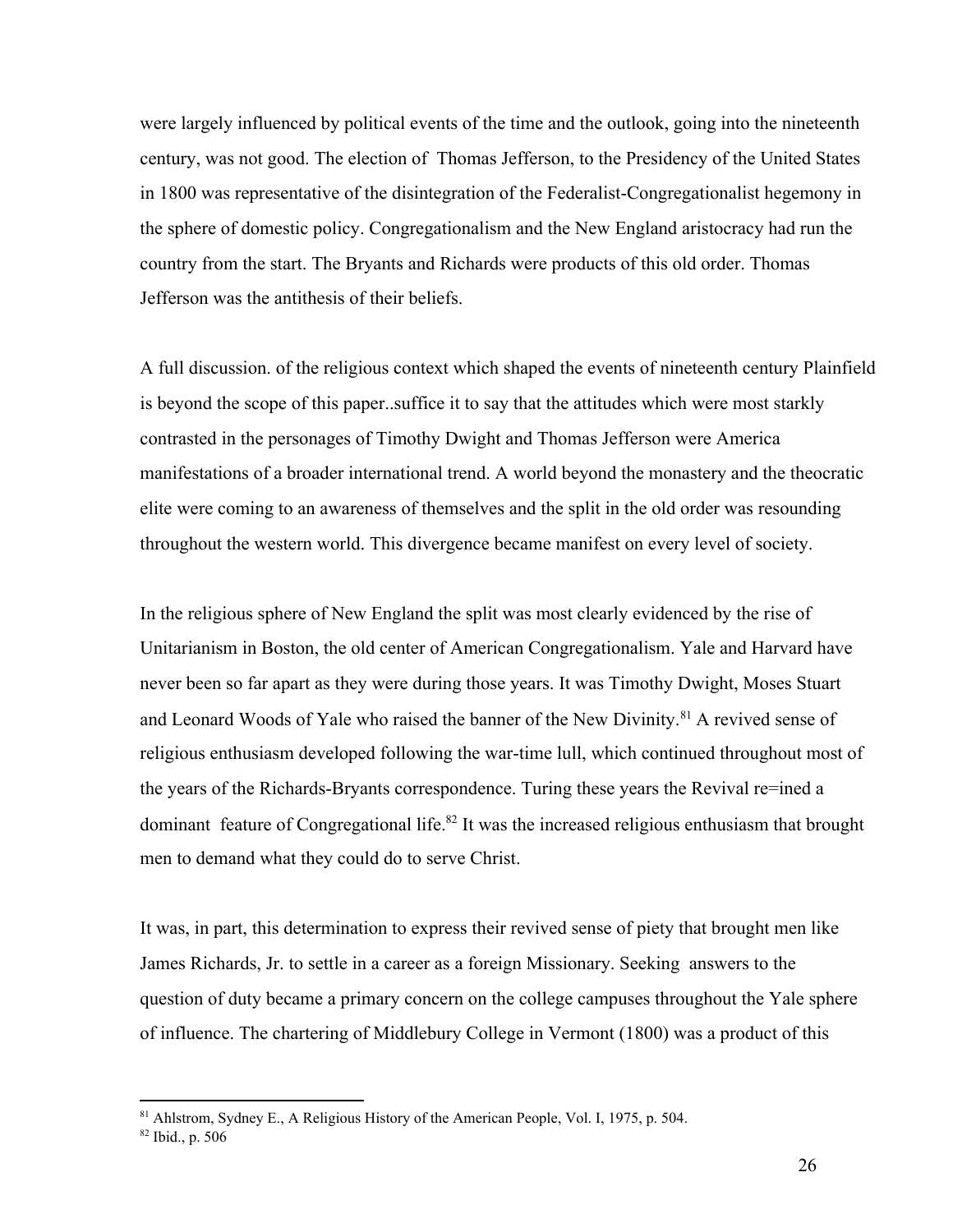were largely influenced by political events of the time and the outlook, going into the nineteenth century, was not good. The election of Thomas Jefferson, to the Presidency of the United States in 1800 was representative of the disintegration of the Federalist-Congregationalist hegemony in the sphere of domestic policy. Congregationalism and the New England aristocracy had run the country from the start. The Bryants and Richards were products of this old order. Thomas Jefferson was the antithesis of their beliefs.

A full discussion. of the religious context which shaped the events of nineteenth century Plainfield is beyond the scope of this paper..suffice it to say that the attitudes which were most starkly contrasted in the personages of Timothy Dwight and Thomas Jefferson were America manifestations of a broader international trend. A world beyond the monastery and the theocratic elite were coming to an awareness of themselves and the split in the old order was resounding throughout the western world. This divergence became manifest on every level of society.

In the religious sphere of New England the split was most clearly evidenced by the rise of Unitarianism in Boston, the old center of American Congregationalism. Yale and Harvard have never been so far apart as they were during those years. It was Timothy Dwight, Moses Stuart and Leonard Woods of Yale who raised the banner of the New Divinity.[81] A revived sense of religious enthusiasm developed following the war-time lull, which continued throughout most of the years of the Richards-Bryants correspondence. Turing these years the Revival re=ined a dominant feature of Congregational life.[82] It was the increased religious enthusiasm that brought men to demand what they could do to serve Christ.

It was, in part, this determination to express their revived sense of piety that brought men like James Richards, Jr. to settle in a career as a foreign Missionary. Seeking answers to the question of duty became a primary concern on the college campuses throughout the Yale sphere of influence. The chartering of Middlebury College in Vermont (1800) was a product of this

---

[81] Ahlstrom, Sydney E., A Religious History of the American People, Vol. I, 1975, p. 504.

[82] Ibid., p. 506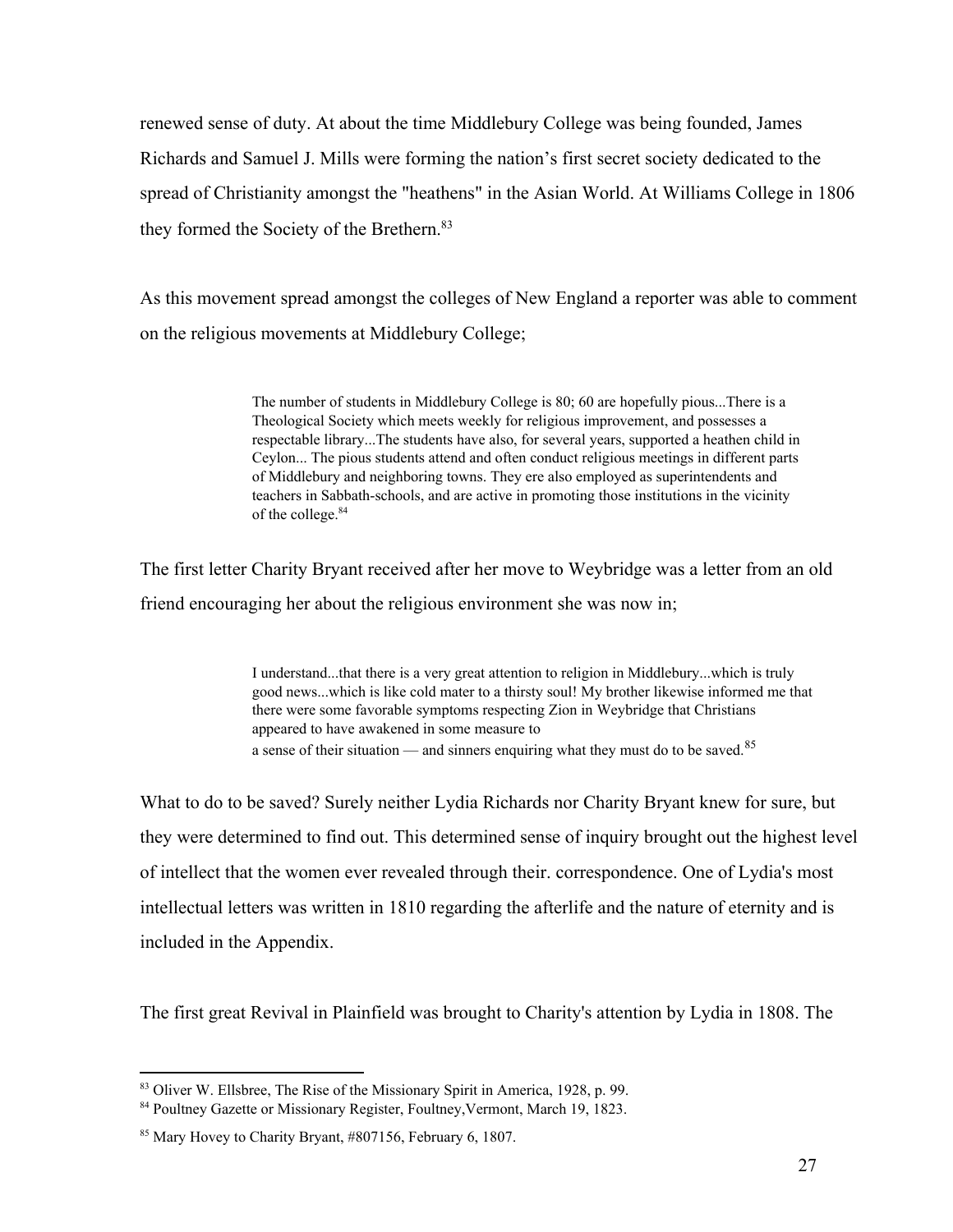renewed sense of duty. At about the time Middlebury College was being founded, James Richards and Samuel J. Mills were forming the nation's first secret society dedicated to the spread of Christianity amongst the "heathens" in the Asian World. At Williams College in 1806 they formed the Society of the Brethern.[83]

As this movement spread amongst the colleges of New England a reporter was able to comment on the religious movements at Middlebury College;

> The number of students in Middlebury College is 80; 60 are hopefully pious...There is a Theological Society which meets weekly for religious improvement, and possesses a respectable library...The students have also, for several years, supported a heathen child in Ceylon... The pious students attend and often conduct religious meetings in different parts of Middlebury and neighboring towns. They ere also employed as superintendents and teachers in Sabbath-schools, and are active in promoting those institutions in the vicinity of the college.[84]

The first letter Charity Bryant received after her move to Weybridge was a letter from an old friend encouraging her about the religious environment she was now in;

> I understand...that there is a very great attention to religion in Middlebury...which is truly good news...which is like cold mater to a thirsty soul! My brother likewise informed me that there were some favorable symptoms respecting Zion in Weybridge that Christians appeared to have awakened in some measure to
> a sense of their situation — and sinners enquiring what they must do to be saved.[85]

What to do to be saved? Surely neither Lydia Richards nor Charity Bryant knew for sure, but they were determined to find out. This determined sense of inquiry brought out the highest level of intellect that the women ever revealed through their. correspondence. One of Lydia's most intellectual letters was written in 1810 regarding the afterlife and the nature of eternity and is included in the Appendix.

The first great Revival in Plainfield was brought to Charity's attention by Lydia in 1808. The

---

[83] Oliver W. Ellsbree, The Rise of the Missionary Spirit in America, 1928, p. 99.

[84] Poultney Gazette or Missionary Register, Foultney,Vermont, March 19, 1823.

[85] Mary Hovey to Charity Bryant, #807156, February 6, 1807.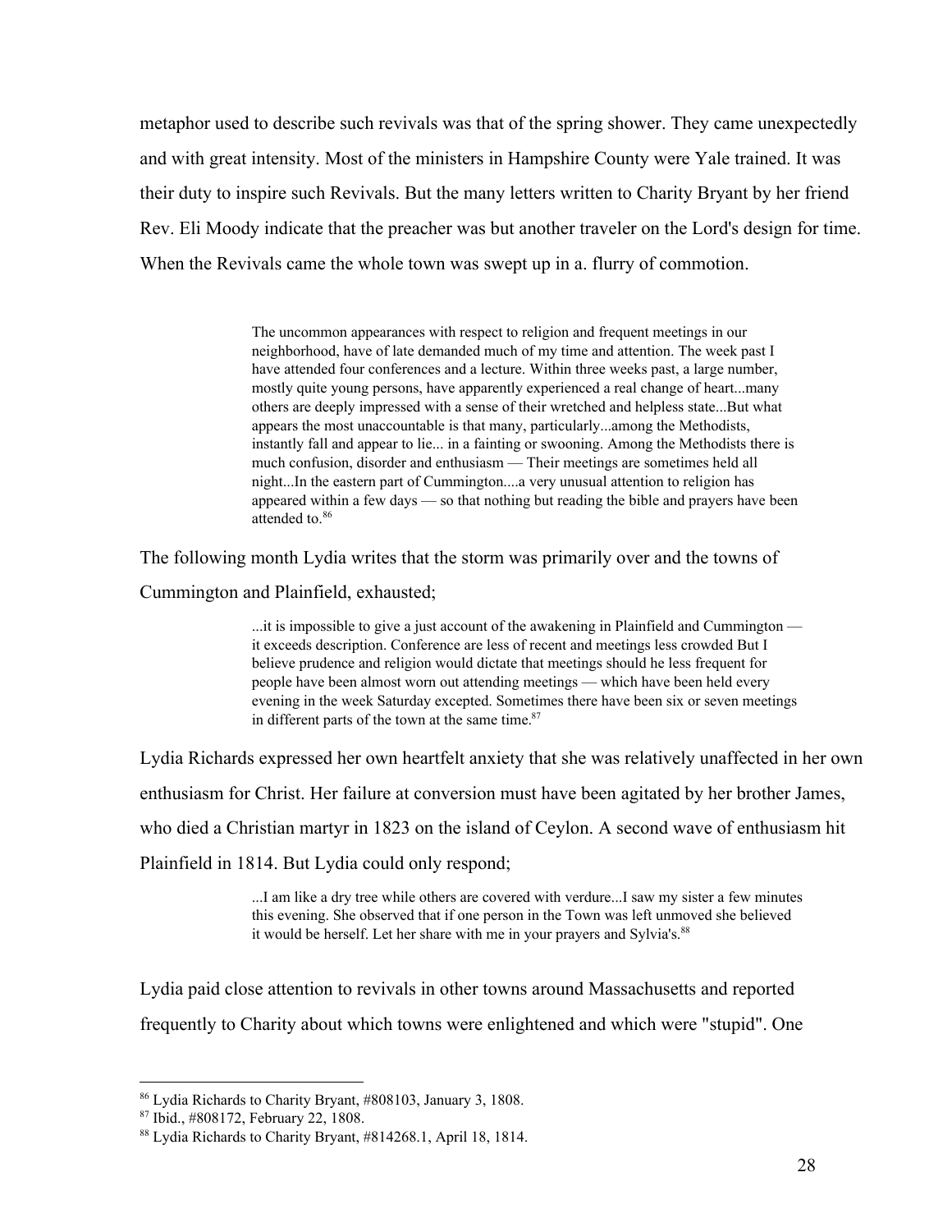metaphor used to describe such revivals was that of the spring shower. They came unexpectedly and with great intensity. Most of the ministers in Hampshire County were Yale trained. It was their duty to inspire such Revivals. But the many letters written to Charity Bryant by her friend Rev. Eli Moody indicate that the preacher was but another traveler on the Lord's design for time. When the Revivals came the whole town was swept up in a. flurry of commotion.

> The uncommon appearances with respect to religion and frequent meetings in our neighborhood, have of late demanded much of my time and attention. The week past I have attended four conferences and a lecture. Within three weeks past, a large number, mostly quite young persons, have apparently experienced a real change of heart...many others are deeply impressed with a sense of their wretched and helpless state...But what appears the most unaccountable is that many, particularly...among the Methodists, instantly fall and appear to lie... in a fainting or swooning. Among the Methodists there is much confusion, disorder and enthusiasm — Their meetings are sometimes held all night...In the eastern part of Cummington....a very unusual attention to religion has appeared within a few days — so that nothing but reading the bible and prayers have been attended to.[86]

The following month Lydia writes that the storm was primarily over and the towns of Cummington and Plainfield, exhausted;

> ...it is impossible to give a just account of the awakening in Plainfield and Cummington — it exceeds description. Conference are less of recent and meetings less crowded But I believe prudence and religion would dictate that meetings should he less frequent for people have been almost worn out attending meetings — which have been held every evening in the week Saturday excepted. Sometimes there have been six or seven meetings in different parts of the town at the same time.[87]

Lydia Richards expressed her own heartfelt anxiety that she was relatively unaffected in her own enthusiasm for Christ. Her failure at conversion must have been agitated by her brother James, who died a Christian martyr in 1823 on the island of Ceylon. A second wave of enthusiasm hit Plainfield in 1814. But Lydia could only respond;

> ...I am like a dry tree while others are covered with verdure...I saw my sister a few minutes this evening. She observed that if one person in the Town was left unmoved she believed it would be herself. Let her share with me in your prayers and Sylvia's.[88]

Lydia paid close attention to revivals in other towns around Massachusetts and reported frequently to Charity about which towns were enlightened and which were "stupid". One

---

[86] Lydia Richards to Charity Bryant, #808103, January 3, 1808.

[87] Ibid., #808172, February 22, 1808.

[88] Lydia Richards to Charity Bryant, #814268.1, April 18, 1814.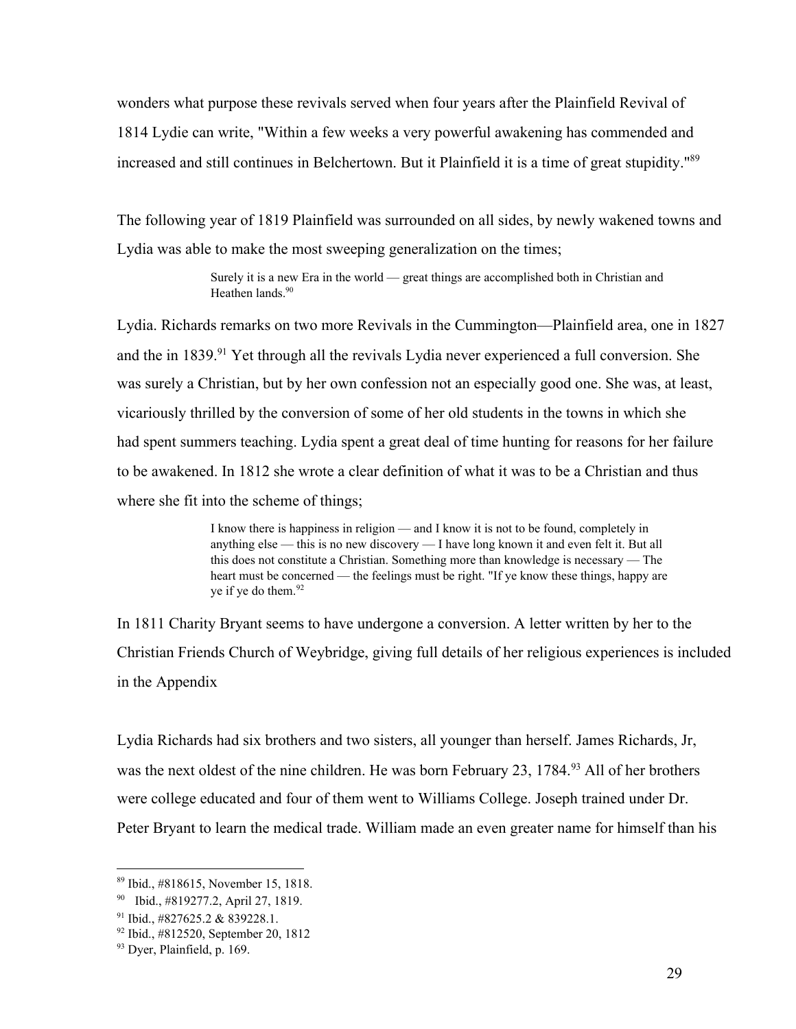wonders what purpose these revivals served when four years after the Plainfield Revival of 1814 Lydie can write, "Within a few weeks a very powerful awakening has commended and increased and still continues in Belchertown. But it Plainfield it is a time of great stupidity."[89]

The following year of 1819 Plainfield was surrounded on all sides, by newly wakened towns and Lydia was able to make the most sweeping generalization on the times;

> Surely it is a new Era in the world — great things are accomplished both in Christian and Heathen lands.[90]

Lydia. Richards remarks on two more Revivals in the Cummington—Plainfield area, one in 1827 and the in 1839.[91] Yet through all the revivals Lydia never experienced a full conversion. She was surely a Christian, but by her own confession not an especially good one. She was, at least, vicariously thrilled by the conversion of some of her old students in the towns in which she had spent summers teaching. Lydia spent a great deal of time hunting for reasons for her failure to be awakened. In 1812 she wrote a clear definition of what it was to be a Christian and thus where she fit into the scheme of things;

> I know there is happiness in religion — and I know it is not to be found, completely in anything else — this is no new discovery — I have long known it and even felt it. But all this does not constitute a Christian. Something more than knowledge is necessary — The heart must be concerned — the feelings must be right. "If ye know these things, happy are ye if ye do them.[92]

In 1811 Charity Bryant seems to have undergone a conversion. A letter written by her to the Christian Friends Church of Weybridge, giving full details of her religious experiences is included in the Appendix

Lydia Richards had six brothers and two sisters, all younger than herself. James Richards, Jr, was the next oldest of the nine children. He was born February 23, 1784.[93] All of her brothers were college educated and four of them went to Williams College. Joseph trained under Dr. Peter Bryant to learn the medical trade. William made an even greater name for himself than his

---

[89] Ibid., #818615, November 15, 1818.

[90] Ibid., #819277.2, April 27, 1819.

[91] Ibid., #827625.2 & 839228.1.

[92] Ibid., #812520, September 20, 1812

[93] Dyer, Plainfield, p. 169.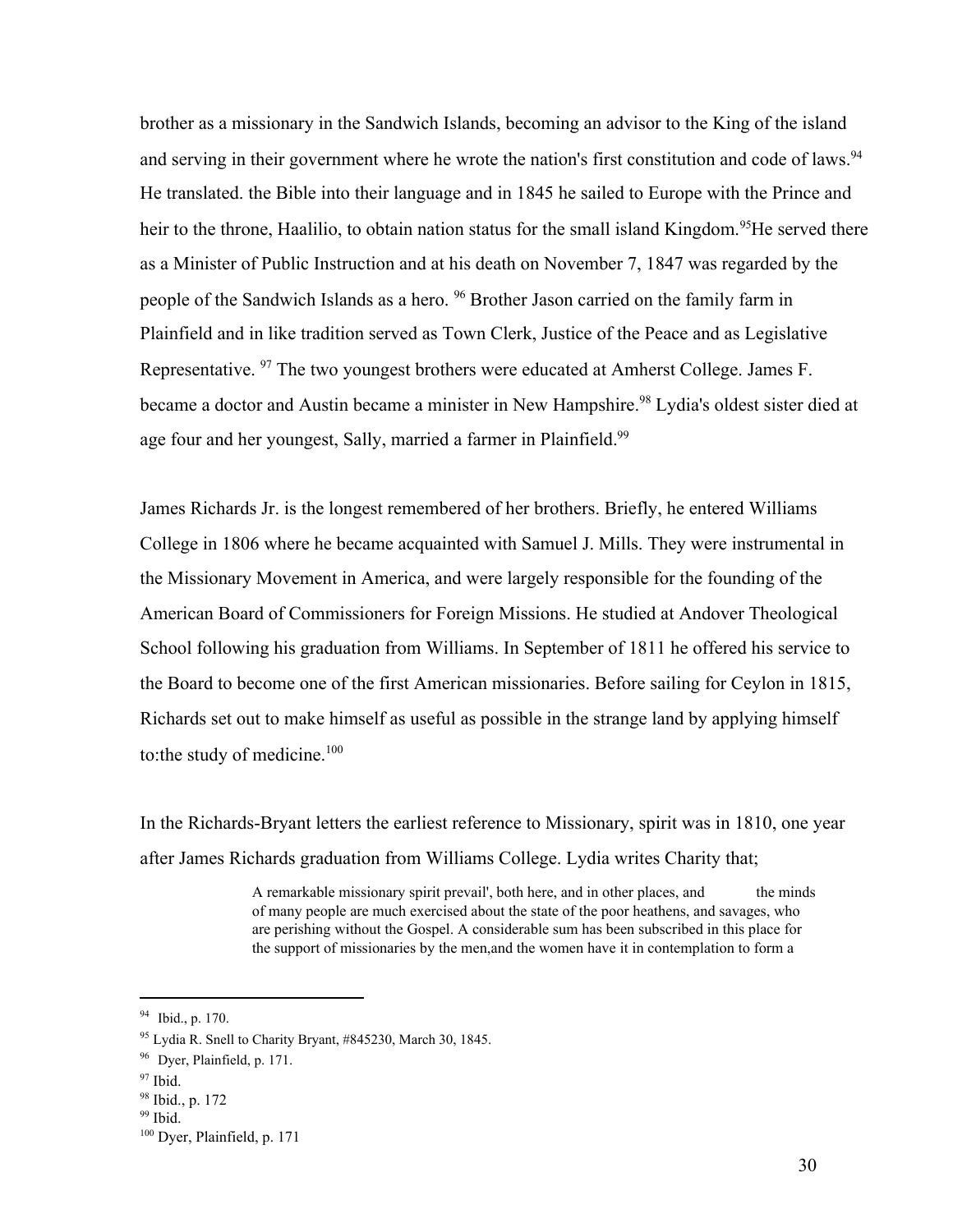brother as a missionary in the Sandwich Islands, becoming an advisor to the King of the island and serving in their government where he wrote the nation's first constitution and code of laws.[94] He translated. the Bible into their language and in 1845 he sailed to Europe with the Prince and heir to the throne, Haalilio, to obtain nation status for the small island Kingdom.[95]He served there as a Minister of Public Instruction and at his death on November 7, 1847 was regarded by the people of the Sandwich Islands as a hero. [96] Brother Jason carried on the family farm in Plainfield and in like tradition served as Town Clerk, Justice of the Peace and as Legislative Representative. [97] The two youngest brothers were educated at Amherst College. James F. became a doctor and Austin became a minister in New Hampshire.[98] Lydia's oldest sister died at age four and her youngest, Sally, married a farmer in Plainfield.[99]

James Richards Jr. is the longest remembered of her brothers. Briefly, he entered Williams College in 1806 where he became acquainted with Samuel J. Mills. They were instrumental in the Missionary Movement in America, and were largely responsible for the founding of the American Board of Commissioners for Foreign Missions. He studied at Andover Theological School following his graduation from Williams. In September of 1811 he offered his service to the Board to become one of the first American missionaries. Before sailing for Ceylon in 1815, Richards set out to make himself as useful as possible in the strange land by applying himself to:the study of medicine.[100]

In the Richards-Bryant letters the earliest reference to Missionary, spirit was in 1810, one year after James Richards graduation from Williams College. Lydia writes Charity that;

> A remarkable missionary spirit prevail', both here, and in other places, and the minds of many people are much exercised about the state of the poor heathens, and savages, who are perishing without the Gospel. A considerable sum has been subscribed in this place for the support of missionaries by the men,and the women have it in contemplation to form a

---

[94] Ibid., p. 170.

[95] Lydia R. Snell to Charity Bryant, #845230, March 30, 1845.

[96] Dyer, Plainfield, p. 171.

[97] Ibid.

[98] Ibid., p. 172

[99] Ibid.

[100] Dyer, Plainfield, p. 171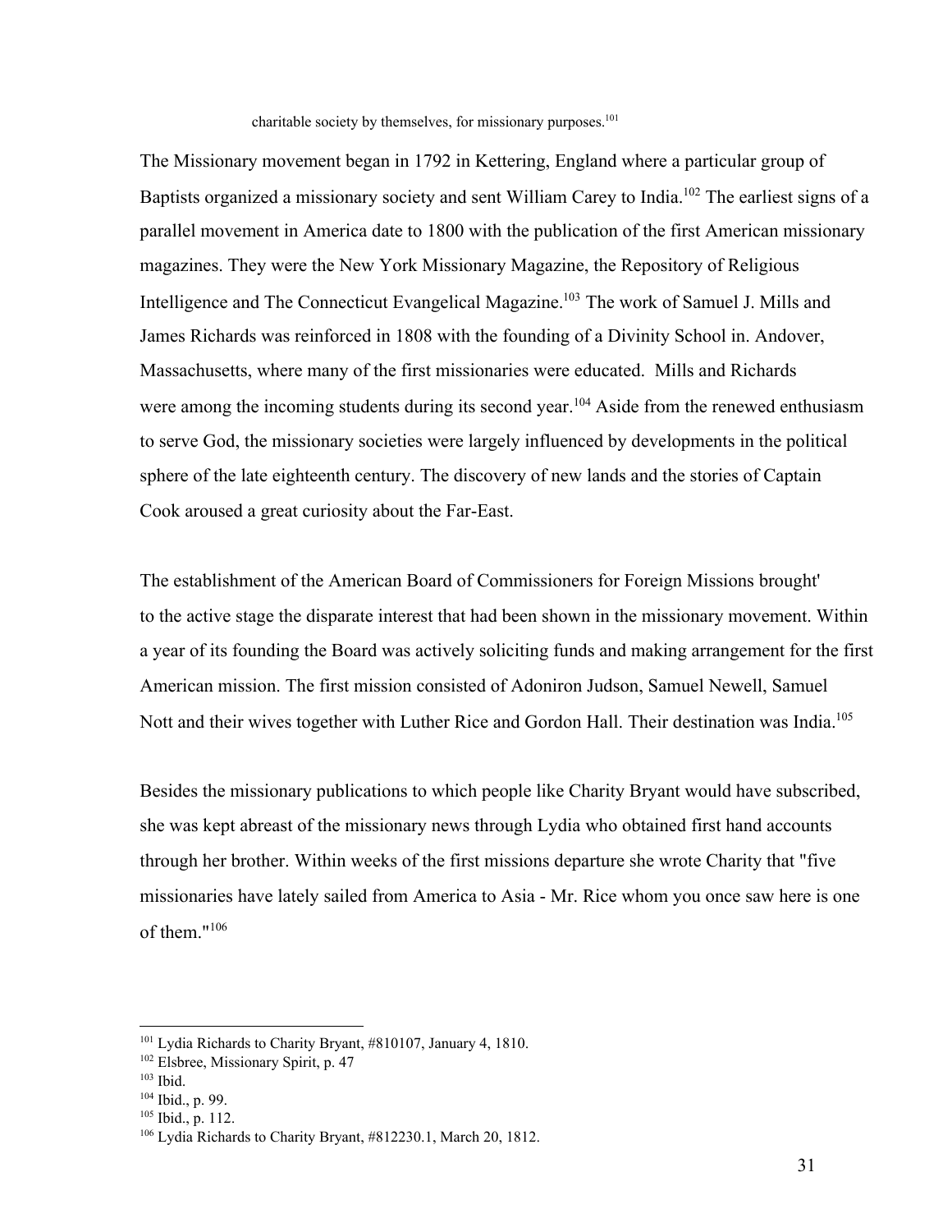charitable society by themselves, for missionary purposes.[101]

The Missionary movement began in 1792 in Kettering, England where a particular group of Baptists organized a missionary society and sent William Carey to India.[102] The earliest signs of a parallel movement in America date to 1800 with the publication of the first American missionary magazines. They were the New York Missionary Magazine, the Repository of Religious Intelligence and The Connecticut Evangelical Magazine.[103] The work of Samuel J. Mills and James Richards was reinforced in 1808 with the founding of a Divinity School in. Andover, Massachusetts, where many of the first missionaries were educated. Mills and Richards were among the incoming students during its second year.[104] Aside from the renewed enthusiasm to serve God, the missionary societies were largely influenced by developments in the political sphere of the late eighteenth century. The discovery of new lands and the stories of Captain Cook aroused a great curiosity about the Far-East.

The establishment of the American Board of Commissioners for Foreign Missions brought' to the active stage the disparate interest that had been shown in the missionary movement. Within a year of its founding the Board was actively soliciting funds and making arrangement for the first American mission. The first mission consisted of Adoniron Judson, Samuel Newell, Samuel Nott and their wives together with Luther Rice and Gordon Hall. Their destination was India.[105]

Besides the missionary publications to which people like Charity Bryant would have subscribed, she was kept abreast of the missionary news through Lydia who obtained first hand accounts through her brother. Within weeks of the first missions departure she wrote Charity that "five missionaries have lately sailed from America to Asia - Mr. Rice whom you once saw here is one of them."[106]

---

[101] Lydia Richards to Charity Bryant, #810107, January 4, 1810.

[102] Elsbree, Missionary Spirit, p. 47

[103] Ibid.

[104] Ibid., p. 99.

[105] Ibid., p. 112.

[106] Lydia Richards to Charity Bryant, #812230.1, March 20, 1812.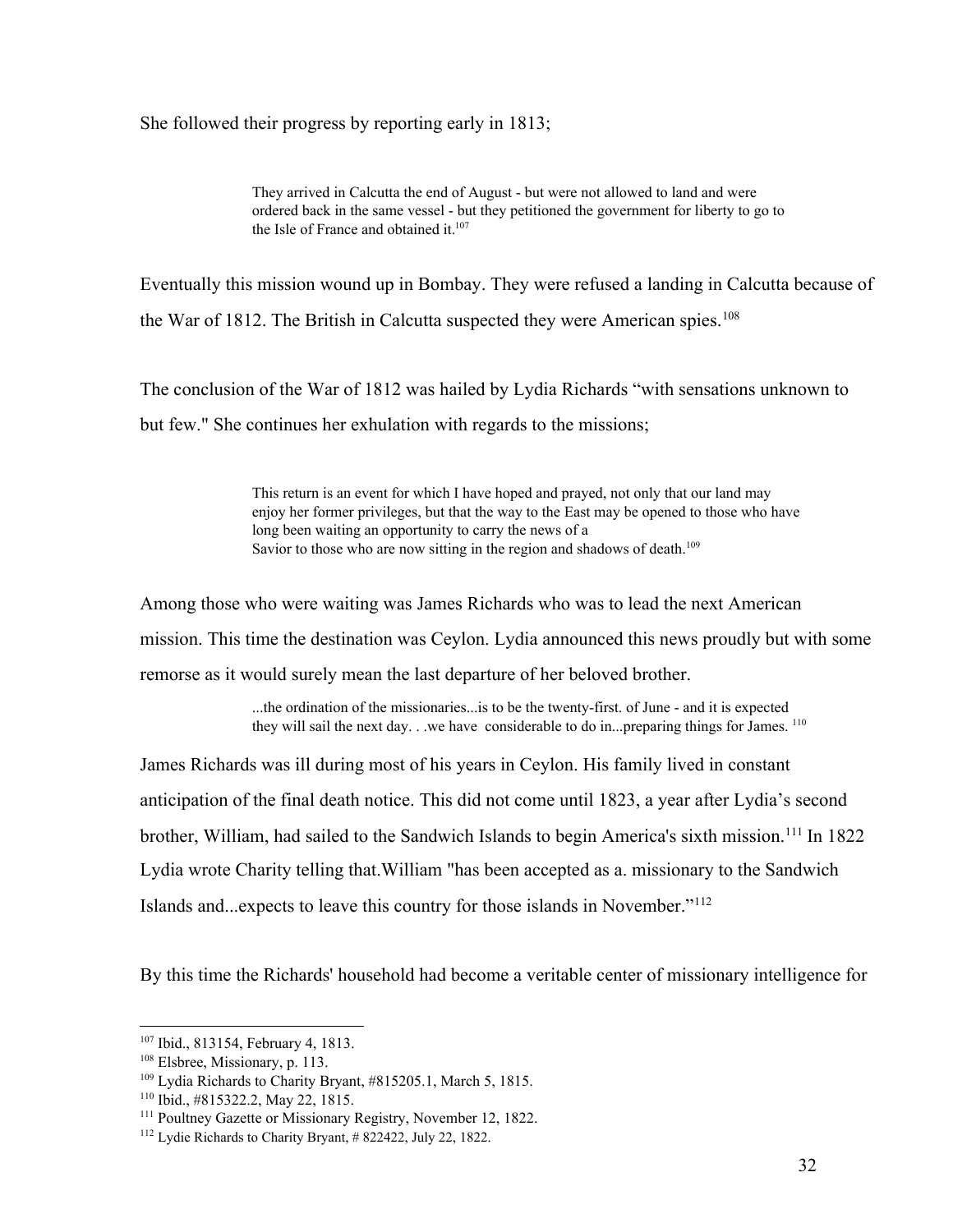She followed their progress by reporting early in 1813;

> They arrived in Calcutta the end of August - but were not allowed to land and were ordered back in the same vessel - but they petitioned the government for liberty to go to the Isle of France and obtained it.[107]

Eventually this mission wound up in Bombay. They were refused a landing in Calcutta because of the War of 1812. The British in Calcutta suspected they were American spies.[108]

The conclusion of the War of 1812 was hailed by Lydia Richards "with sensations unknown to but few." She continues her exhulation with regards to the missions;

> This return is an event for which I have hoped and prayed, not only that our land may enjoy her former privileges, but that the way to the East may be opened to those who have long been waiting an opportunity to carry the news of a Savior to those who are now sitting in the region and shadows of death.[109]

Among those who were waiting was James Richards who was to lead the next American mission. This time the destination was Ceylon. Lydia announced this news proudly but with some remorse as it would surely mean the last departure of her beloved brother.

> ...the ordination of the missionaries...is to be the twenty-first. of June - and it is expected they will sail the next day. . .we have considerable to do in...preparing things for James. [110]

James Richards was ill during most of his years in Ceylon. His family lived in constant anticipation of the final death notice. This did not come until 1823, a year after Lydia's second brother, William, had sailed to the Sandwich Islands to begin America's sixth mission.[111] In 1822 Lydia wrote Charity telling that.William "has been accepted as a. missionary to the Sandwich Islands and...expects to leave this country for those islands in November."[112]

By this time the Richards' household had become a veritable center of missionary intelligence for

---

[107] Ibid., 813154, February 4, 1813.

[108] Elsbree, Missionary, p. 113.

[109] Lydia Richards to Charity Bryant, #815205.1, March 5, 1815.

[110] Ibid., #815322.2, May 22, 1815.

[111] Poultney Gazette or Missionary Registry, November 12, 1822.

[112] Lydie Richards to Charity Bryant, # 822422, July 22, 1822.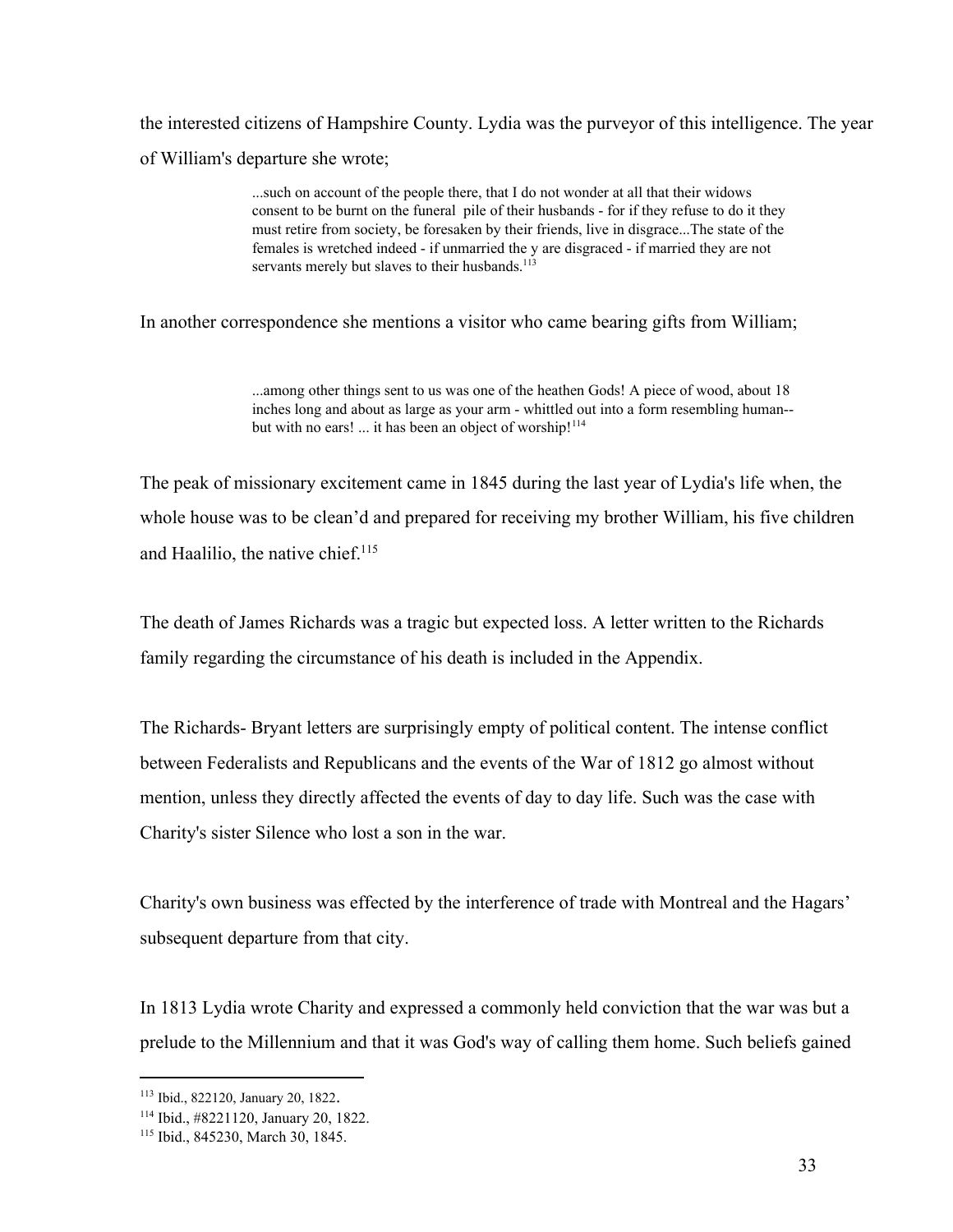the interested citizens of Hampshire County. Lydia was the purveyor of this intelligence. The year of William's departure she wrote;

> ...such on account of the people there, that I do not wonder at all that their widows consent to be burnt on the funeral pile of their husbands - for if they refuse to do it they must retire from society, be foresaken by their friends, live in disgrace...The state of the females is wretched indeed - if unmarried the y are disgraced - if married they are not servants merely but slaves to their husbands.[113]

In another correspondence she mentions a visitor who came bearing gifts from William;

> ...among other things sent to us was one of the heathen Gods! A piece of wood, about 18 inches long and about as large as your arm - whittled out into a form resembling human-- but with no ears! ... it has been an object of worship![114]

The peak of missionary excitement came in 1845 during the last year of Lydia's life when, the whole house was to be clean'd and prepared for receiving my brother William, his five children and Haalilio, the native chief.[115]

The death of James Richards was a tragic but expected loss. A letter written to the Richards family regarding the circumstance of his death is included in the Appendix.

The Richards- Bryant letters are surprisingly empty of political content. The intense conflict between Federalists and Republicans and the events of the War of 1812 go almost without mention, unless they directly affected the events of day to day life. Such was the case with Charity's sister Silence who lost a son in the war.

Charity's own business was effected by the interference of trade with Montreal and the Hagars' subsequent departure from that city.

In 1813 Lydia wrote Charity and expressed a commonly held conviction that the war was but a prelude to the Millennium and that it was God's way of calling them home. Such beliefs gained

---

[113] Ibid., 822120, January 20, 1822.

[114] Ibid., #8221120, January 20, 1822.

[115] Ibid., 845230, March 30, 1845.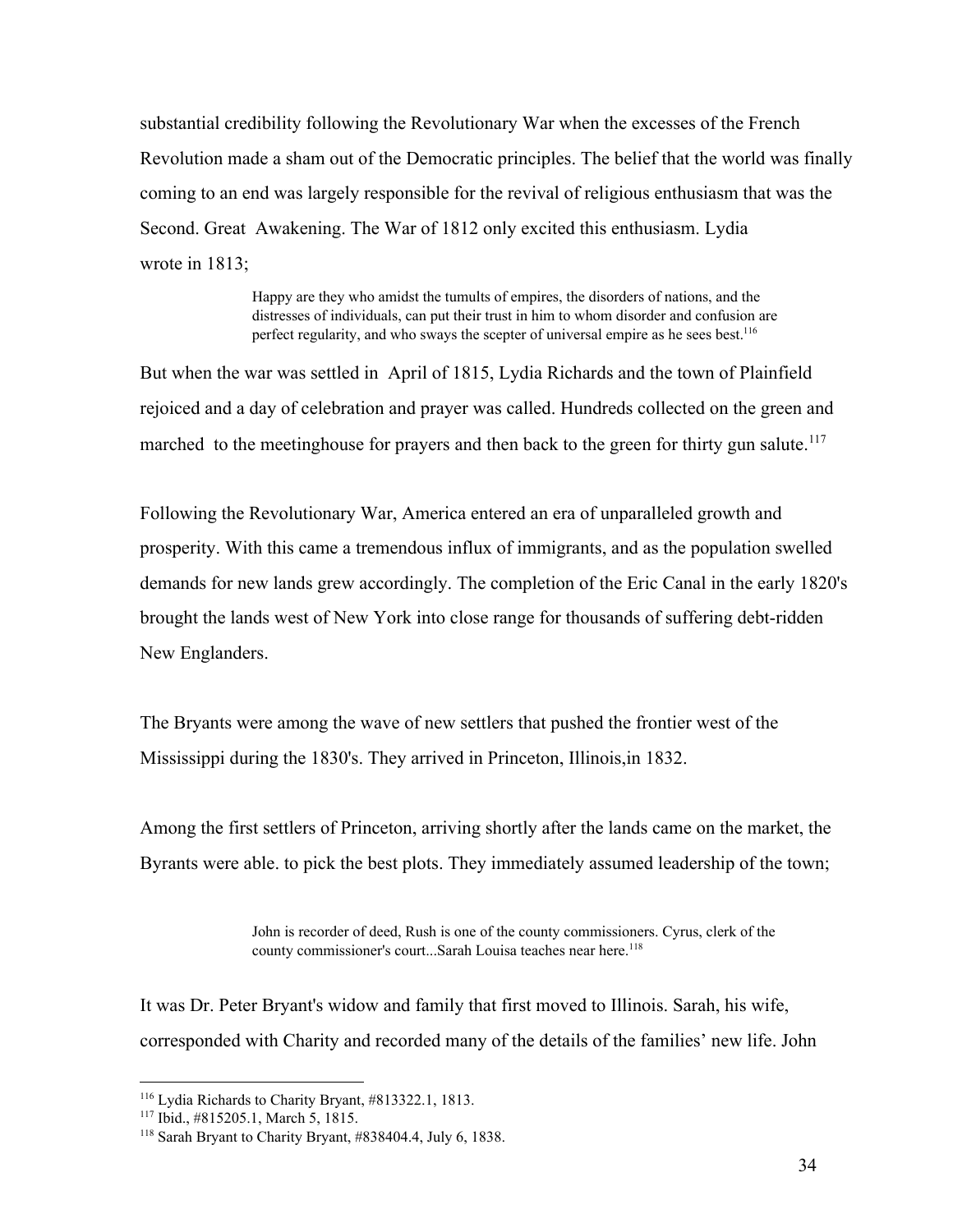substantial credibility following the Revolutionary War when the excesses of the French Revolution made a sham out of the Democratic principles. The belief that the world was finally coming to an end was largely responsible for the revival of religious enthusiasm that was the Second. Great Awakening. The War of 1812 only excited this enthusiasm. Lydia wrote in 1813;

> Happy are they who amidst the tumults of empires, the disorders of nations, and the distresses of individuals, can put their trust in him to whom disorder and confusion are perfect regularity, and who sways the scepter of universal empire as he sees best.[116]

But when the war was settled in April of 1815, Lydia Richards and the town of Plainfield rejoiced and a day of celebration and prayer was called. Hundreds collected on the green and marched to the meetinghouse for prayers and then back to the green for thirty gun salute.[117]

Following the Revolutionary War, America entered an era of unparalleled growth and prosperity. With this came a tremendous influx of immigrants, and as the population swelled demands for new lands grew accordingly. The completion of the Eric Canal in the early 1820's brought the lands west of New York into close range for thousands of suffering debt-ridden New Englanders.

The Bryants were among the wave of new settlers that pushed the frontier west of the Mississippi during the 1830's. They arrived in Princeton, Illinois,in 1832.

Among the first settlers of Princeton, arriving shortly after the lands came on the market, the Byrants were able. to pick the best plots. They immediately assumed leadership of the town;

> John is recorder of deed, Rush is one of the county commissioners. Cyrus, clerk of the county commissioner's court...Sarah Louisa teaches near here.[118]

It was Dr. Peter Bryant's widow and family that first moved to Illinois. Sarah, his wife, corresponded with Charity and recorded many of the details of the families' new life. John

---

[116] Lydia Richards to Charity Bryant, #813322.1, 1813.
[117] Ibid., #815205.1, March 5, 1815.
[118] Sarah Bryant to Charity Bryant, #838404.4, July 6, 1838.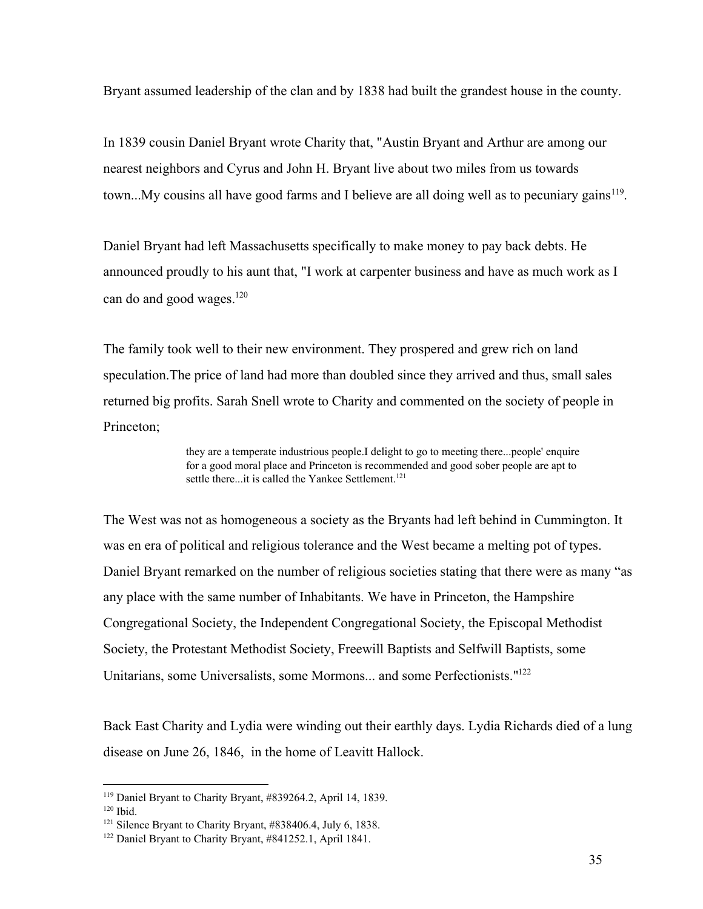Bryant assumed leadership of the clan and by 1838 had built the grandest house in the county.

In 1839 cousin Daniel Bryant wrote Charity that, "Austin Bryant and Arthur are among our nearest neighbors and Cyrus and John H. Bryant live about two miles from us towards town...My cousins all have good farms and I believe are all doing well as to pecuniary gains[119].

Daniel Bryant had left Massachusetts specifically to make money to pay back debts. He announced proudly to his aunt that, "I work at carpenter business and have as much work as I can do and good wages.[120]

The family took well to their new environment. They prospered and grew rich on land speculation.The price of land had more than doubled since they arrived and thus, small sales returned big profits. Sarah Snell wrote to Charity and commented on the society of people in Princeton;

> they are a temperate industrious people.I delight to go to meeting there...people' enquire for a good moral place and Princeton is recommended and good sober people are apt to settle there...it is called the Yankee Settlement.[121]

The West was not as homogeneous a society as the Bryants had left behind in Cummington. It was en era of political and religious tolerance and the West became a melting pot of types. Daniel Bryant remarked on the number of religious societies stating that there were as many "as any place with the same number of Inhabitants. We have in Princeton, the Hampshire Congregational Society, the Independent Congregational Society, the Episcopal Methodist Society, the Protestant Methodist Society, Freewill Baptists and Selfwill Baptists, some Unitarians, some Universalists, some Mormons... and some Perfectionists."[122]

Back East Charity and Lydia were winding out their earthly days. Lydia Richards died of a lung disease on June 26, 1846, in the home of Leavitt Hallock.

---

[119] Daniel Bryant to Charity Bryant, #839264.2, April 14, 1839.
[120] Ibid.
[121] Silence Bryant to Charity Bryant, #838406.4, July 6, 1838.
[122] Daniel Bryant to Charity Bryant, #841252.1, April 1841.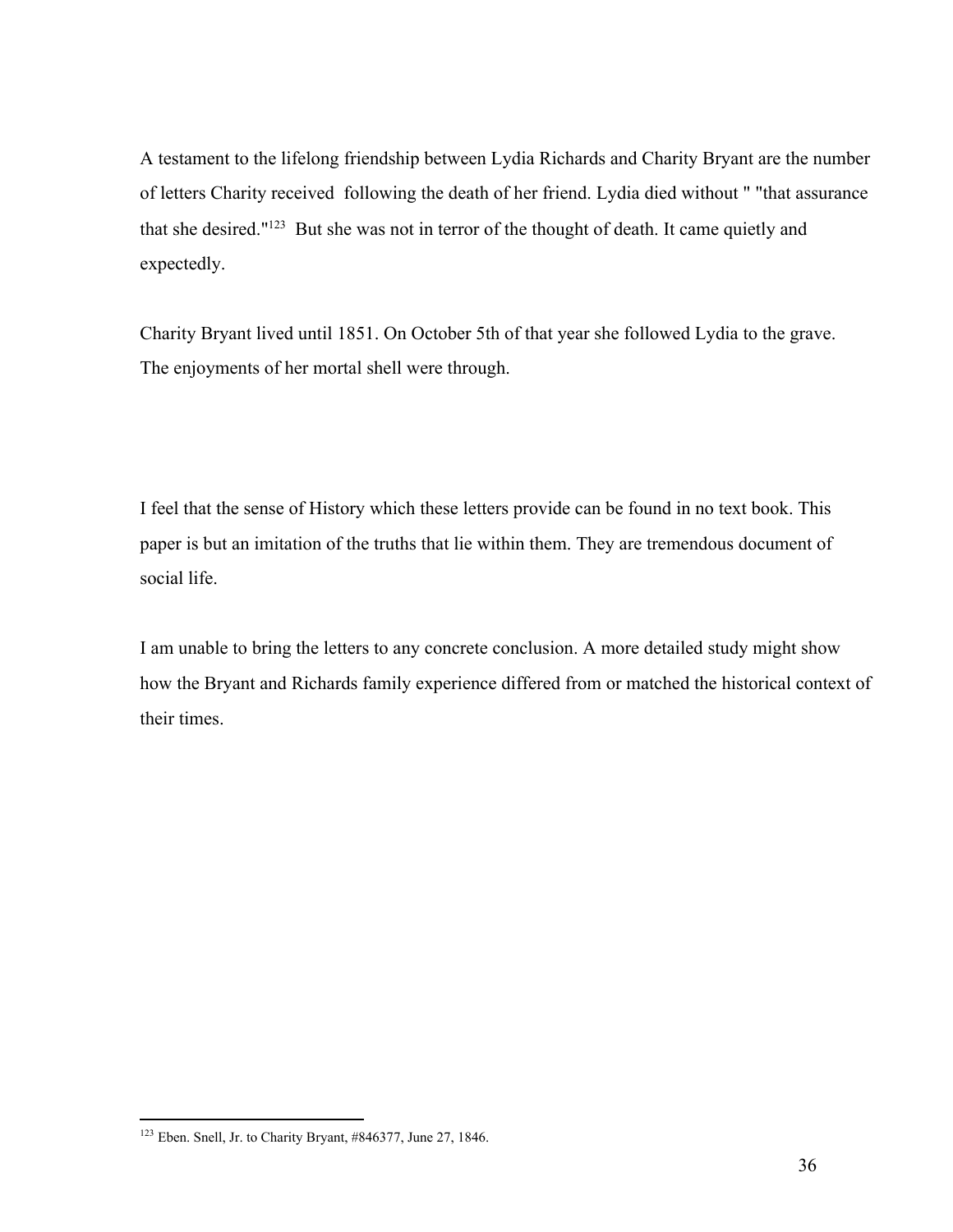A testament to the lifelong friendship between Lydia Richards and Charity Bryant are the number of letters Charity received following the death of her friend. Lydia died without " "that assurance that she desired."[123] But she was not in terror of the thought of death. It came quietly and expectedly.

Charity Bryant lived until 1851. On October 5th of that year she followed Lydia to the grave. The enjoyments of her mortal shell were through.

I feel that the sense of History which these letters provide can be found in no text book. This paper is but an imitation of the truths that lie within them. They are tremendous document of social life.

I am unable to bring the letters to any concrete conclusion. A more detailed study might show how the Bryant and Richards family experience differed from or matched the historical context of their times.

---

[123] Eben. Snell, Jr. to Charity Bryant, #846377, June 27, 1846.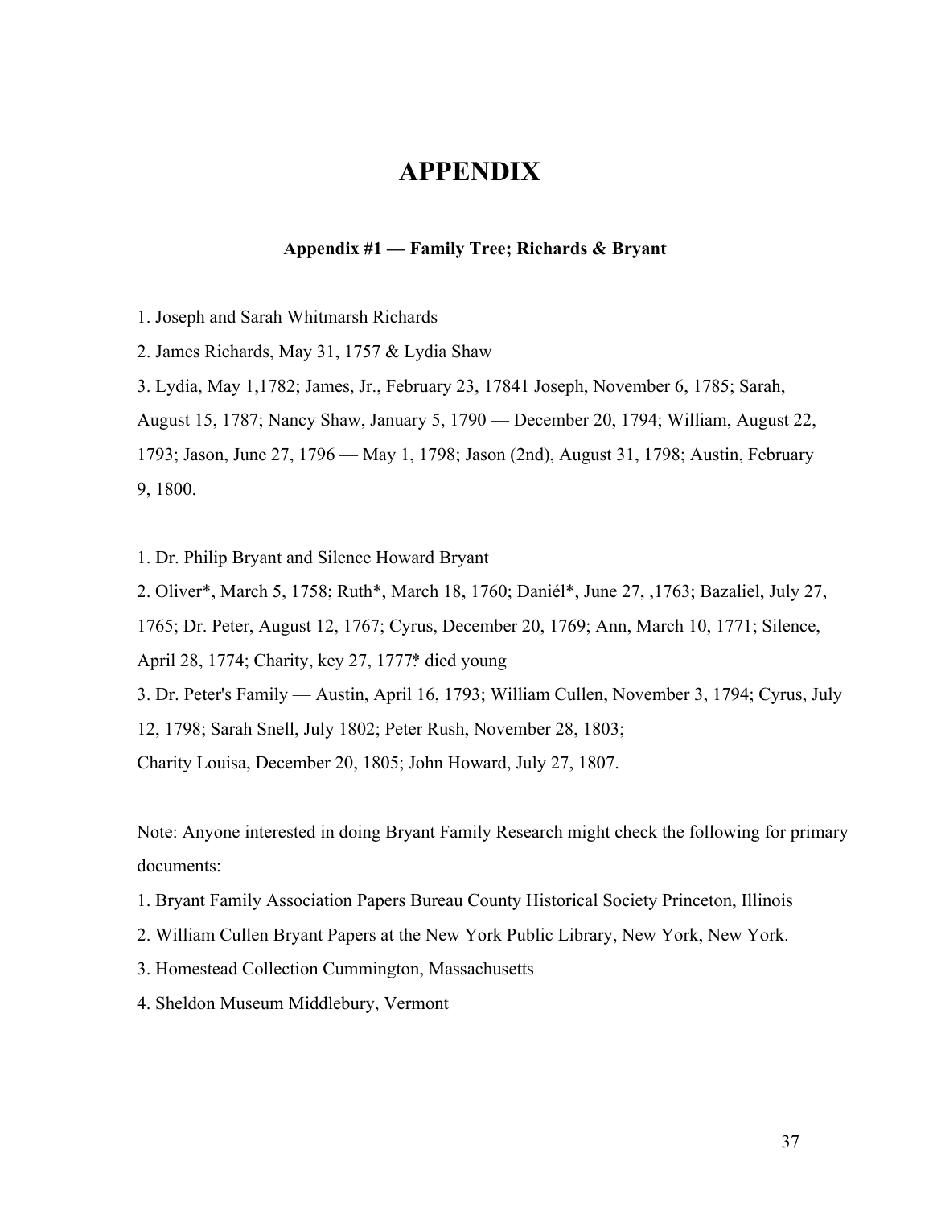# APPENDIX

### Appendix #1 — Family Tree; Richards & Bryant

1. Joseph and Sarah Whitmarsh Richards
2. James Richards, May 31, 1757 & Lydia Shaw
3. Lydia, May 1,1782; James, Jr., February 23, 17841 Joseph, November 6, 1785; Sarah, August 15, 1787; Nancy Shaw, January 5, 1790 — December 20, 1794; William, August 22, 1793; Jason, June 27, 1796 — May 1, 1798; Jason (2nd), August 31, 1798; Austin, February 9, 1800.

1. Dr. Philip Bryant and Silence Howard Bryant
2. Oliver*, March 5, 1758; Ruth*, March 18, 1760; Daniél*, June 27, ,1763; Bazaliel, July 27, 1765; Dr. Peter, August 12, 1767; Cyrus, December 20, 1769; Ann, March 10, 1771; Silence, April 28, 1774; Charity, key 27, 1777* died young
3. Dr. Peter's Family — Austin, April 16, 1793; William Cullen, November 3, 1794; Cyrus, July 12, 1798; Sarah Snell, July 1802; Peter Rush, November 28, 1803; Charity Louisa, December 20, 1805; John Howard, July 27, 1807.

Note: Anyone interested in doing Bryant Family Research might check the following for primary documents:

1. Bryant Family Association Papers Bureau County Historical Society Princeton, Illinois
2. William Cullen Bryant Papers at the New York Public Library, New York, New York.
3. Homestead Collection Cummington, Massachusetts
4. Sheldon Museum Middlebury, Vermont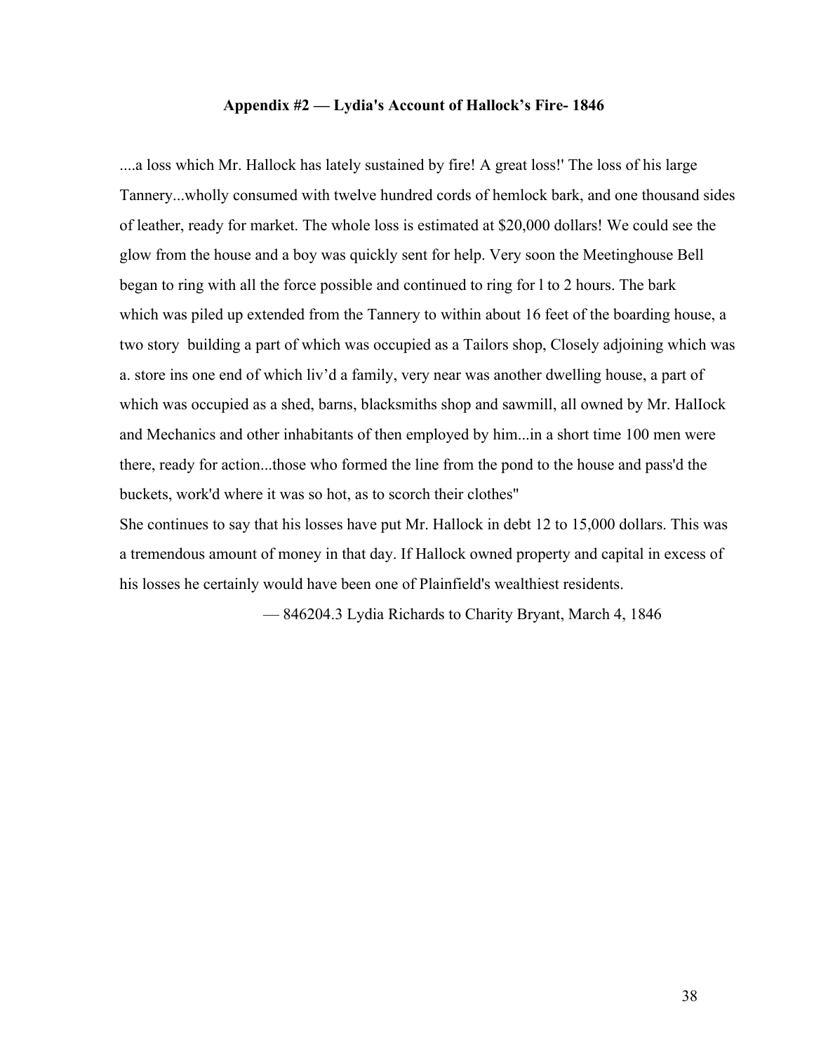**Appendix #2 — Lydia's Account of Hallock's Fire- 1846**

....a loss which Mr. Hallock has lately sustained by fire! A great loss!' The loss of his large Tannery...wholly consumed with twelve hundred cords of hemlock bark, and one thousand sides of leather, ready for market. The whole loss is estimated at $20,000 dollars! We could see the glow from the house and a boy was quickly sent for help. Very soon the Meetinghouse Bell began to ring with all the force possible and continued to ring for l to 2 hours. The bark which was piled up extended from the Tannery to within about 16 feet of the boarding house, a two story building a part of which was occupied as a Tailors shop, Closely adjoining which was a. store ins one end of which liv'd a family, very near was another dwelling house, a part of which was occupied as a shed, barns, blacksmiths shop and sawmill, all owned by Mr. HalIock and Mechanics and other inhabitants of then employed by him...in a short time 100 men were there, ready for action...those who formed the line from the pond to the house and pass'd the buckets, work'd where it was so hot, as to scorch their clothes"

She continues to say that his losses have put Mr. Hallock in debt 12 to 15,000 dollars. This was a tremendous amount of money in that day. If Hallock owned property and capital in excess of his losses he certainly would have been one of Plainfield's wealthiest residents.

— 846204.3 Lydia Richards to Charity Bryant, March 4, 1846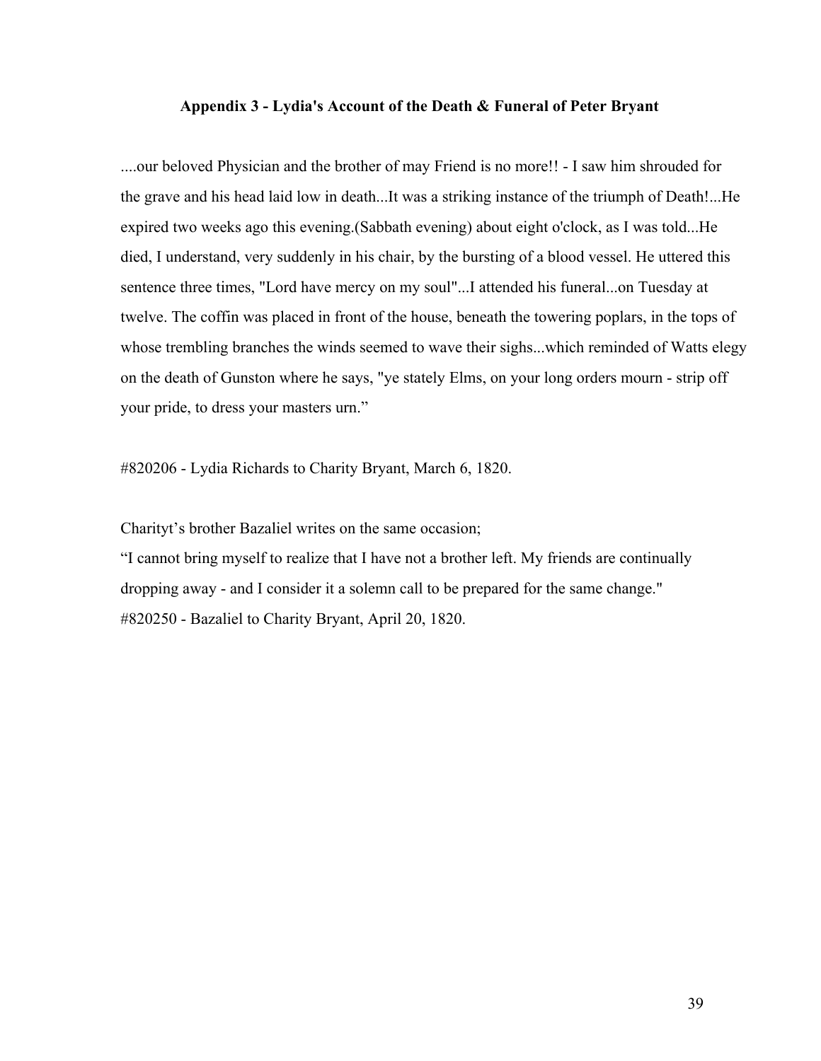### Appendix 3 - Lydia's Account of the Death & Funeral of Peter Bryant

....our beloved Physician and the brother of may Friend is no more!! - I saw him shrouded for the grave and his head laid low in death...It was a striking instance of the triumph of Death!...He expired two weeks ago this evening.(Sabbath evening) about eight o'clock, as I was told...He died, I understand, very suddenly in his chair, by the bursting of a blood vessel. He uttered this sentence three times, "Lord have mercy on my soul"...I attended his funeral...on Tuesday at twelve. The coffin was placed in front of the house, beneath the towering poplars, in the tops of whose trembling branches the winds seemed to wave their sighs...which reminded of Watts elegy on the death of Gunston where he says, "ye stately Elms, on your long orders mourn - strip off your pride, to dress your masters urn."

#820206 - Lydia Richards to Charity Bryant, March 6, 1820.

Charityt's brother Bazaliel writes on the same occasion;
"I cannot bring myself to realize that I have not a brother left. My friends are continually dropping away - and I consider it a solemn call to be prepared for the same change."
#820250 - Bazaliel to Charity Bryant, April 20, 1820.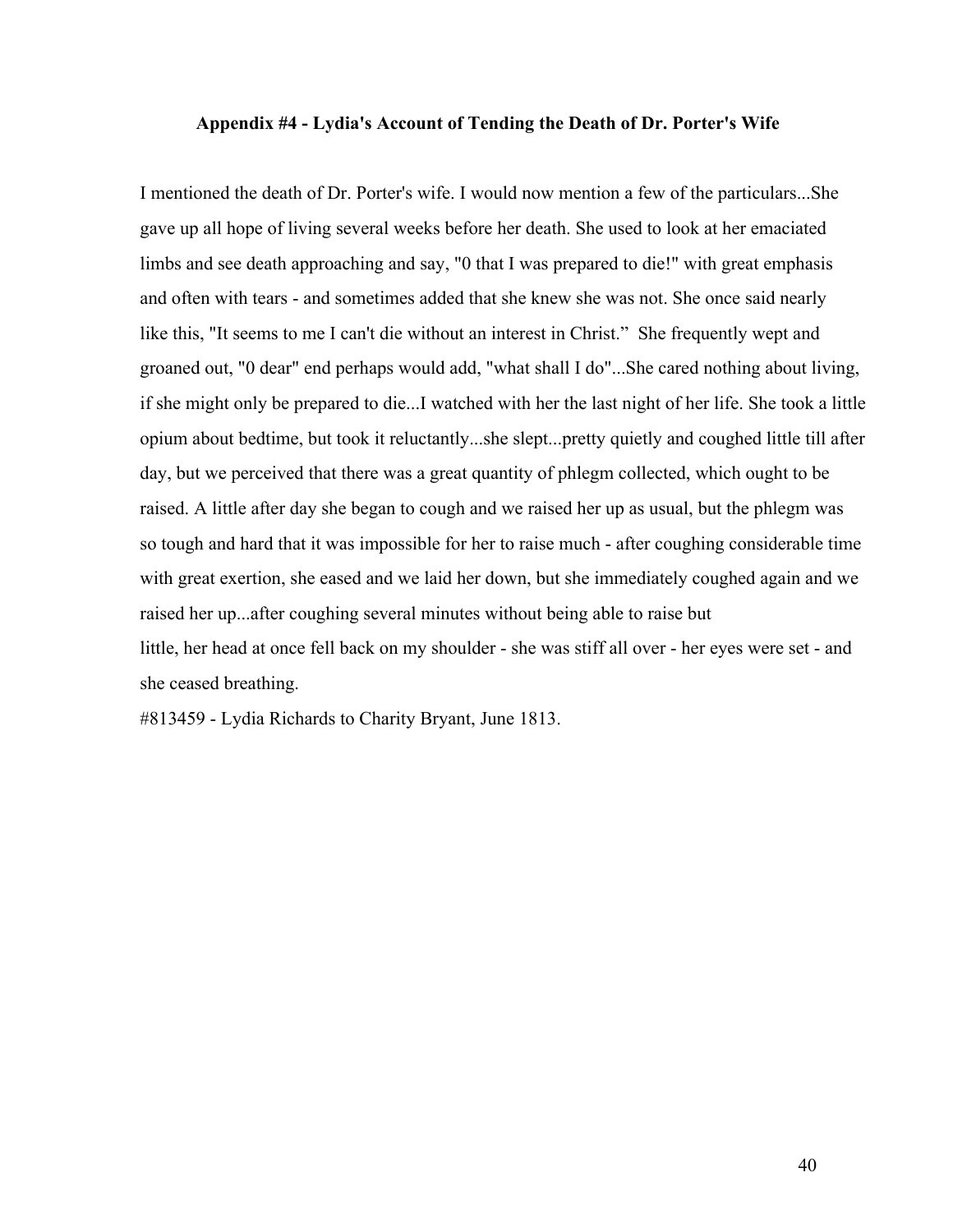**Appendix #4 - Lydia's Account of Tending the Death of Dr. Porter's Wife**

I mentioned the death of Dr. Porter's wife. I would now mention a few of the particulars...She gave up all hope of living several weeks before her death. She used to look at her emaciated limbs and see death approaching and say, "0 that I was prepared to die!" with great emphasis and often with tears - and sometimes added that she knew she was not. She once said nearly like this, "It seems to me I can't die without an interest in Christ." She frequently wept and groaned out, "0 dear" end perhaps would add, "what shall I do"...She cared nothing about living, if she might only be prepared to die...I watched with her the last night of her life. She took a little opium about bedtime, but took it reluctantly...she slept...pretty quietly and coughed little till after day, but we perceived that there was a great quantity of phlegm collected, which ought to be raised. A little after day she began to cough and we raised her up as usual, but the phlegm was so tough and hard that it was impossible for her to raise much - after coughing considerable time with great exertion, she eased and we laid her down, but she immediately coughed again and we raised her up...after coughing several minutes without being able to raise but little, her head at once fell back on my shoulder - she was stiff all over - her eyes were set - and she ceased breathing.

#813459 - Lydia Richards to Charity Bryant, June 1813.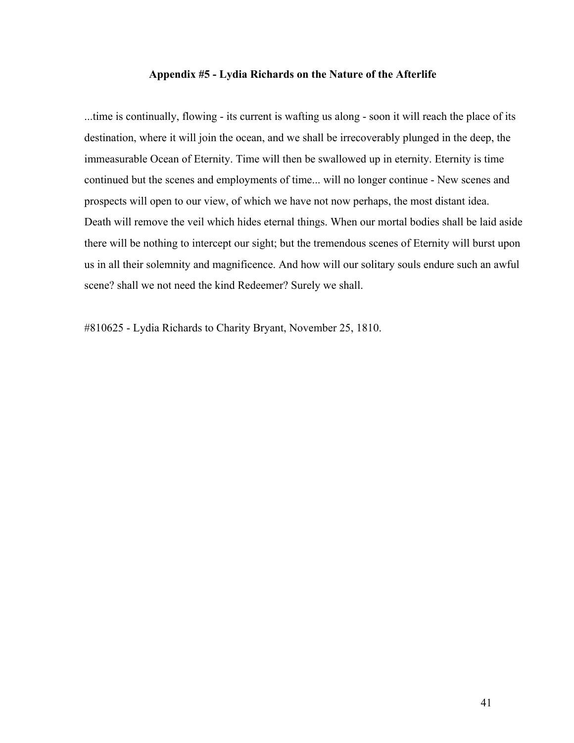### Appendix #5 - Lydia Richards on the Nature of the Afterlife

...time is continually, flowing - its current is wafting us along - soon it will reach the place of its destination, where it will join the ocean, and we shall be irrecoverably plunged in the deep, the immeasurable Ocean of Eternity. Time will then be swallowed up in eternity. Eternity is time continued but the scenes and employments of time... will no longer continue - New scenes and prospects will open to our view, of which we have not now perhaps, the most distant idea. Death will remove the veil which hides eternal things. When our mortal bodies shall be laid aside there will be nothing to intercept our sight; but the tremendous scenes of Eternity will burst upon us in all their solemnity and magnificence. And how will our solitary souls endure such an awful scene? shall we not need the kind Redeemer? Surely we shall.

#810625 - Lydia Richards to Charity Bryant, November 25, 1810.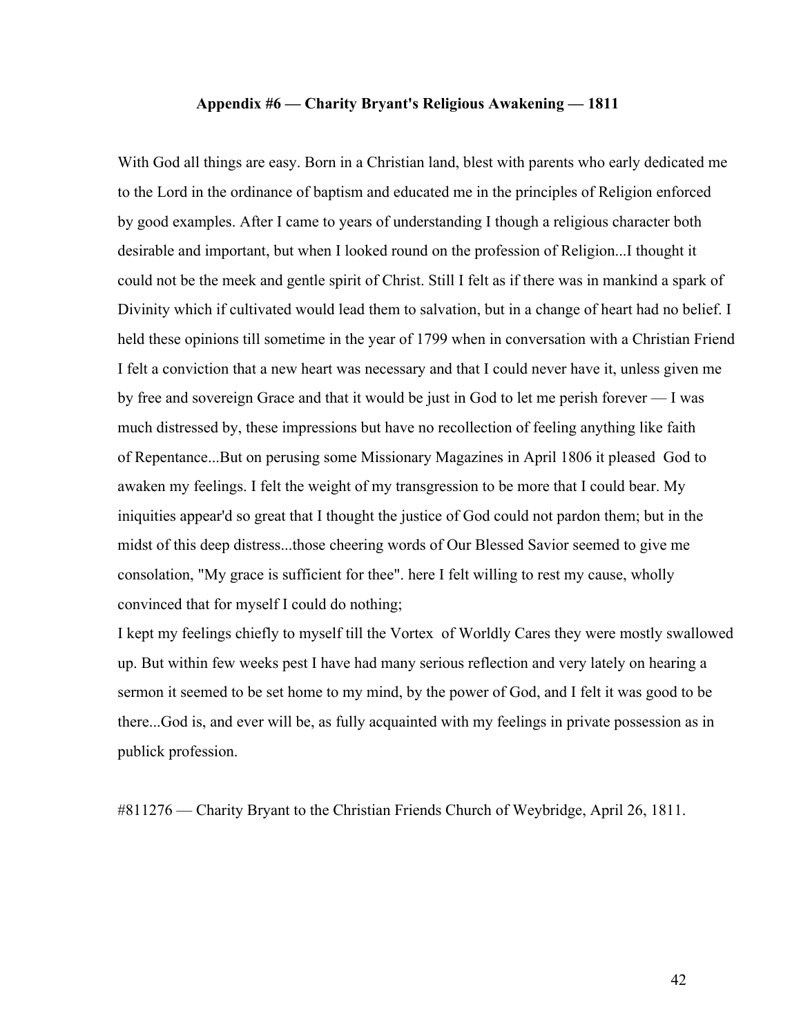## Appendix #6 — Charity Bryant's Religious Awakening — 1811

With God all things are easy. Born in a Christian land, blest with parents who early dedicated me to the Lord in the ordinance of baptism and educated me in the principles of Religion enforced by good examples. After I came to years of understanding I though a religious character both desirable and important, but when I looked round on the profession of Religion...I thought it could not be the meek and gentle spirit of Christ. Still I felt as if there was in mankind a spark of Divinity which if cultivated would lead them to salvation, but in a change of heart had no belief. I held these opinions till sometime in the year of 1799 when in conversation with a Christian Friend I felt a conviction that a new heart was necessary and that I could never have it, unless given me by free and sovereign Grace and that it would be just in God to let me perish forever — I was much distressed by, these impressions but have no recollection of feeling anything like faith of Repentance...But on perusing some Missionary Magazines in April 1806 it pleased God to awaken my feelings. I felt the weight of my transgression to be more that I could bear. My iniquities appear'd so great that I thought the justice of God could not pardon them; but in the midst of this deep distress...those cheering words of Our Blessed Savior seemed to give me consolation, "My grace is sufficient for thee". here I felt willing to rest my cause, wholly convinced that for myself I could do nothing;

I kept my feelings chiefly to myself till the Vortex of Worldly Cares they were mostly swallowed up. But within few weeks pest I have had many serious reflection and very lately on hearing a sermon it seemed to be set home to my mind, by the power of God, and I felt it was good to be there...God is, and ever will be, as fully acquainted with my feelings in private possession as in publick profession.

#811276 — Charity Bryant to the Christian Friends Church of Weybridge, April 26, 1811.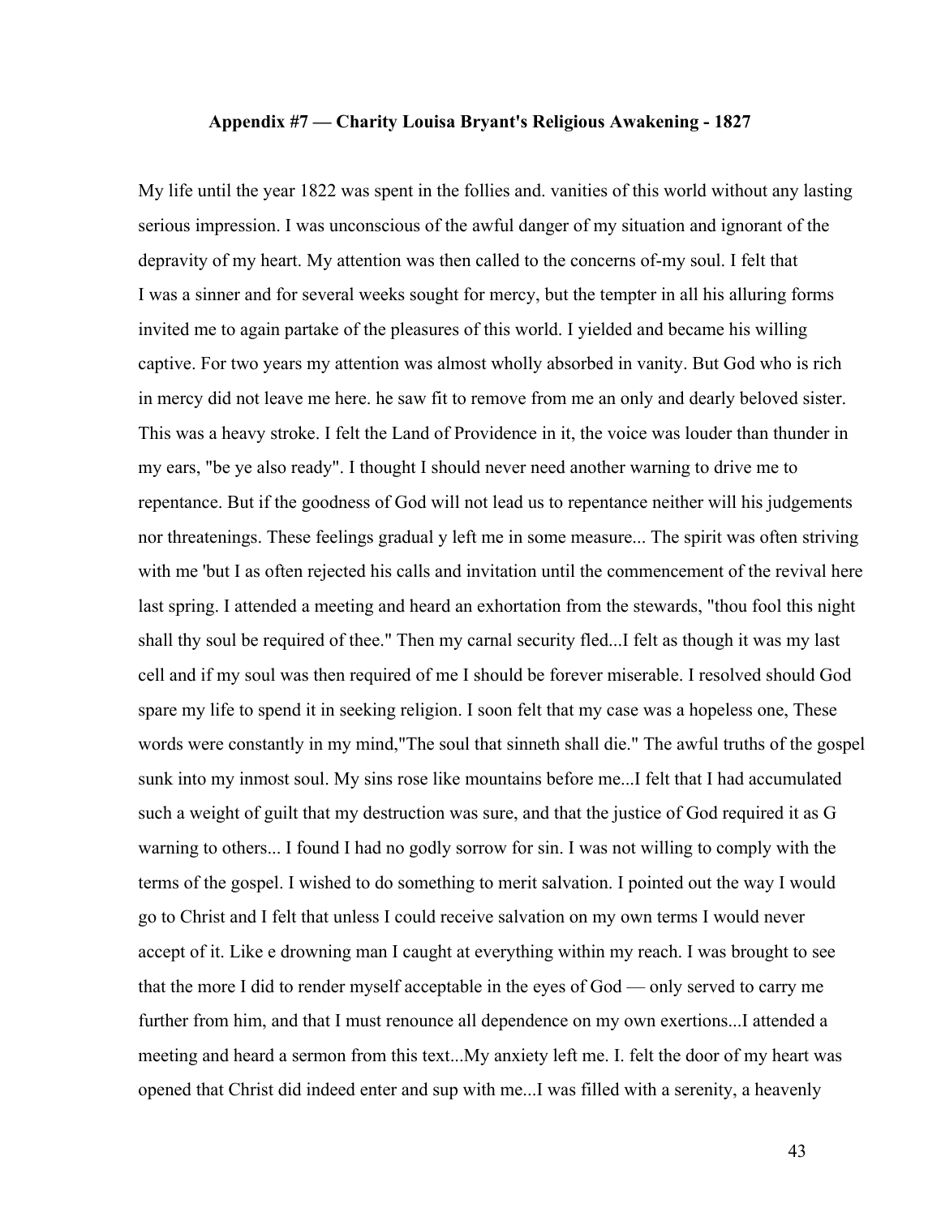**Appendix #7 — Charity Louisa Bryant's Religious Awakening - 1827**

My life until the year 1822 was spent in the follies and. vanities of this world without any lasting serious impression. I was unconscious of the awful danger of my situation and ignorant of the depravity of my heart. My attention was then called to the concerns of-my soul. I felt that I was a sinner and for several weeks sought for mercy, but the tempter in all his alluring forms invited me to again partake of the pleasures of this world. I yielded and became his willing captive. For two years my attention was almost wholly absorbed in vanity. But God who is rich in mercy did not leave me here. he saw fit to remove from me an only and dearly beloved sister. This was a heavy stroke. I felt the Land of Providence in it, the voice was louder than thunder in my ears, "be ye also ready". I thought I should never need another warning to drive me to repentance. But if the goodness of God will not lead us to repentance neither will his judgements nor threatenings. These feelings gradual y left me in some measure... The spirit was often striving with me 'but I as often rejected his calls and invitation until the commencement of the revival here last spring. I attended a meeting and heard an exhortation from the stewards, "thou fool this night shall thy soul be required of thee." Then my carnal security fled...I felt as though it was my last cell and if my soul was then required of me I should be forever miserable. I resolved should God spare my life to spend it in seeking religion. I soon felt that my case was a hopeless one, These words were constantly in my mind,"The soul that sinneth shall die." The awful truths of the gospel sunk into my inmost soul. My sins rose like mountains before me...I felt that I had accumulated such a weight of guilt that my destruction was sure, and that the justice of God required it as G warning to others... I found I had no godly sorrow for sin. I was not willing to comply with the terms of the gospel. I wished to do something to merit salvation. I pointed out the way I would go to Christ and I felt that unless I could receive salvation on my own terms I would never accept of it. Like e drowning man I caught at everything within my reach. I was brought to see that the more I did to render myself acceptable in the eyes of God — only served to carry me further from him, and that I must renounce all dependence on my own exertions...I attended a meeting and heard a sermon from this text...My anxiety left me. I. felt the door of my heart was opened that Christ did indeed enter and sup with me...I was filled with a serenity, a heavenly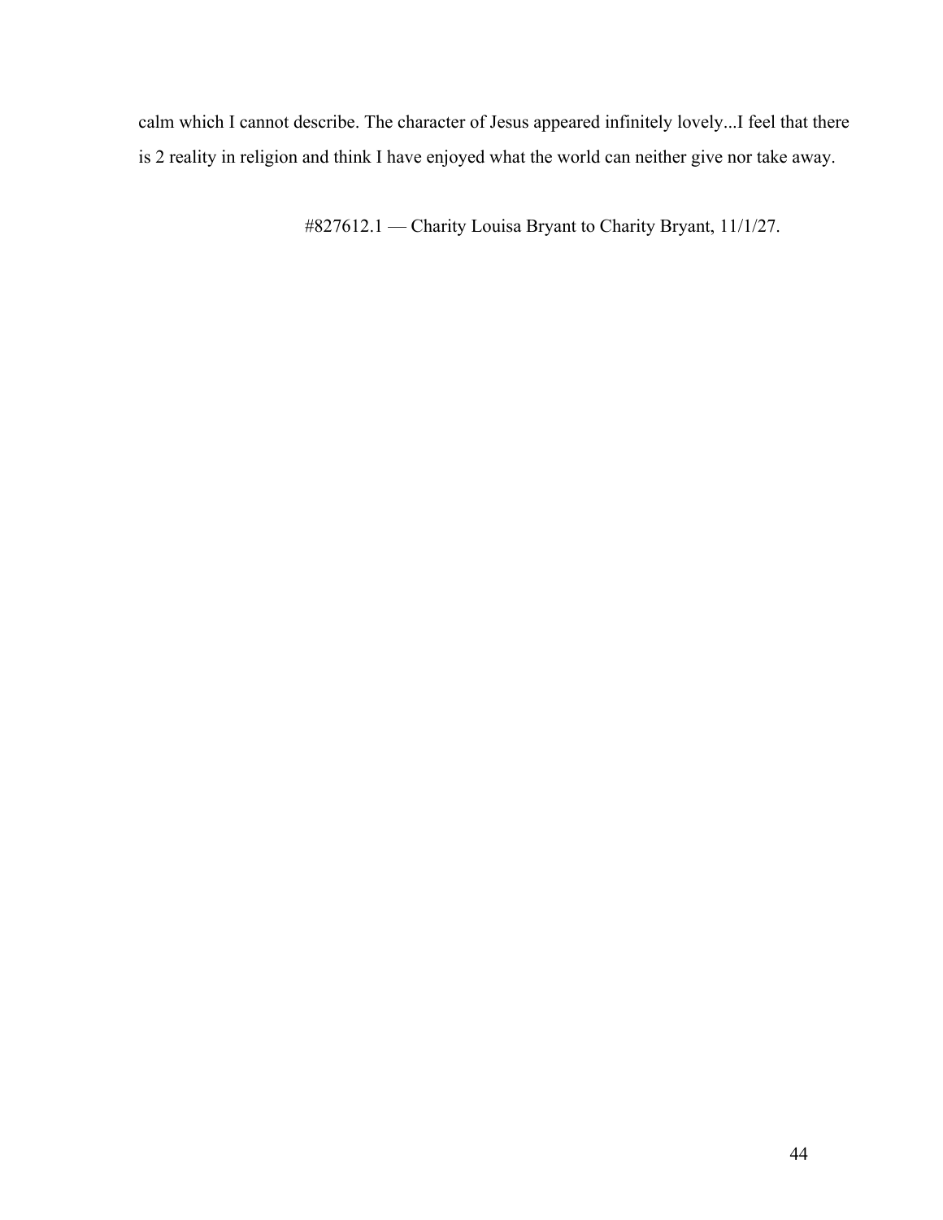calm which I cannot describe. The character of Jesus appeared infinitely lovely...I feel that there is 2 reality in religion and think I have enjoyed what the world can neither give nor take away.

#827612.1 — Charity Louisa Bryant to Charity Bryant, 11/1/27.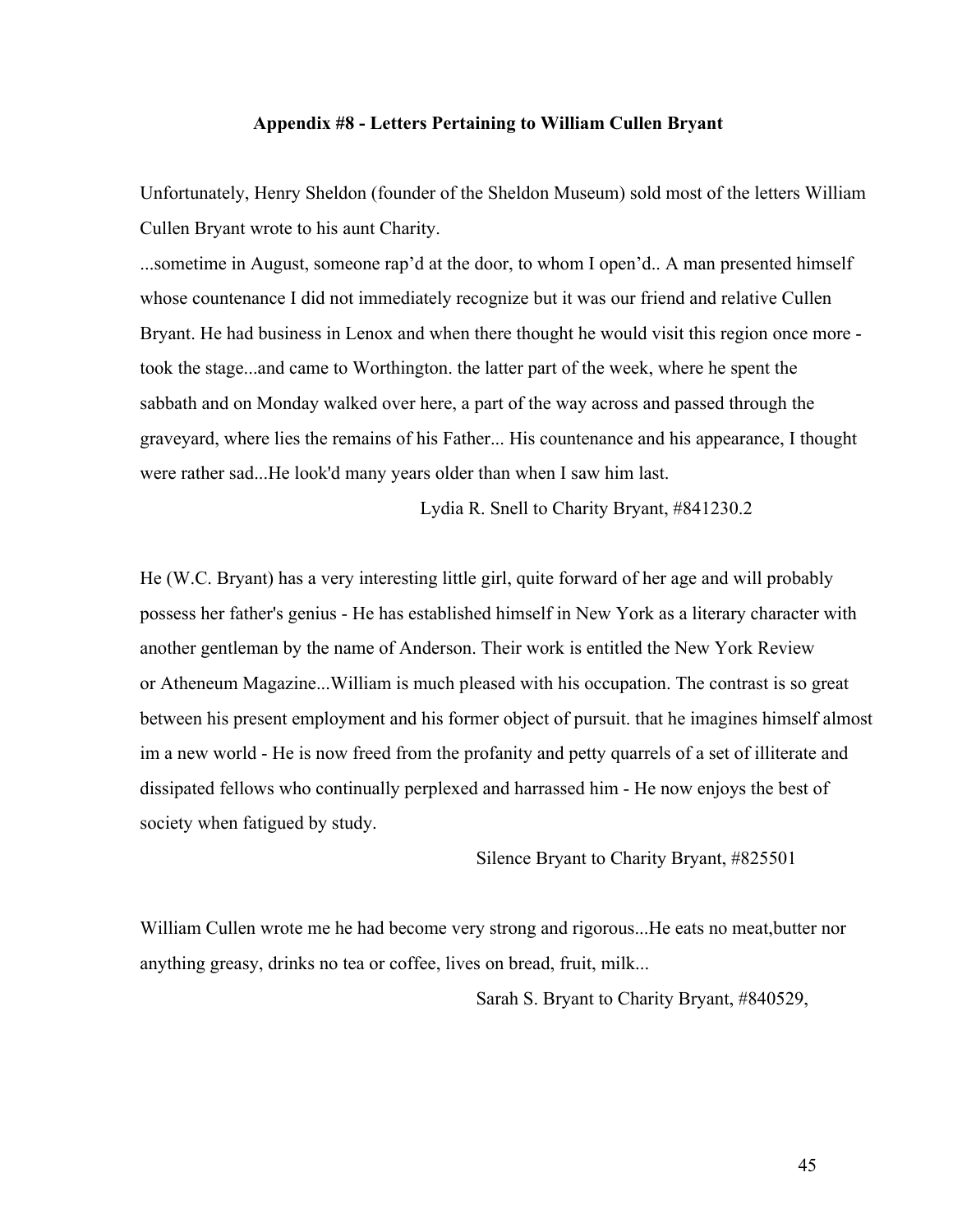### Appendix #8 - Letters Pertaining to William Cullen Bryant

Unfortunately, Henry Sheldon (founder of the Sheldon Museum) sold most of the letters William Cullen Bryant wrote to his aunt Charity.

...sometime in August, someone rap'd at the door, to whom I open'd.. A man presented himself whose countenance I did not immediately recognize but it was our friend and relative Cullen Bryant. He had business in Lenox and when there thought he would visit this region once more - took the stage...and came to Worthington. the latter part of the week, where he spent the sabbath and on Monday walked over here, a part of the way across and passed through the graveyard, where lies the remains of his Father... His countenance and his appearance, I thought were rather sad...He look'd many years older than when I saw him last.

Lydia R. Snell to Charity Bryant, #841230.2

He (W.C. Bryant) has a very interesting little girl, quite forward of her age and will probably possess her father's genius - He has established himself in New York as a literary character with another gentleman by the name of Anderson. Their work is entitled the New York Review or Atheneum Magazine...William is much pleased with his occupation. The contrast is so great between his present employment and his former object of pursuit. that he imagines himself almost im a new world - He is now freed from the profanity and petty quarrels of a set of illiterate and dissipated fellows who continually perplexed and harrassed him - He now enjoys the best of society when fatigued by study.

Silence Bryant to Charity Bryant, #825501

William Cullen wrote me he had become very strong and rigorous...He eats no meat,butter nor anything greasy, drinks no tea or coffee, lives on bread, fruit, milk...

Sarah S. Bryant to Charity Bryant, #840529,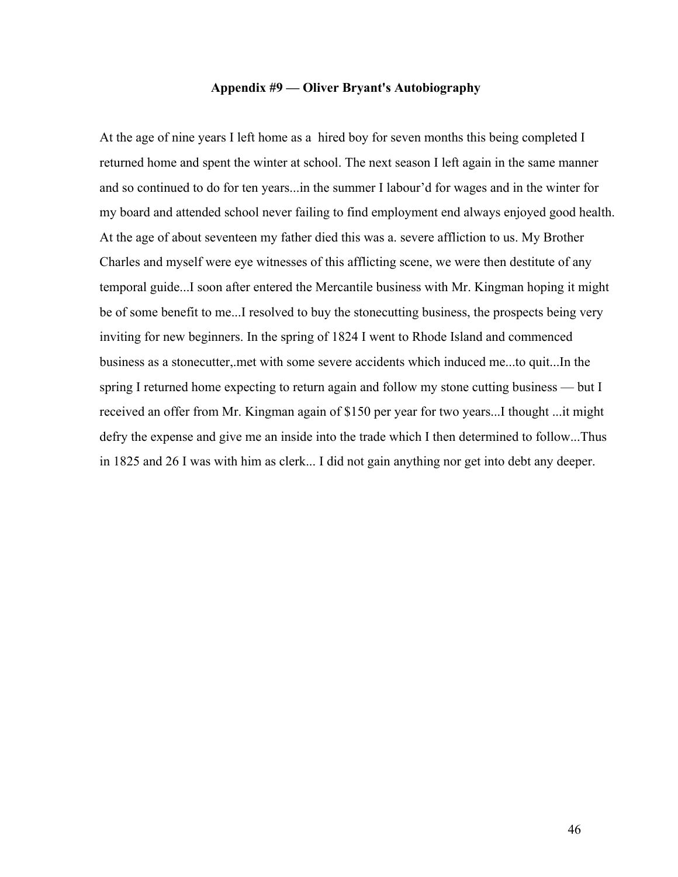# Appendix #9 — Oliver Bryant's Autobiography

At the age of nine years I left home as a  hired boy for seven months this being completed I returned home and spent the winter at school. The next season I left again in the same manner and so continued to do for ten years...in the summer I labour'd for wages and in the winter for my board and attended school never failing to find employment end always enjoyed good health. At the age of about seventeen my father died this was a. severe affliction to us. My Brother Charles and myself were eye witnesses of this afflicting scene, we were then destitute of any temporal guide...I soon after entered the Mercantile business with Mr. Kingman hoping it might be of some benefit to me...I resolved to buy the stonecutting business, the prospects being very inviting for new beginners. In the spring of 1824 I went to Rhode Island and commenced business as a stonecutter,.met with some severe accidents which induced me...to quit...In the spring I returned home expecting to return again and follow my stone cutting business — but I received an offer from Mr. Kingman again of $150 per year for two years...I thought ...it might defry the expense and give me an inside into the trade which I then determined to follow...Thus in 1825 and 26 I was with him as clerk... I did not gain anything nor get into debt any deeper.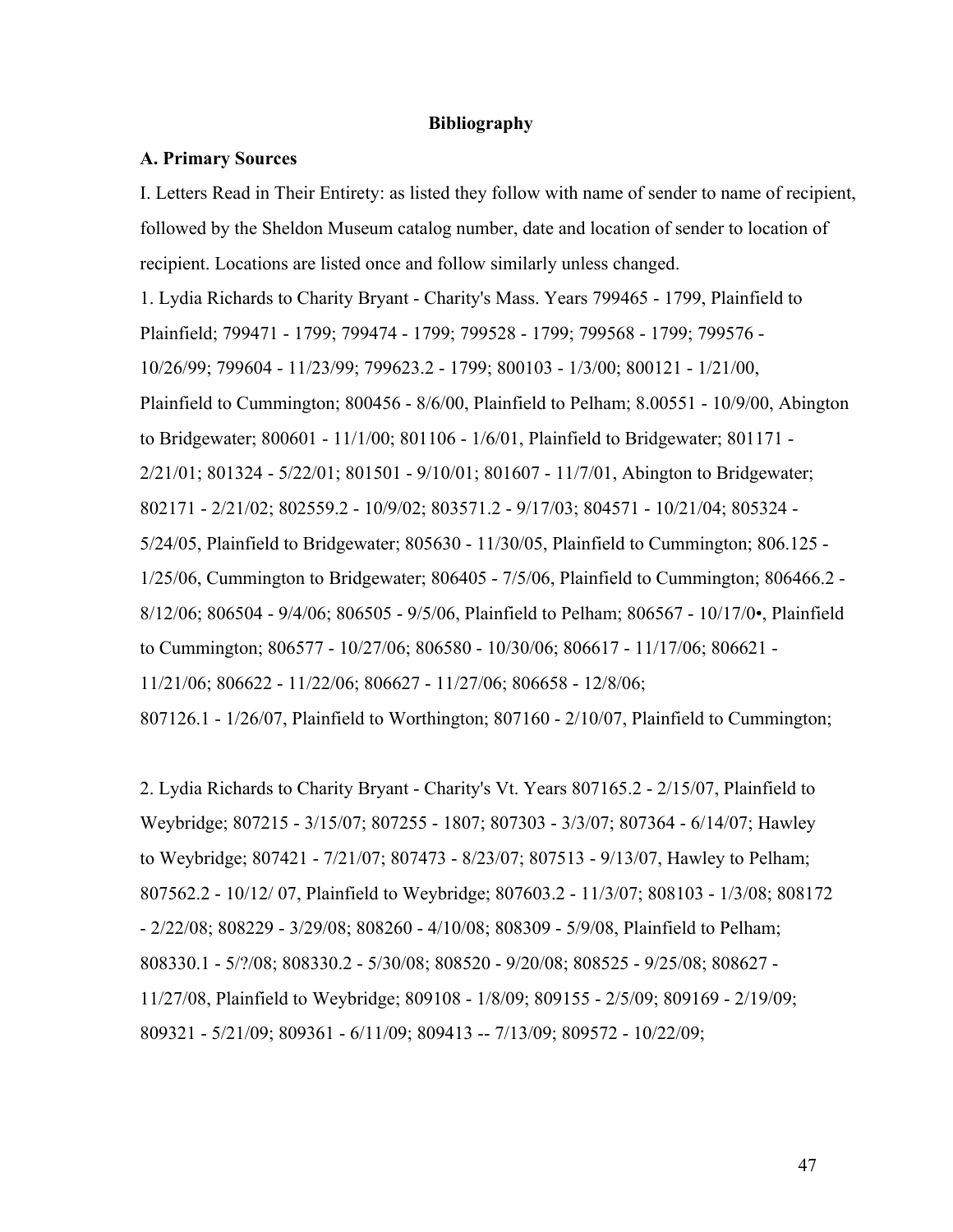**Bibliography**

**A. Primary Sources**

I. Letters Read in Their Entirety: as listed they follow with name of sender to name of recipient, followed by the Sheldon Museum catalog number, date and location of sender to location of recipient. Locations are listed once and follow similarly unless changed.

1. Lydia Richards to Charity Bryant - Charity's Mass. Years 799465 - 1799, Plainfield to Plainfield; 799471 - 1799; 799474 - 1799; 799528 - 1799; 799568 - 1799; 799576 - 10/26/99; 799604 - 11/23/99; 799623.2 - 1799; 800103 - 1/3/00; 800121 - 1/21/00, Plainfield to Cummington; 800456 - 8/6/00, Plainfield to Pelham; 8.00551 - 10/9/00, Abington to Bridgewater; 800601 - 11/1/00; 801106 - 1/6/01, Plainfield to Bridgewater; 801171 - 2/21/01; 801324 - 5/22/01; 801501 - 9/10/01; 801607 - 11/7/01, Abington to Bridgewater; 802171 - 2/21/02; 802559.2 - 10/9/02; 803571.2 - 9/17/03; 804571 - 10/21/04; 805324 - 5/24/05, Plainfield to Bridgewater; 805630 - 11/30/05, Plainfield to Cummington; 806.125 - 1/25/06, Cummington to Bridgewater; 806405 - 7/5/06, Plainfield to Cummington; 806466.2 - 8/12/06; 806504 - 9/4/06; 806505 - 9/5/06, Plainfield to Pelham; 806567 - 10/17/0•, Plainfield to Cummington; 806577 - 10/27/06; 806580 - 10/30/06; 806617 - 11/17/06; 806621 - 11/21/06; 806622 - 11/22/06; 806627 - 11/27/06; 806658 - 12/8/06; 807126.1 - 1/26/07, Plainfield to Worthington; 807160 - 2/10/07, Plainfield to Cummington;

2. Lydia Richards to Charity Bryant - Charity's Vt. Years 807165.2 - 2/15/07, Plainfield to Weybridge; 807215 - 3/15/07; 807255 - 1807; 807303 - 3/3/07; 807364 - 6/14/07; Hawley to Weybridge; 807421 - 7/21/07; 807473 - 8/23/07; 807513 - 9/13/07, Hawley to Pelham; 807562.2 - 10/12/ 07, Plainfield to Weybridge; 807603.2 - 11/3/07; 808103 - 1/3/08; 808172 - 2/22/08; 808229 - 3/29/08; 808260 - 4/10/08; 808309 - 5/9/08, Plainfield to Pelham; 808330.1 - 5/?/08; 808330.2 - 5/30/08; 808520 - 9/20/08; 808525 - 9/25/08; 808627 - 11/27/08, Plainfield to Weybridge; 809108 - 1/8/09; 809155 - 2/5/09; 809169 - 2/19/09; 809321 - 5/21/09; 809361 - 6/11/09; 809413 -- 7/13/09; 809572 - 10/22/09;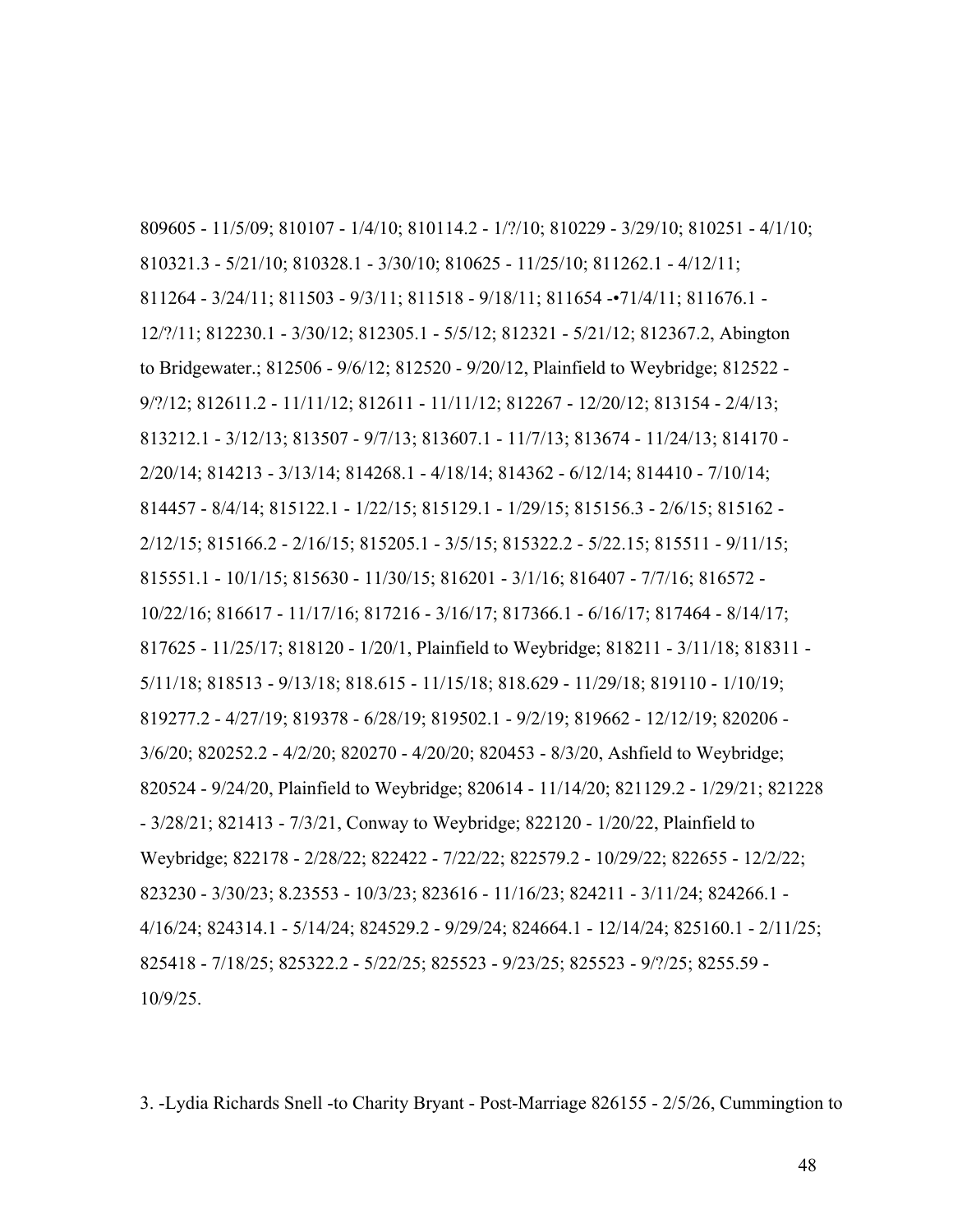809605 - 11/5/09; 810107 - 1/4/10; 810114.2 - 1/?/10; 810229 - 3/29/10; 810251 - 4/1/10; 810321.3 - 5/21/10; 810328.1 - 3/30/10; 810625 - 11/25/10; 811262.1 - 4/12/11; 811264 - 3/24/11; 811503 - 9/3/11; 811518 - 9/18/11; 811654 -•71/4/11; 811676.1 - 12/?/11; 812230.1 - 3/30/12; 812305.1 - 5/5/12; 812321 - 5/21/12; 812367.2, Abington to Bridgewater.; 812506 - 9/6/12; 812520 - 9/20/12, Plainfield to Weybridge; 812522 - 9/?/12; 812611.2 - 11/11/12; 812611 - 11/11/12; 812267 - 12/20/12; 813154 - 2/4/13; 813212.1 - 3/12/13; 813507 - 9/7/13; 813607.1 - 11/7/13; 813674 - 11/24/13; 814170 - 2/20/14; 814213 - 3/13/14; 814268.1 - 4/18/14; 814362 - 6/12/14; 814410 - 7/10/14; 814457 - 8/4/14; 815122.1 - 1/22/15; 815129.1 - 1/29/15; 815156.3 - 2/6/15; 815162 - 2/12/15; 815166.2 - 2/16/15; 815205.1 - 3/5/15; 815322.2 - 5/22.15; 815511 - 9/11/15; 815551.1 - 10/1/15; 815630 - 11/30/15; 816201 - 3/1/16; 816407 - 7/7/16; 816572 - 10/22/16; 816617 - 11/17/16; 817216 - 3/16/17; 817366.1 - 6/16/17; 817464 - 8/14/17; 817625 - 11/25/17; 818120 - 1/20/1, Plainfield to Weybridge; 818211 - 3/11/18; 818311 - 5/11/18; 818513 - 9/13/18; 818.615 - 11/15/18; 818.629 - 11/29/18; 819110 - 1/10/19; 819277.2 - 4/27/19; 819378 - 6/28/19; 819502.1 - 9/2/19; 819662 - 12/12/19; 820206 - 3/6/20; 820252.2 - 4/2/20; 820270 - 4/20/20; 820453 - 8/3/20, Ashfield to Weybridge; 820524 - 9/24/20, Plainfield to Weybridge; 820614 - 11/14/20; 821129.2 - 1/29/21; 821228 - 3/28/21; 821413 - 7/3/21, Conway to Weybridge; 822120 - 1/20/22, Plainfield to Weybridge; 822178 - 2/28/22; 822422 - 7/22/22; 822579.2 - 10/29/22; 822655 - 12/2/22; 823230 - 3/30/23; 8.23553 - 10/3/23; 823616 - 11/16/23; 824211 - 3/11/24; 824266.1 - 4/16/24; 824314.1 - 5/14/24; 824529.2 - 9/29/24; 824664.1 - 12/14/24; 825160.1 - 2/11/25; 825418 - 7/18/25; 825322.2 - 5/22/25; 825523 - 9/23/25; 825523 - 9/?/25; 8255.59 - 10/9/25.

3. -Lydia Richards Snell -to Charity Bryant - Post-Marriage 826155 - 2/5/26, Cummingtion to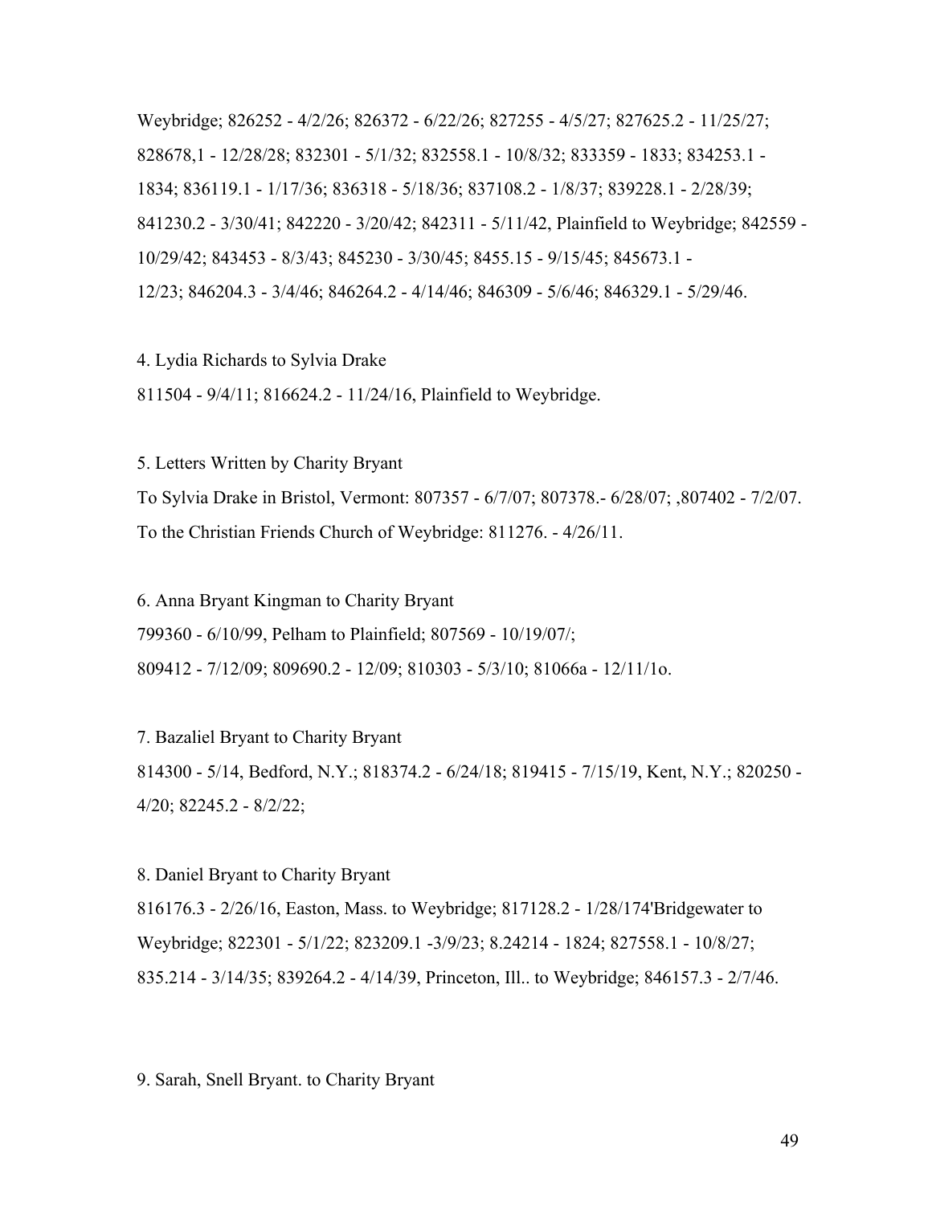Weybridge; 826252 - 4/2/26; 826372 - 6/22/26; 827255 - 4/5/27; 827625.2 - 11/25/27; 828678,1 - 12/28/28; 832301 - 5/1/32; 832558.1 - 10/8/32; 833359 - 1833; 834253.1 - 1834; 836119.1 - 1/17/36; 836318 - 5/18/36; 837108.2 - 1/8/37; 839228.1 - 2/28/39; 841230.2 - 3/30/41; 842220 - 3/20/42; 842311 - 5/11/42, Plainfield to Weybridge; 842559 - 10/29/42; 843453 - 8/3/43; 845230 - 3/30/45; 8455.15 - 9/15/45; 845673.1 - 12/23; 846204.3 - 3/4/46; 846264.2 - 4/14/46; 846309 - 5/6/46; 846329.1 - 5/29/46.

4. Lydia Richards to Sylvia Drake

811504 - 9/4/11; 816624.2 - 11/24/16, Plainfield to Weybridge.

5. Letters Written by Charity Bryant

To Sylvia Drake in Bristol, Vermont: 807357 - 6/7/07; 807378.- 6/28/07; ,807402 - 7/2/07.

To the Christian Friends Church of Weybridge: 811276. - 4/26/11.

6. Anna Bryant Kingman to Charity Bryant

799360 - 6/10/99, Pelham to Plainfield; 807569 - 10/19/07/;

809412 - 7/12/09; 809690.2 - 12/09; 810303 - 5/3/10; 81066a - 12/11/1o.

7. Bazaliel Bryant to Charity Bryant

814300 - 5/14, Bedford, N.Y.; 818374.2 - 6/24/18; 819415 - 7/15/19, Kent, N.Y.; 820250 - 4/20; 82245.2 - 8/2/22;

8. Daniel Bryant to Charity Bryant

816176.3 - 2/26/16, Easton, Mass. to Weybridge; 817128.2 - 1/28/174'Bridgewater to Weybridge; 822301 - 5/1/22; 823209.1 -3/9/23; 8.24214 - 1824; 827558.1 - 10/8/27; 835.214 - 3/14/35; 839264.2 - 4/14/39, Princeton, Ill.. to Weybridge; 846157.3 - 2/7/46.

9. Sarah, Snell Bryant. to Charity Bryant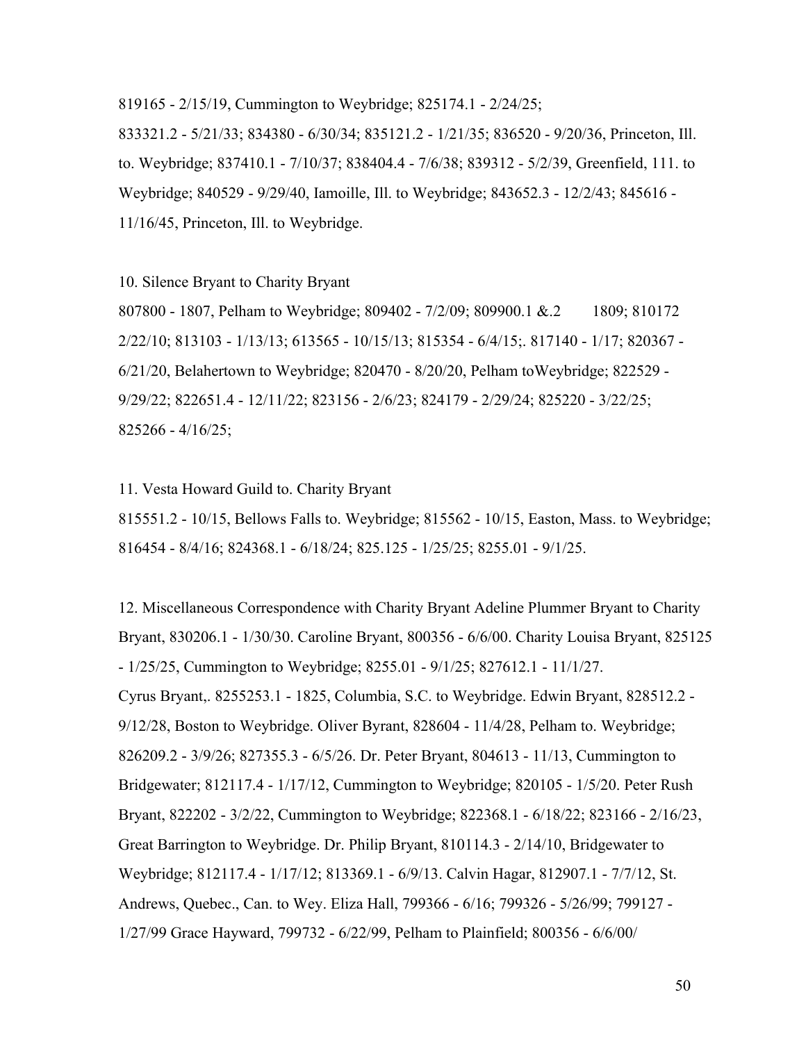819165 - 2/15/19, Cummington to Weybridge; 825174.1 - 2/24/25; 833321.2 - 5/21/33; 834380 - 6/30/34; 835121.2 - 1/21/35; 836520 - 9/20/36, Princeton, Ill. to. Weybridge; 837410.1 - 7/10/37; 838404.4 - 7/6/38; 839312 - 5/2/39, Greenfield, 111. to Weybridge; 840529 - 9/29/40, Iamoille, Ill. to Weybridge; 843652.3 - 12/2/43; 845616 - 11/16/45, Princeton, Ill. to Weybridge.

10. Silence Bryant to Charity Bryant

807800 - 1807, Pelham to Weybridge; 809402 - 7/2/09; 809900.1 &.2 1809; 810172 2/22/10; 813103 - 1/13/13; 613565 - 10/15/13; 815354 - 6/4/15;. 817140 - 1/17; 820367 - 6/21/20, Belahertown to Weybridge; 820470 - 8/20/20, Pelham toWeybridge; 822529 - 9/29/22; 822651.4 - 12/11/22; 823156 - 2/6/23; 824179 - 2/29/24; 825220 - 3/22/25; 825266 - 4/16/25;

11. Vesta Howard Guild to. Charity Bryant

815551.2 - 10/15, Bellows Falls to. Weybridge; 815562 - 10/15, Easton, Mass. to Weybridge; 816454 - 8/4/16; 824368.1 - 6/18/24; 825.125 - 1/25/25; 8255.01 - 9/1/25.

12. Miscellaneous Correspondence with Charity Bryant Adeline Plummer Bryant to Charity Bryant, 830206.1 - 1/30/30. Caroline Bryant, 800356 - 6/6/00. Charity Louisa Bryant, 825125 - 1/25/25, Cummington to Weybridge; 8255.01 - 9/1/25; 827612.1 - 11/1/27. Cyrus Bryant,. 8255253.1 - 1825, Columbia, S.C. to Weybridge. Edwin Bryant, 828512.2 - 9/12/28, Boston to Weybridge. Oliver Byrant, 828604 - 11/4/28, Pelham to. Weybridge; 826209.2 - 3/9/26; 827355.3 - 6/5/26. Dr. Peter Bryant, 804613 - 11/13, Cummington to Bridgewater; 812117.4 - 1/17/12, Cummington to Weybridge; 820105 - 1/5/20. Peter Rush Bryant, 822202 - 3/2/22, Cummington to Weybridge; 822368.1 - 6/18/22; 823166 - 2/16/23, Great Barrington to Weybridge. Dr. Philip Bryant, 810114.3 - 2/14/10, Bridgewater to Weybridge; 812117.4 - 1/17/12; 813369.1 - 6/9/13. Calvin Hagar, 812907.1 - 7/7/12, St. Andrews, Quebec., Can. to Wey. Eliza Hall, 799366 - 6/16; 799326 - 5/26/99; 799127 - 1/27/99 Grace Hayward, 799732 - 6/22/99, Pelham to Plainfield; 800356 - 6/6/00/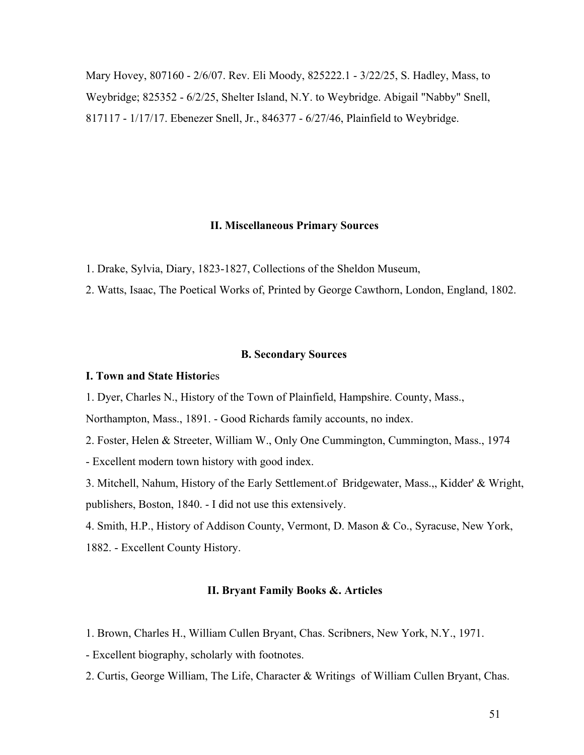Mary Hovey, 807160 - 2/6/07. Rev. Eli Moody, 825222.1 - 3/22/25, S. Hadley, Mass, to Weybridge; 825352 - 6/2/25, Shelter Island, N.Y. to Weybridge. Abigail "Nabby" Snell, 817117 - 1/17/17. Ebenezer Snell, Jr., 846377 - 6/27/46, Plainfield to Weybridge.

### II. Miscellaneous Primary Sources

1. Drake, Sylvia, Diary, 1823-1827, Collections of the Sheldon Museum,
2. Watts, Isaac, The Poetical Works of, Printed by George Cawthorn, London, England, 1802.

## B. Secondary Sources

### I. Town and State Histories

1. Dyer, Charles N., History of the Town of Plainfield, Hampshire. County, Mass., Northampton, Mass., 1891. - Good Richards family accounts, no index.
2. Foster, Helen & Streeter, William W., Only One Cummington, Cummington, Mass., 1974 - Excellent modern town history with good index.
3. Mitchell, Nahum, History of the Early Settlement.of Bridgewater, Mass.,, Kidder' & Wright, publishers, Boston, 1840. - I did not use this extensively.
4. Smith, H.P., History of Addison County, Vermont, D. Mason & Co., Syracuse, New York, 1882. - Excellent County History.

### II. Bryant Family Books &. Articles

1. Brown, Charles H., William Cullen Bryant, Chas. Scribners, New York, N.Y., 1971. - Excellent biography, scholarly with footnotes.
2. Curtis, George William, The Life, Character & Writings of William Cullen Bryant, Chas.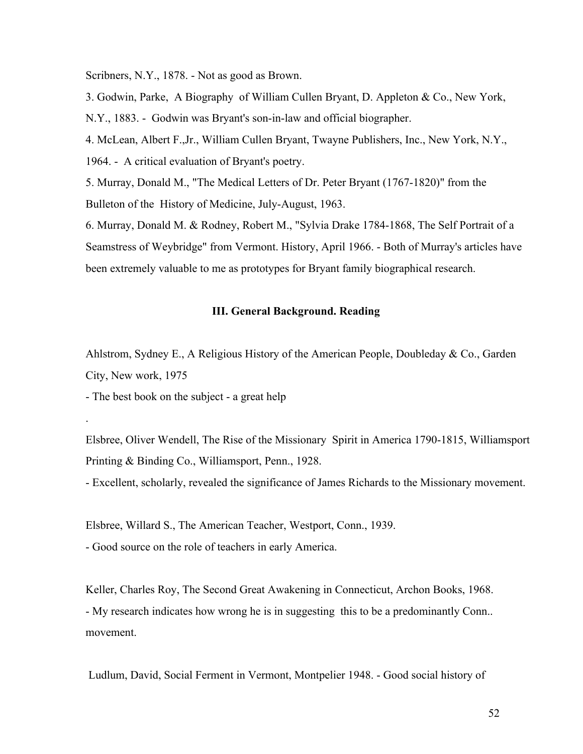Scribners, N.Y., 1878. - Not as good as Brown.

3. Godwin, Parke, A Biography of William Cullen Bryant, D. Appleton & Co., New York, N.Y., 1883. - Godwin was Bryant's son-in-law and official biographer.

4. McLean, Albert F.,Jr., William Cullen Bryant, Twayne Publishers, Inc., New York, N.Y., 1964. - A critical evaluation of Bryant's poetry.

5. Murray, Donald M., "The Medical Letters of Dr. Peter Bryant (1767-1820)" from the Bulleton of the History of Medicine, July-August, 1963.

6. Murray, Donald M. & Rodney, Robert M., "Sylvia Drake 1784-1868, The Self Portrait of a Seamstress of Weybridge" from Vermont. History, April 1966. - Both of Murray's articles have been extremely valuable to me as prototypes for Bryant family biographical research.

### III. General Background. Reading

Ahlstrom, Sydney E., A Religious History of the American People, Doubleday & Co., Garden City, New work, 1975

- The best book on the subject - a great help

.

Elsbree, Oliver Wendell, The Rise of the Missionary Spirit in America 1790-1815, Williamsport Printing & Binding Co., Williamsport, Penn., 1928.

- Excellent, scholarly, revealed the significance of James Richards to the Missionary movement.

Elsbree, Willard S., The American Teacher, Westport, Conn., 1939.

- Good source on the role of teachers in early America.

Keller, Charles Roy, The Second Great Awakening in Connecticut, Archon Books, 1968.

- My research indicates how wrong he is in suggesting this to be a predominantly Conn.. movement.

Ludlum, David, Social Ferment in Vermont, Montpelier 1948. - Good social history of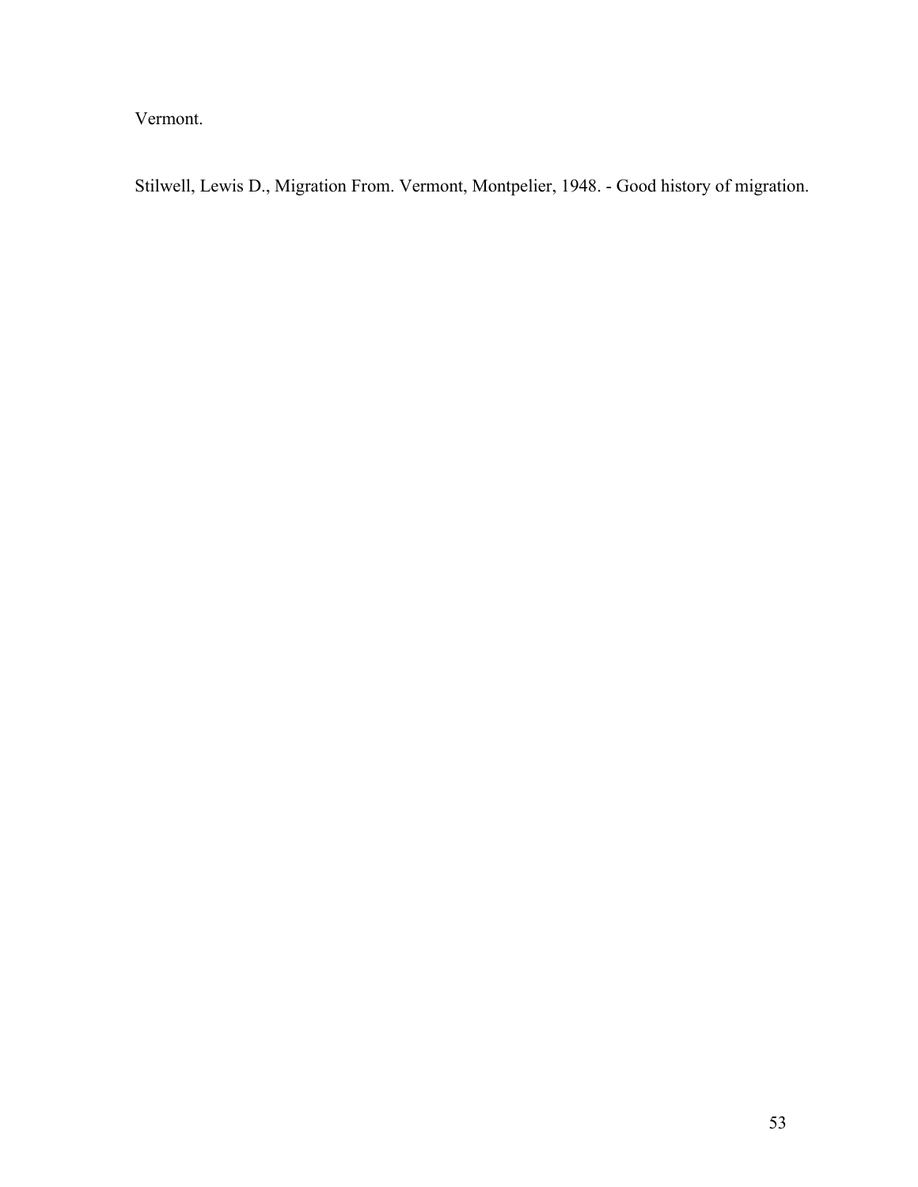Vermont.

Stilwell, Lewis D., Migration From. Vermont, Montpelier, 1948. - Good history of migration.